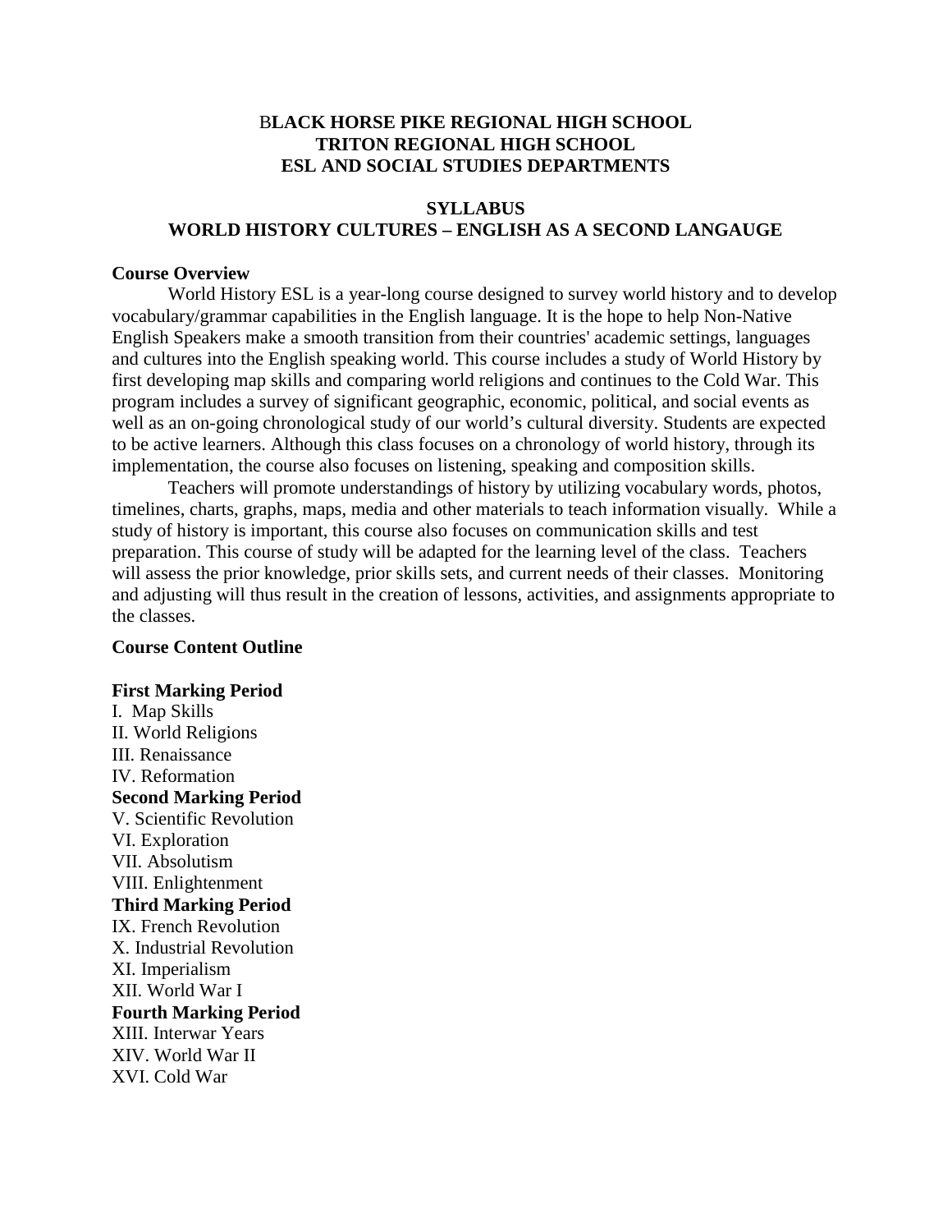# BLACK HORSE PIKE REGIONAL HIGH SCHOOL
# TRITON REGIONAL HIGH SCHOOL
# ESL AND SOCIAL STUDIES DEPARTMENTS

## SYLLABUS
## WORLD HISTORY CULTURES – ENGLISH AS A SECOND LANGAUGE

**Course Overview**

World History ESL is a year-long course designed to survey world history and to develop vocabulary/grammar capabilities in the English language. It is the hope to help Non-Native English Speakers make a smooth transition from their countries' academic settings, languages and cultures into the English speaking world. This course includes a study of World History by first developing map skills and comparing world religions and continues to the Cold War. This program includes a survey of significant geographic, economic, political, and social events as well as an on-going chronological study of our world's cultural diversity. Students are expected to be active learners. Although this class focuses on a chronology of world history, through its implementation, the course also focuses on listening, speaking and composition skills.

Teachers will promote understandings of history by utilizing vocabulary words, photos, timelines, charts, graphs, maps, media and other materials to teach information visually. While a study of history is important, this course also focuses on communication skills and test preparation. This course of study will be adapted for the learning level of the class. Teachers will assess the prior knowledge, prior skills sets, and current needs of their classes. Monitoring and adjusting will thus result in the creation of lessons, activities, and assignments appropriate to the classes.

**Course Content Outline**

**First Marking Period**
I. Map Skills
II. World Religions
III. Renaissance
IV. Reformation
**Second Marking Period**
V. Scientific Revolution
VI. Exploration
VII. Absolutism
VIII. Enlightenment
**Third Marking Period**
IX. French Revolution
X. Industrial Revolution
XI. Imperialism
XII. World War I
**Fourth Marking Period**
XIII. Interwar Years
XIV. World War II
XVI. Cold War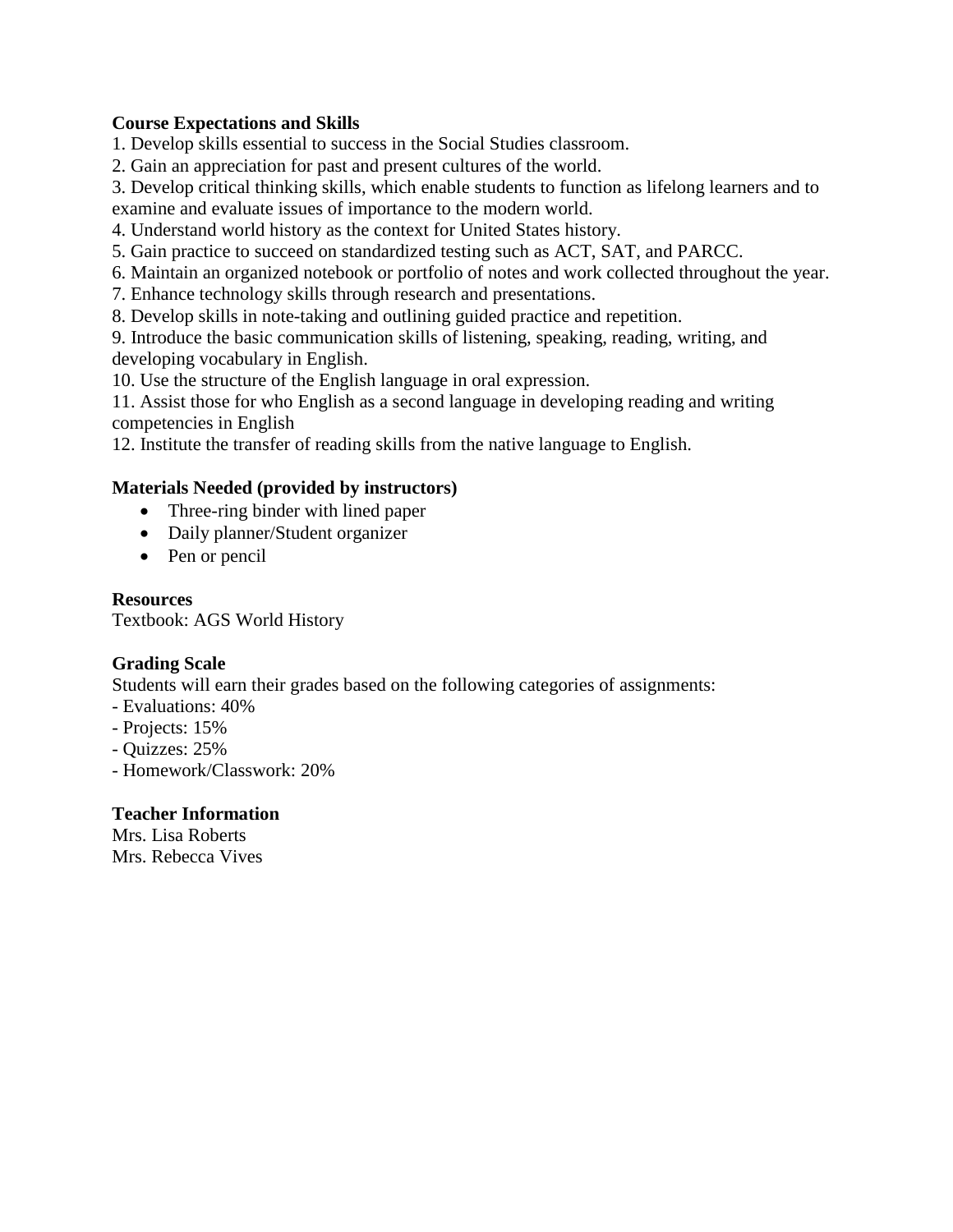**Course Expectations and Skills**

1. Develop skills essential to success in the Social Studies classroom.
2. Gain an appreciation for past and present cultures of the world.
3. Develop critical thinking skills, which enable students to function as lifelong learners and to examine and evaluate issues of importance to the modern world.
4. Understand world history as the context for United States history.
5. Gain practice to succeed on standardized testing such as ACT, SAT, and PARCC.
6. Maintain an organized notebook or portfolio of notes and work collected throughout the year.
7. Enhance technology skills through research and presentations.
8. Develop skills in note-taking and outlining guided practice and repetition.
9. Introduce the basic communication skills of listening, speaking, reading, writing, and developing vocabulary in English.
10. Use the structure of the English language in oral expression.
11. Assist those for who English as a second language in developing reading and writing competencies in English
12. Institute the transfer of reading skills from the native language to English.

**Materials Needed (provided by instructors)**

- Three-ring binder with lined paper
- Daily planner/Student organizer
- Pen or pencil

**Resources**

Textbook: AGS World History

**Grading Scale**

Students will earn their grades based on the following categories of assignments:

- Evaluations: 40%
- Projects: 15%
- Quizzes: 25%
- Homework/Classwork: 20%

**Teacher Information**

Mrs. Lisa Roberts
Mrs. Rebecca Vives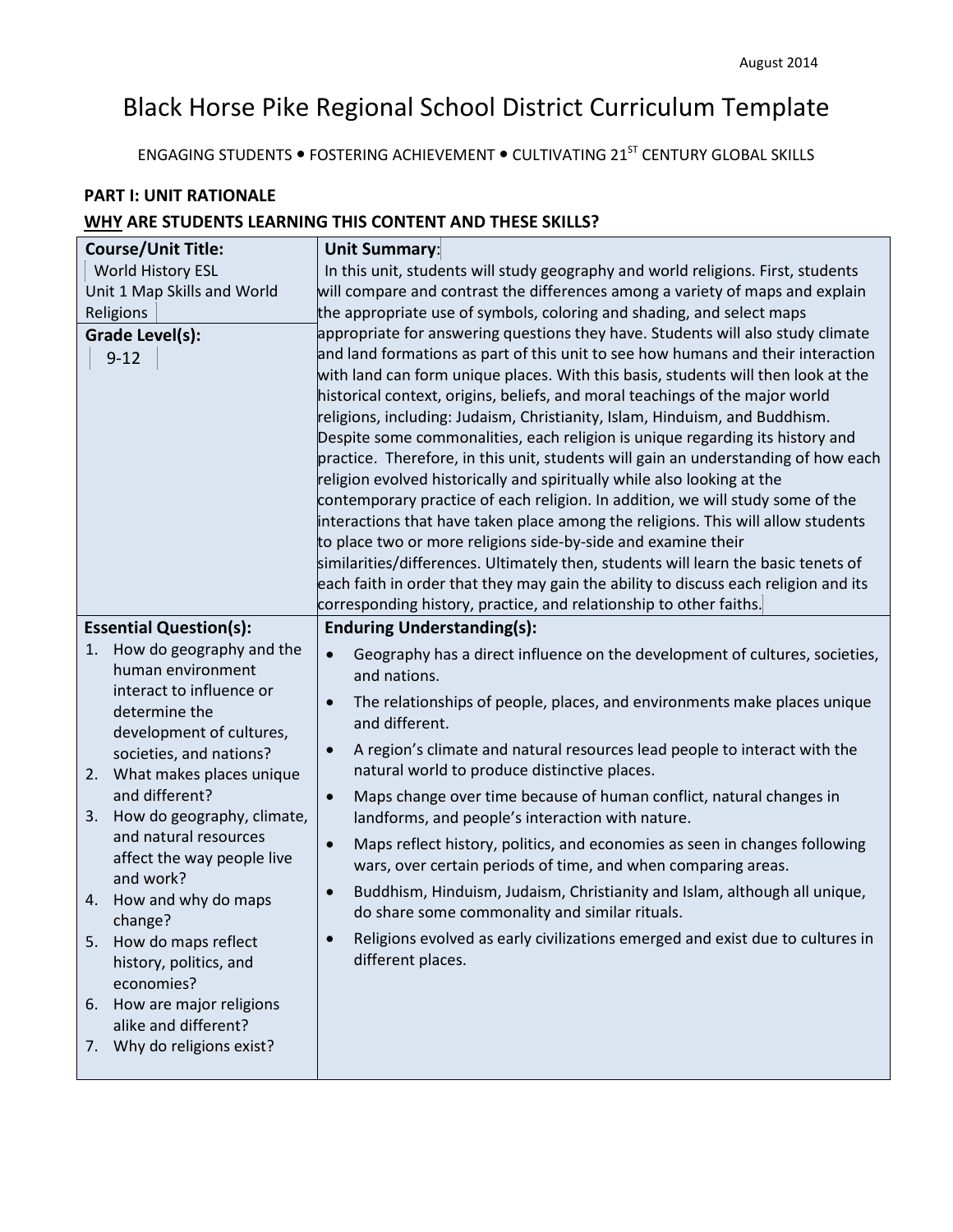August 2014

# Black Horse Pike Regional School District Curriculum Template

ENGAGING STUDENTS • FOSTERING ACHIEVEMENT • CULTIVATING 21ST CENTURY GLOBAL SKILLS

**PART I: UNIT RATIONALE**

**WHY ARE STUDENTS LEARNING THIS CONTENT AND THESE SKILLS?**

| **Course/Unit Title:** | **Unit Summary**: |
|---|---|
| World History ESL<br>Unit 1 Map Skills and World Religions<br><br>**Grade Level(s):**<br>9-12 | In this unit, students will study geography and world religions. First, students will compare and contrast the differences among a variety of maps and explain the appropriate use of symbols, coloring and shading, and select maps appropriate for answering questions they have. Students will also study climate and land formations as part of this unit to see how humans and their interaction with land can form unique places. With this basis, students will then look at the historical context, origins, beliefs, and moral teachings of the major world religions, including: Judaism, Christianity, Islam, Hinduism, and Buddhism. Despite some commonalities, each religion is unique regarding its history and practice. Therefore, in this unit, students will gain an understanding of how each religion evolved historically and spiritually while also looking at the contemporary practice of each religion. In addition, we will study some of the interactions that have taken place among the religions. This will allow students to place two or more religions side-by-side and examine their similarities/differences. Ultimately then, students will learn the basic tenets of each faith in order that they may gain the ability to discuss each religion and its corresponding history, practice, and relationship to other faiths. |
| **Essential Question(s):** | **Enduring Understanding(s):** |
| 1. How do geography and the human environment interact to influence or determine the development of cultures, societies, and nations?<br>2. What makes places unique and different?<br>3. How do geography, climate, and natural resources affect the way people live and work?<br>4. How and why do maps change?<br>5. How do maps reflect history, politics, and economies?<br>6. How are major religions alike and different?<br>7. Why do religions exist? | • Geography has a direct influence on the development of cultures, societies, and nations.<br>• The relationships of people, places, and environments make places unique and different.<br>• A region's climate and natural resources lead people to interact with the natural world to produce distinctive places.<br>• Maps change over time because of human conflict, natural changes in landforms, and people's interaction with nature.<br>• Maps reflect history, politics, and economies as seen in changes following wars, over certain periods of time, and when comparing areas.<br>• Buddhism, Hinduism, Judaism, Christianity and Islam, although all unique, do share some commonality and similar rituals.<br>• Religions evolved as early civilizations emerged and exist due to cultures in different places. |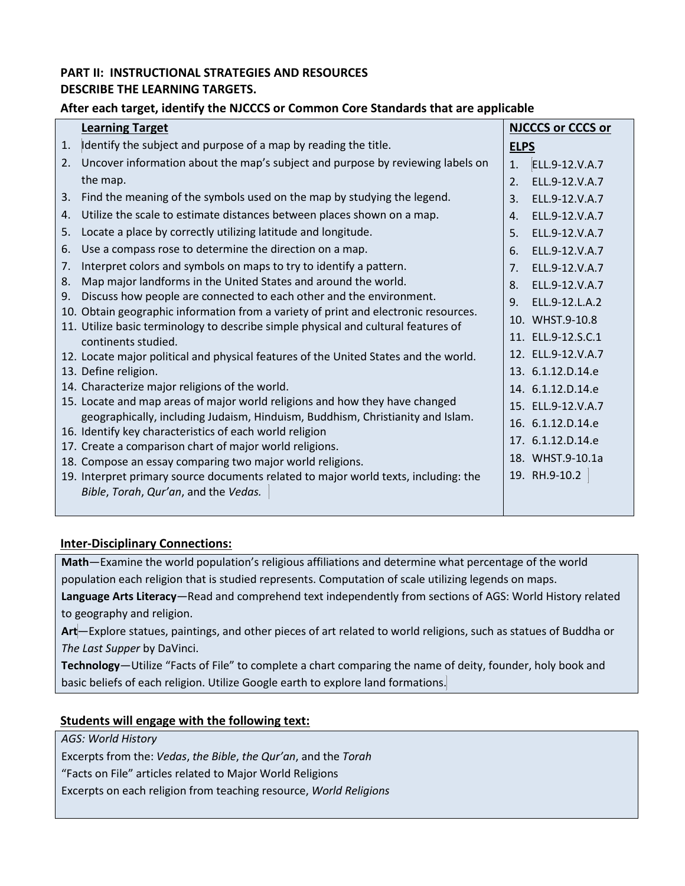**PART II: INSTRUCTIONAL STRATEGIES AND RESOURCES**
**DESCRIBE THE LEARNING TARGETS.**
**After each target, identify the NJCCCS or Common Core Standards that are applicable**

| Learning Target | NJCCCS or CCCS or ELPS |
|---|---|
| 1. Identify the subject and purpose of a map by reading the title. | 1. ELL.9-12.V.A.7 |
| 2. Uncover information about the map's subject and purpose by reviewing labels on the map. | 2. ELL.9-12.V.A.7 |
| 3. Find the meaning of the symbols used on the map by studying the legend. | 3. ELL.9-12.V.A.7 |
| 4. Utilize the scale to estimate distances between places shown on a map. | 4. ELL.9-12.V.A.7 |
| 5. Locate a place by correctly utilizing latitude and longitude. | 5. ELL.9-12.V.A.7 |
| 6. Use a compass rose to determine the direction on a map. | 6. ELL.9-12.V.A.7 |
| 7. Interpret colors and symbols on maps to try to identify a pattern. | 7. ELL.9-12.V.A.7 |
| 8. Map major landforms in the United States and around the world. | 8. ELL.9-12.V.A.7 |
| 9. Discuss how people are connected to each other and the environment. | 9. ELL.9-12.L.A.2 |
| 10. Obtain geographic information from a variety of print and electronic resources. | 10. WHST.9-10.8 |
| 11. Utilize basic terminology to describe simple physical and cultural features of continents studied. | 11. ELL.9-12.S.C.1 |
| 12. Locate major political and physical features of the United States and the world. | 12. ELL.9-12.V.A.7 |
| 13. Define religion. | 13. 6.1.12.D.14.e |
| 14. Characterize major religions of the world. | 14. 6.1.12.D.14.e |
| 15. Locate and map areas of major world religions and how they have changed geographically, including Judaism, Hinduism, Buddhism, Christianity and Islam. | 15. ELL.9-12.V.A.7 |
| 16. Identify key characteristics of each world religion | 16. 6.1.12.D.14.e |
| 17. Create a comparison chart of major world religions. | 17. 6.1.12.D.14.e |
| 18. Compose an essay comparing two major world religions. | 18. WHST.9-10.1a |
| 19. Interpret primary source documents related to major world texts, including: the *Bible*, *Torah*, *Qur'an*, and the *Vedas.* | 19. RH.9-10.2 |

**Inter-Disciplinary Connections:**

**Math**—Examine the world population's religious affiliations and determine what percentage of the world population each religion that is studied represents. Computation of scale utilizing legends on maps.

**Language Arts Literacy**—Read and comprehend text independently from sections of AGS: World History related to geography and religion.

**Art**—Explore statues, paintings, and other pieces of art related to world religions, such as statues of Buddha or *The Last Supper* by DaVinci.

**Technology**—Utilize "Facts of File" to complete a chart comparing the name of deity, founder, holy book and basic beliefs of each religion. Utilize Google earth to explore land formations.

**Students will engage with the following text:**

*AGS: World History*

Excerpts from the: *Vedas*, *the Bible*, *the Qur'an*, and the *Torah*

"Facts on File" articles related to Major World Religions

Excerpts on each religion from teaching resource, *World Religions*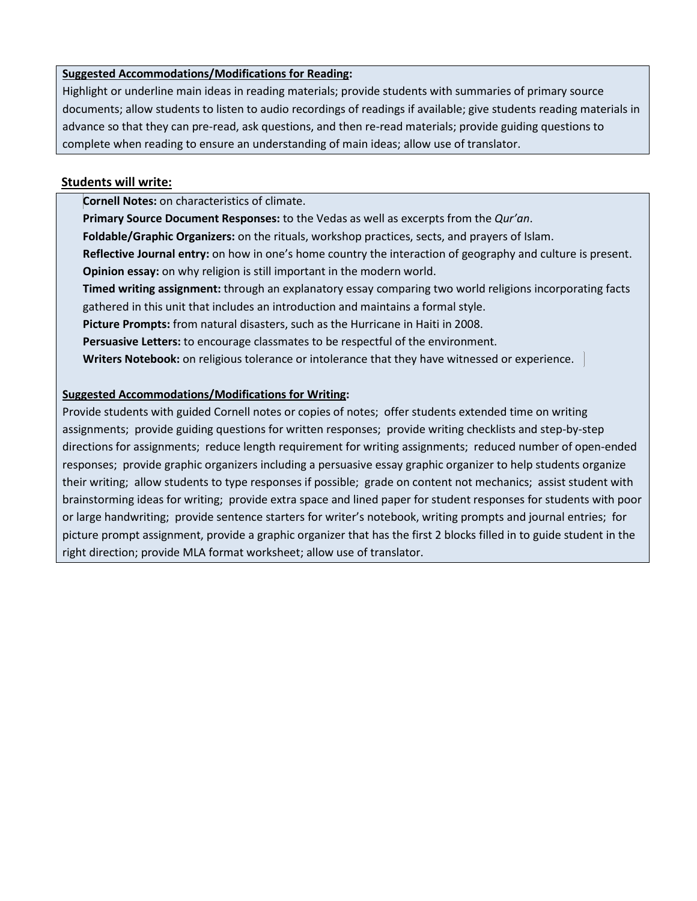**Suggested Accommodations/Modifications for Reading:**

Highlight or underline main ideas in reading materials; provide students with summaries of primary source documents; allow students to listen to audio recordings of readings if available; give students reading materials in advance so that they can pre-read, ask questions, and then re-read materials; provide guiding questions to complete when reading to ensure an understanding of main ideas; allow use of translator.

**Students will write:**

**Cornell Notes:** on characteristics of climate.

**Primary Source Document Responses:** to the Vedas as well as excerpts from the *Qur'an*.

**Foldable/Graphic Organizers:** on the rituals, workshop practices, sects, and prayers of Islam.

**Reflective Journal entry:** on how in one's home country the interaction of geography and culture is present.

**Opinion essay:** on why religion is still important in the modern world.

**Timed writing assignment:** through an explanatory essay comparing two world religions incorporating facts gathered in this unit that includes an introduction and maintains a formal style.

**Picture Prompts:** from natural disasters, such as the Hurricane in Haiti in 2008.

**Persuasive Letters:** to encourage classmates to be respectful of the environment.

**Writers Notebook:** on religious tolerance or intolerance that they have witnessed or experience.

**Suggested Accommodations/Modifications for Writing:**

Provide students with guided Cornell notes or copies of notes; offer students extended time on writing assignments; provide guiding questions for written responses; provide writing checklists and step-by-step directions for assignments; reduce length requirement for writing assignments; reduced number of open-ended responses; provide graphic organizers including a persuasive essay graphic organizer to help students organize their writing; allow students to type responses if possible; grade on content not mechanics; assist student with brainstorming ideas for writing; provide extra space and lined paper for student responses for students with poor or large handwriting; provide sentence starters for writer's notebook, writing prompts and journal entries; for picture prompt assignment, provide a graphic organizer that has the first 2 blocks filled in to guide student in the right direction; provide MLA format worksheet; allow use of translator.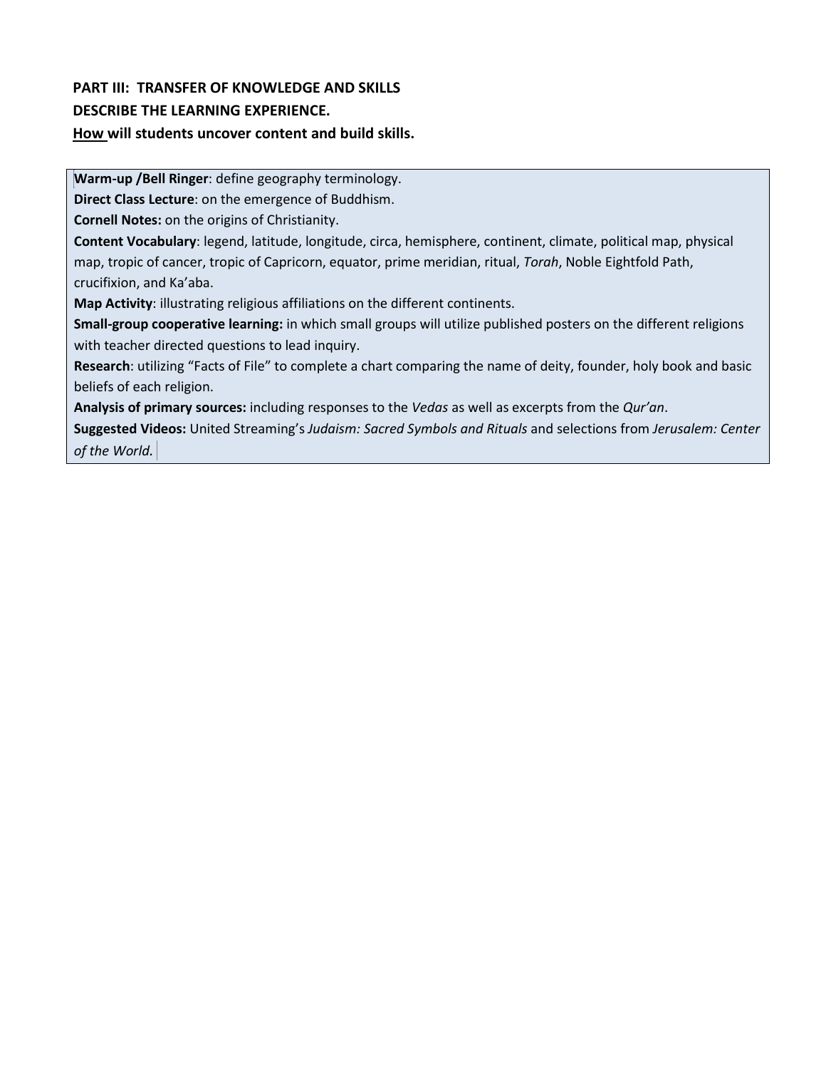**PART III: TRANSFER OF KNOWLEDGE AND SKILLS**
**DESCRIBE THE LEARNING EXPERIENCE.**
**<u>How</u> will students uncover content and build skills.**

**Warm-up /Bell Ringer**: define geography terminology.
**Direct Class Lecture**: on the emergence of Buddhism.
**Cornell Notes:** on the origins of Christianity.
**Content Vocabulary**: legend, latitude, longitude, circa, hemisphere, continent, climate, political map, physical map, tropic of cancer, tropic of Capricorn, equator, prime meridian, ritual, *Torah*, Noble Eightfold Path, crucifixion, and Ka'aba.
**Map Activity**: illustrating religious affiliations on the different continents.
**Small-group cooperative learning:** in which small groups will utilize published posters on the different religions with teacher directed questions to lead inquiry.
**Research**: utilizing "Facts of File" to complete a chart comparing the name of deity, founder, holy book and basic beliefs of each religion.
**Analysis of primary sources:** including responses to the *Vedas* as well as excerpts from the *Qur'an*.
**Suggested Videos:** United Streaming's *Judaism: Sacred Symbols and Rituals* and selections from *Jerusalem: Center of the World.*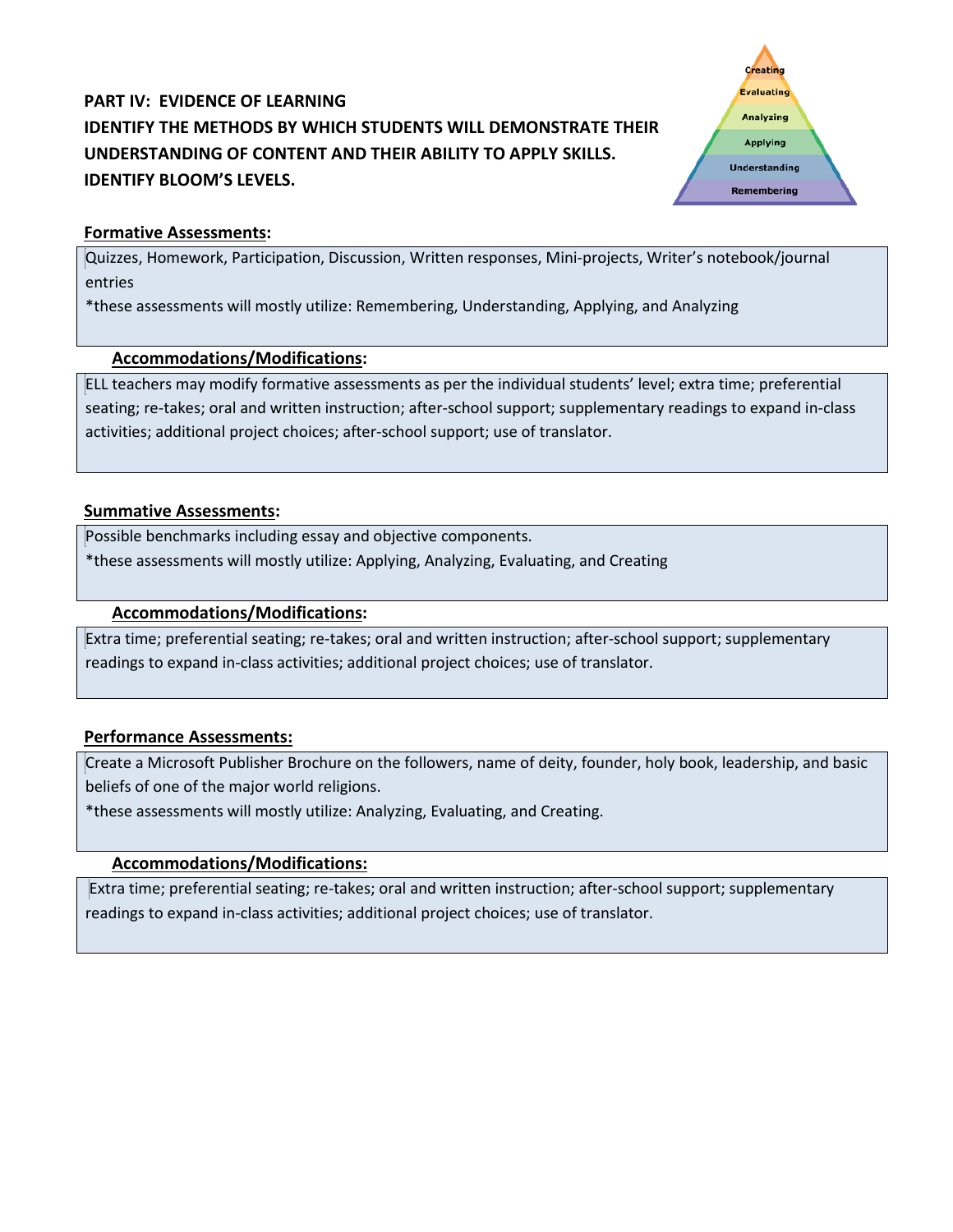## PART IV: EVIDENCE OF LEARNING

**IDENTIFY THE METHODS BY WHICH STUDENTS WILL DEMONSTRATE THEIR UNDERSTANDING OF CONTENT AND THEIR ABILITY TO APPLY SKILLS. IDENTIFY BLOOM'S LEVELS.**

**Formative Assessments:**

Quizzes, Homework, Participation, Discussion, Written responses, Mini-projects, Writer's notebook/journal entries

*these assessments will mostly utilize: Remembering, Understanding, Applying, and Analyzing

**Accommodations/Modifications:**

ELL teachers may modify formative assessments as per the individual students' level; extra time; preferential seating; re-takes; oral and written instruction; after-school support; supplementary readings to expand in-class activities; additional project choices; after-school support; use of translator.

**Summative Assessments:**

Possible benchmarks including essay and objective components.

*these assessments will mostly utilize: Applying, Analyzing, Evaluating, and Creating

**Accommodations/Modifications:**

Extra time; preferential seating; re-takes; oral and written instruction; after-school support; supplementary readings to expand in-class activities; additional project choices; use of translator.

**Performance Assessments:**

Create a Microsoft Publisher Brochure on the followers, name of deity, founder, holy book, leadership, and basic beliefs of one of the major world religions.

*these assessments will mostly utilize: Analyzing, Evaluating, and Creating.

**Accommodations/Modifications:**

Extra time; preferential seating; re-takes; oral and written instruction; after-school support; supplementary readings to expand in-class activities; additional project choices; use of translator.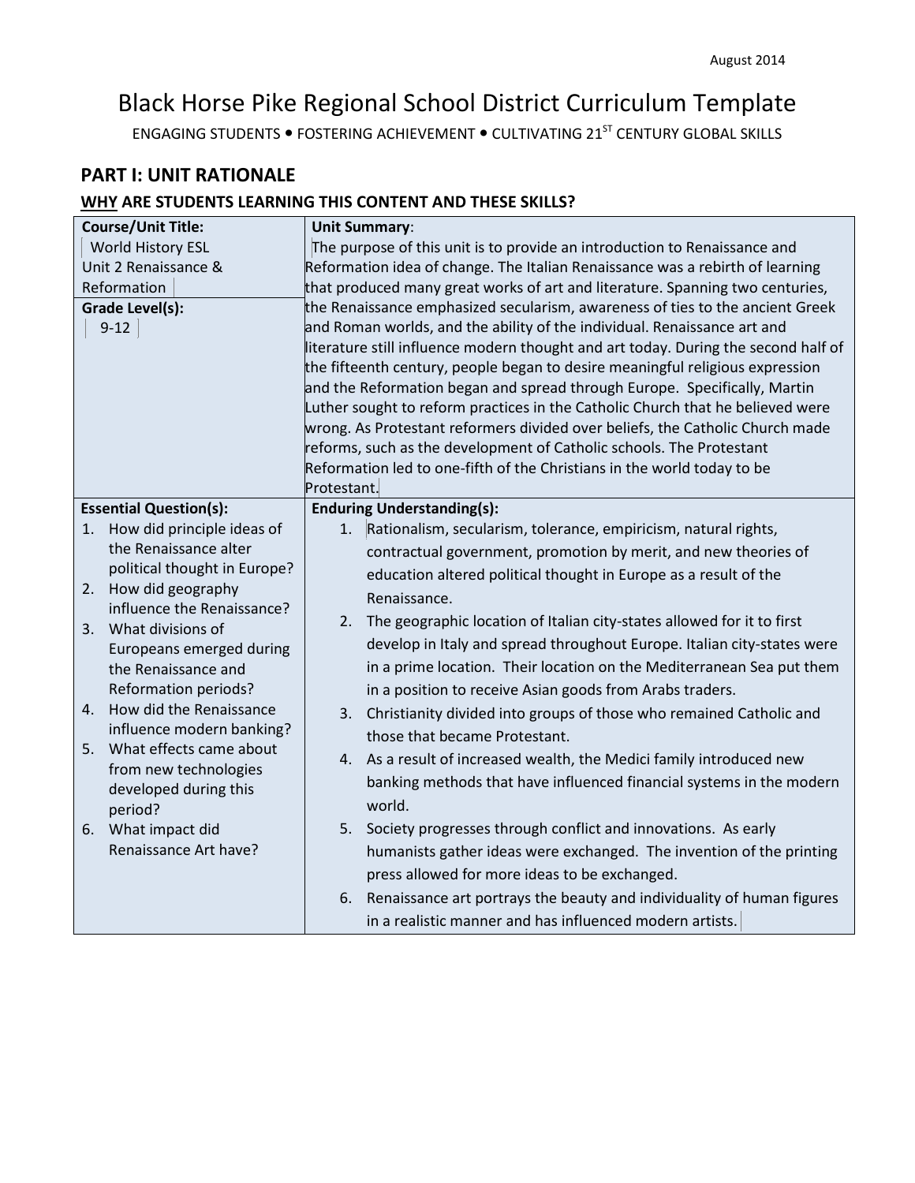August 2014

# Black Horse Pike Regional School District Curriculum Template

ENGAGING STUDENTS • FOSTERING ACHIEVEMENT • CULTIVATING 21ST CENTURY GLOBAL SKILLS

## PART I: UNIT RATIONALE

### WHY ARE STUDENTS LEARNING THIS CONTENT AND THESE SKILLS?

| **Course/Unit Title:** World History ESL Unit 2 Renaissance & Reformation<br><br>**Grade Level(s):** 9-12 | **Unit Summary**: The purpose of this unit is to provide an introduction to Renaissance and Reformation idea of change. The Italian Renaissance was a rebirth of learning that produced many great works of art and literature. Spanning two centuries, the Renaissance emphasized secularism, awareness of ties to the ancient Greek and Roman worlds, and the ability of the individual. Renaissance art and literature still influence modern thought and art today. During the second half of the fifteenth century, people began to desire meaningful religious expression and the Reformation began and spread through Europe. Specifically, Martin Luther sought to reform practices in the Catholic Church that he believed were wrong. As Protestant reformers divided over beliefs, the Catholic Church made reforms, such as the development of Catholic schools. The Protestant Reformation led to one-fifth of the Christians in the world today to be Protestant. |
|---|---|
| **Essential Question(s):**<br>1. How did principle ideas of the Renaissance alter political thought in Europe?<br>2. How did geography influence the Renaissance?<br>3. What divisions of Europeans emerged during the Renaissance and Reformation periods?<br>4. How did the Renaissance influence modern banking?<br>5. What effects came about from new technologies developed during this period?<br>6. What impact did Renaissance Art have? | **Enduring Understanding(s):**<br>1. Rationalism, secularism, tolerance, empiricism, natural rights, contractual government, promotion by merit, and new theories of education altered political thought in Europe as a result of the Renaissance.<br>2. The geographic location of Italian city-states allowed for it to first develop in Italy and spread throughout Europe. Italian city-states were in a prime location. Their location on the Mediterranean Sea put them in a position to receive Asian goods from Arabs traders.<br>3. Christianity divided into groups of those who remained Catholic and those that became Protestant.<br>4. As a result of increased wealth, the Medici family introduced new banking methods that have influenced financial systems in the modern world.<br>5. Society progresses through conflict and innovations. As early humanists gather ideas were exchanged. The invention of the printing press allowed for more ideas to be exchanged.<br>6. Renaissance art portrays the beauty and individuality of human figures in a realistic manner and has influenced modern artists. |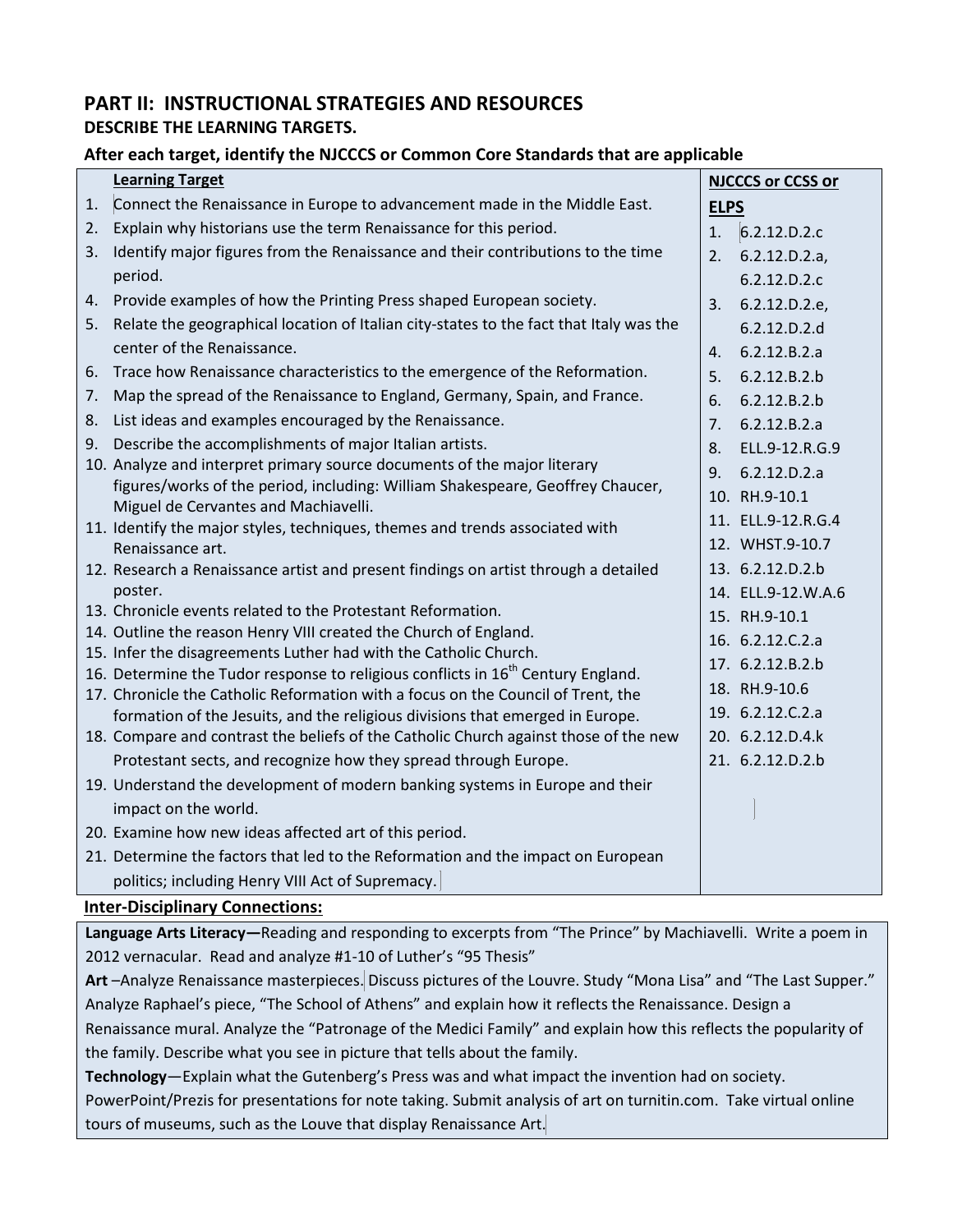## PART II: INSTRUCTIONAL STRATEGIES AND RESOURCES

### DESCRIBE THE LEARNING TARGETS.

### After each target, identify the NJCCCS or Common Core Standards that are applicable

| Learning Target | NJCCCS or CCSS or ELPS |
|---|---|
| 1. Connect the Renaissance in Europe to advancement made in the Middle East. | 1. 6.2.12.D.2.c |
| 2. Explain why historians use the term Renaissance for this period. | 2. 6.2.12.D.2.a, 6.2.12.D.2.c |
| 3. Identify major figures from the Renaissance and their contributions to the time period. | 3. 6.2.12.D.2.e, 6.2.12.D.2.d |
| 4. Provide examples of how the Printing Press shaped European society. | 4. 6.2.12.B.2.a |
| 5. Relate the geographical location of Italian city-states to the fact that Italy was the center of the Renaissance. | 5. 6.2.12.B.2.b |
| 6. Trace how Renaissance characteristics to the emergence of the Reformation. | 6. 6.2.12.B.2.b |
| 7. Map the spread of the Renaissance to England, Germany, Spain, and France. | 7. 6.2.12.B.2.a |
| 8. List ideas and examples encouraged by the Renaissance. | 8. ELL.9-12.R.G.9 |
| 9. Describe the accomplishments of major Italian artists. | 9. 6.2.12.D.2.a |
| 10. Analyze and interpret primary source documents of the major literary figures/works of the period, including: William Shakespeare, Geoffrey Chaucer, Miguel de Cervantes and Machiavelli. | 10. RH.9-10.1 |
| 11. Identify the major styles, techniques, themes and trends associated with Renaissance art. | 11. ELL.9-12.R.G.4 |
| 12. Research a Renaissance artist and present findings on artist through a detailed poster. | 12. WHST.9-10.7 |
| 13. Chronicle events related to the Protestant Reformation. | 13. 6.2.12.D.2.b |
| 14. Outline the reason Henry VIII created the Church of England. | 14. ELL.9-12.W.A.6 |
| 15. Infer the disagreements Luther had with the Catholic Church. | 15. RH.9-10.1 |
| 16. Determine the Tudor response to religious conflicts in 16th Century England. | 16. 6.2.12.C.2.a |
| 17. Chronicle the Catholic Reformation with a focus on the Council of Trent, the formation of the Jesuits, and the religious divisions that emerged in Europe. | 17. 6.2.12.B.2.b |
| 18. Compare and contrast the beliefs of the Catholic Church against those of the new Protestant sects, and recognize how they spread through Europe. | 18. RH.9-10.6 |
| 19. Understand the development of modern banking systems in Europe and their impact on the world. | 19. 6.2.12.C.2.a |
| 20. Examine how new ideas affected art of this period. | 20. 6.2.12.D.4.k |
| 21. Determine the factors that led to the Reformation and the impact on European politics; including Henry VIII Act of Supremacy. | 21. 6.2.12.D.2.b |

### Inter-Disciplinary Connections:

**Language Arts Literacy—**Reading and responding to excerpts from "The Prince" by Machiavelli. Write a poem in 2012 vernacular. Read and analyze #1-10 of Luther's "95 Thesis"

**Art** –Analyze Renaissance masterpieces. Discuss pictures of the Louvre. Study "Mona Lisa" and "The Last Supper." Analyze Raphael's piece, "The School of Athens" and explain how it reflects the Renaissance. Design a Renaissance mural. Analyze the "Patronage of the Medici Family" and explain how this reflects the popularity of the family. Describe what you see in picture that tells about the family.

**Technology**—Explain what the Gutenberg's Press was and what impact the invention had on society. PowerPoint/Prezis for presentations for note taking. Submit analysis of art on turnitin.com. Take virtual online tours of museums, such as the Louve that display Renaissance Art.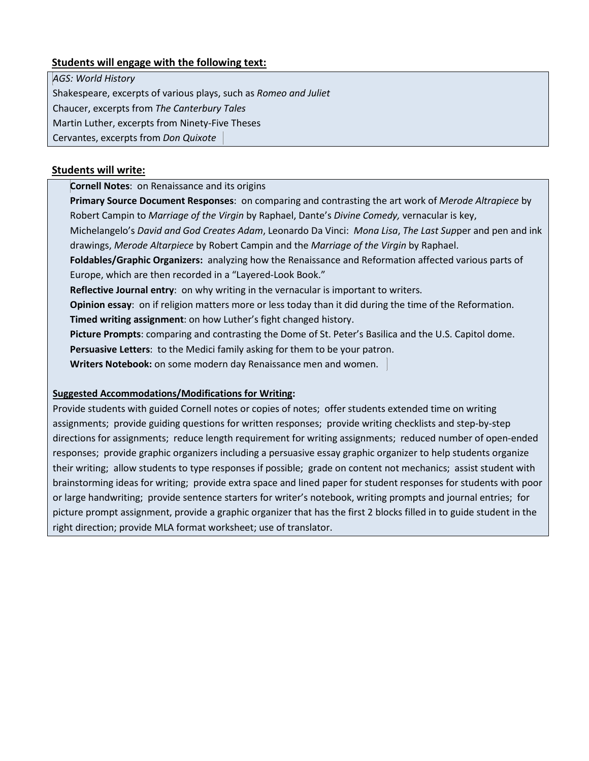**Students will engage with the following text:**

*AGS: World History*
Shakespeare, excerpts of various plays, such as *Romeo and Juliet*
Chaucer, excerpts from *The Canterbury Tales*
Martin Luther, excerpts from Ninety-Five Theses
Cervantes, excerpts from *Don Quixote*

**Students will write:**

**Cornell Notes**: on Renaissance and its origins
**Primary Source Document Responses**: on comparing and contrasting the art work of *Merode Altrapiece* by Robert Campin to *Marriage of the Virgin* by Raphael, Dante's *Divine Comedy,* vernacular is key, Michelangelo's *David and God Creates Adam*, Leonardo Da Vinci: *Mona Lisa*, *The Last Sup*per and pen and ink drawings, *Merode Altarpiece* by Robert Campin and the *Marriage of the Virgin* by Raphael.
**Foldables/Graphic Organizers:** analyzing how the Renaissance and Reformation affected various parts of Europe, which are then recorded in a "Layered-Look Book."
**Reflective Journal entry**: on why writing in the vernacular is important to writers.
**Opinion essay**: on if religion matters more or less today than it did during the time of the Reformation.
**Timed writing assignment**: on how Luther's fight changed history.
**Picture Prompts**: comparing and contrasting the Dome of St. Peter's Basilica and the U.S. Capitol dome.
**Persuasive Letters**: to the Medici family asking for them to be your patron.
**Writers Notebook:** on some modern day Renaissance men and women.

**Suggested Accommodations/Modifications for Writing:**

Provide students with guided Cornell notes or copies of notes; offer students extended time on writing assignments; provide guiding questions for written responses; provide writing checklists and step-by-step directions for assignments; reduce length requirement for writing assignments; reduced number of open-ended responses; provide graphic organizers including a persuasive essay graphic organizer to help students organize their writing; allow students to type responses if possible; grade on content not mechanics; assist student with brainstorming ideas for writing; provide extra space and lined paper for student responses for students with poor or large handwriting; provide sentence starters for writer's notebook, writing prompts and journal entries; for picture prompt assignment, provide a graphic organizer that has the first 2 blocks filled in to guide student in the right direction; provide MLA format worksheet; use of translator.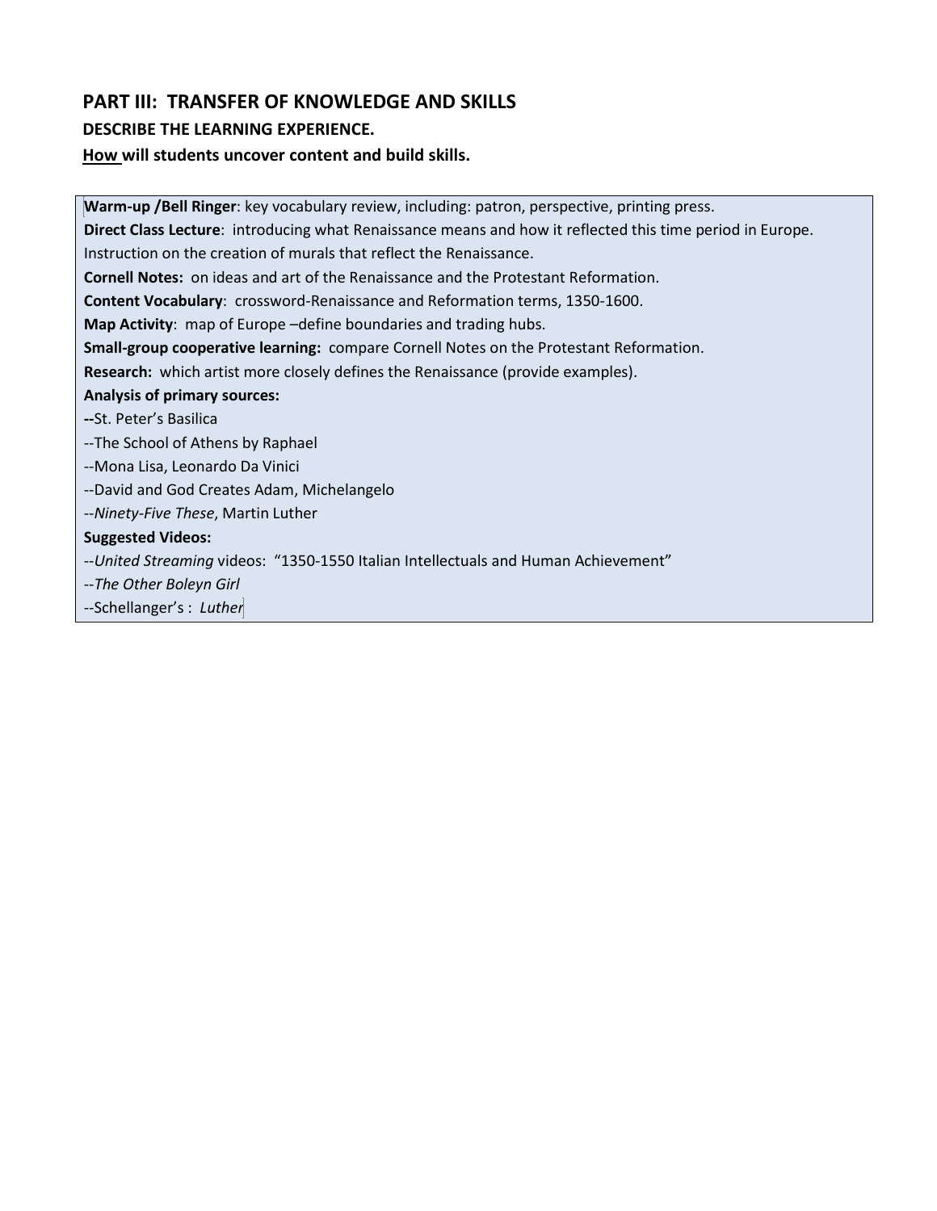## PART III: TRANSFER OF KNOWLEDGE AND SKILLS

**DESCRIBE THE LEARNING EXPERIENCE.**

**How will students uncover content and build skills.**

**Warm-up /Bell Ringer**: key vocabulary review, including: patron, perspective, printing press.

**Direct Class Lecture**: introducing what Renaissance means and how it reflected this time period in Europe. Instruction on the creation of murals that reflect the Renaissance.

**Cornell Notes:** on ideas and art of the Renaissance and the Protestant Reformation.

**Content Vocabulary**: crossword-Renaissance and Reformation terms, 1350-1600.

**Map Activity**: map of Europe –define boundaries and trading hubs.

**Small-group cooperative learning:** compare Cornell Notes on the Protestant Reformation.

**Research:** which artist more closely defines the Renaissance (provide examples).

**Analysis of primary sources:**

--St. Peter's Basilica

--The School of Athens by Raphael

--Mona Lisa, Leonardo Da Vinici

--David and God Creates Adam, Michelangelo

--*Ninety-Five These*, Martin Luther

**Suggested Videos:**

--*United Streaming* videos: "1350-1550 Italian Intellectuals and Human Achievement"

--*The Other Boleyn Girl*

--Schellanger's : *Luther*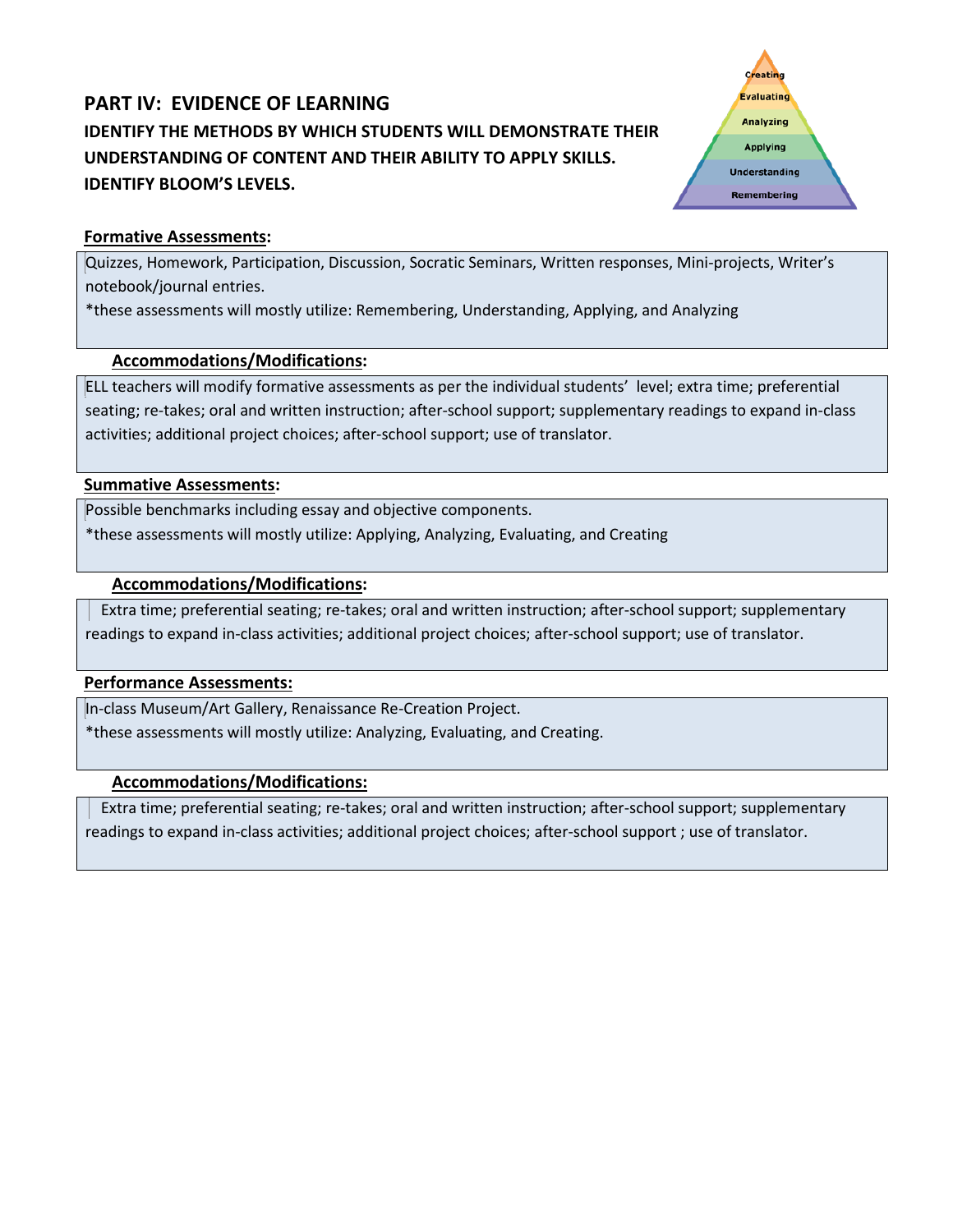## PART IV: EVIDENCE OF LEARNING

**IDENTIFY THE METHODS BY WHICH STUDENTS WILL DEMONSTRATE THEIR UNDERSTANDING OF CONTENT AND THEIR ABILITY TO APPLY SKILLS. IDENTIFY BLOOM'S LEVELS.**

**Formative Assessments:**

Quizzes, Homework, Participation, Discussion, Socratic Seminars, Written responses, Mini-projects, Writer's notebook/journal entries.

*these assessments will mostly utilize: Remembering, Understanding, Applying, and Analyzing

**Accommodations/Modifications:**

ELL teachers will modify formative assessments as per the individual students' level; extra time; preferential seating; re-takes; oral and written instruction; after-school support; supplementary readings to expand in-class activities; additional project choices; after-school support; use of translator.

**Summative Assessments:**

Possible benchmarks including essay and objective components.

*these assessments will mostly utilize: Applying, Analyzing, Evaluating, and Creating

**Accommodations/Modifications:**

Extra time; preferential seating; re-takes; oral and written instruction; after-school support; supplementary readings to expand in-class activities; additional project choices; after-school support; use of translator.

**Performance Assessments:**

In-class Museum/Art Gallery, Renaissance Re-Creation Project.

*these assessments will mostly utilize: Analyzing, Evaluating, and Creating.

**Accommodations/Modifications:**

Extra time; preferential seating; re-takes; oral and written instruction; after-school support; supplementary readings to expand in-class activities; additional project choices; after-school support ; use of translator.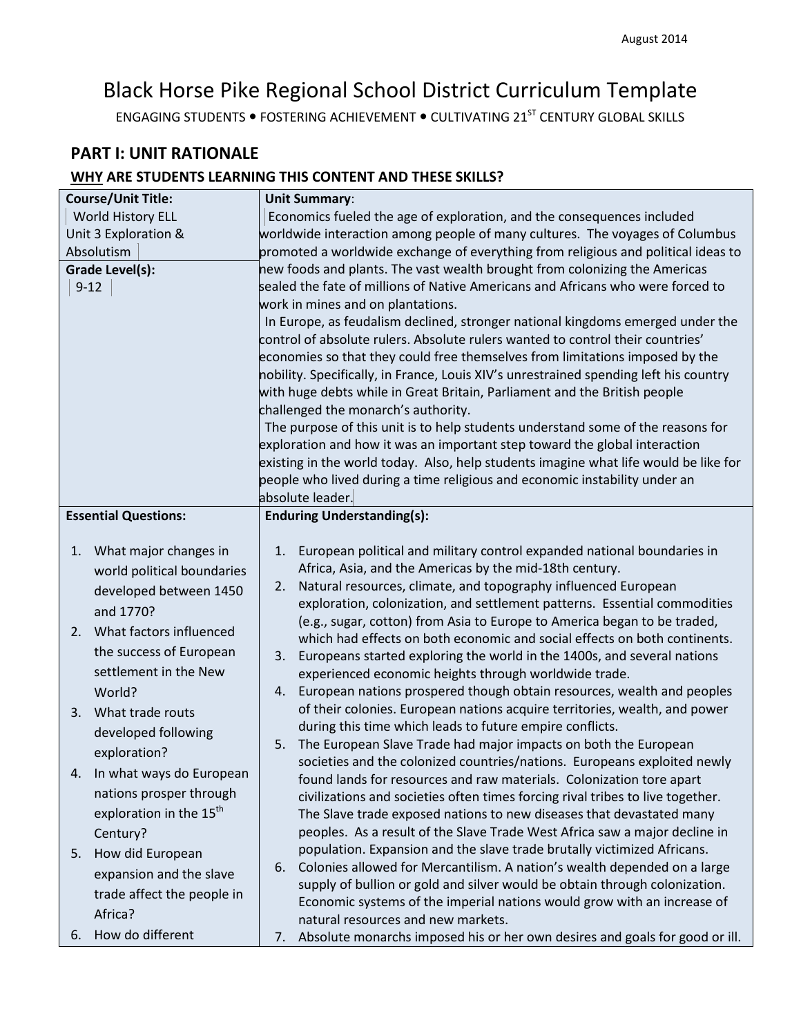August 2014

# Black Horse Pike Regional School District Curriculum Template

ENGAGING STUDENTS • FOSTERING ACHIEVEMENT • CULTIVATING 21ST CENTURY GLOBAL SKILLS

## PART I: UNIT RATIONALE

### WHY ARE STUDENTS LEARNING THIS CONTENT AND THESE SKILLS?

| **Course/Unit Title:** World History ELL Unit 3 Exploration & Absolutism<br><br>**Grade Level(s):** 9-12 | **Unit Summary**:<br>Economics fueled the age of exploration, and the consequences included worldwide interaction among people of many cultures. The voyages of Columbus promoted a worldwide exchange of everything from religious and political ideas to new foods and plants. The vast wealth brought from colonizing the Americas sealed the fate of millions of Native Americans and Africans who were forced to work in mines and on plantations.<br>In Europe, as feudalism declined, stronger national kingdoms emerged under the control of absolute rulers. Absolute rulers wanted to control their countries' economies so that they could free themselves from limitations imposed by the nobility. Specifically, in France, Louis XIV's unrestrained spending left his country with huge debts while in Great Britain, Parliament and the British people challenged the monarch's authority.<br>The purpose of this unit is to help students understand some of the reasons for exploration and how it was an important step toward the global interaction existing in the world today. Also, help students imagine what life would be like for people who lived during a time religious and economic instability under an absolute leader. |
|---|---|
| **Essential Questions:**<br><br>1. What major changes in world political boundaries developed between 1450 and 1770?<br>2. What factors influenced the success of European settlement in the New World?<br>3. What trade routs developed following exploration?<br>4. In what ways do European nations prosper through exploration in the 15th Century?<br>5. How did European expansion and the slave trade affect the people in Africa?<br>6. How do different | **Enduring Understanding(s):**<br><br>1. European political and military control expanded national boundaries in Africa, Asia, and the Americas by the mid-18th century.<br>2. Natural resources, climate, and topography influenced European exploration, colonization, and settlement patterns. Essential commodities (e.g., sugar, cotton) from Asia to Europe to America began to be traded, which had effects on both economic and social effects on both continents.<br>3. Europeans started exploring the world in the 1400s, and several nations experienced economic heights through worldwide trade.<br>4. European nations prospered though obtain resources, wealth and peoples of their colonies. European nations acquire territories, wealth, and power during this time which leads to future empire conflicts.<br>5. The European Slave Trade had major impacts on both the European societies and the colonized countries/nations. Europeans exploited newly found lands for resources and raw materials. Colonization tore apart civilizations and societies often times forcing rival tribes to live together. The Slave trade exposed nations to new diseases that devastated many peoples. As a result of the Slave Trade West Africa saw a major decline in population. Expansion and the slave trade brutally victimized Africans.<br>6. Colonies allowed for Mercantilism. A nation's wealth depended on a large supply of bullion or gold and silver would be obtain through colonization. Economic systems of the imperial nations would grow with an increase of natural resources and new markets.<br>7. Absolute monarchs imposed his or her own desires and goals for good or ill. |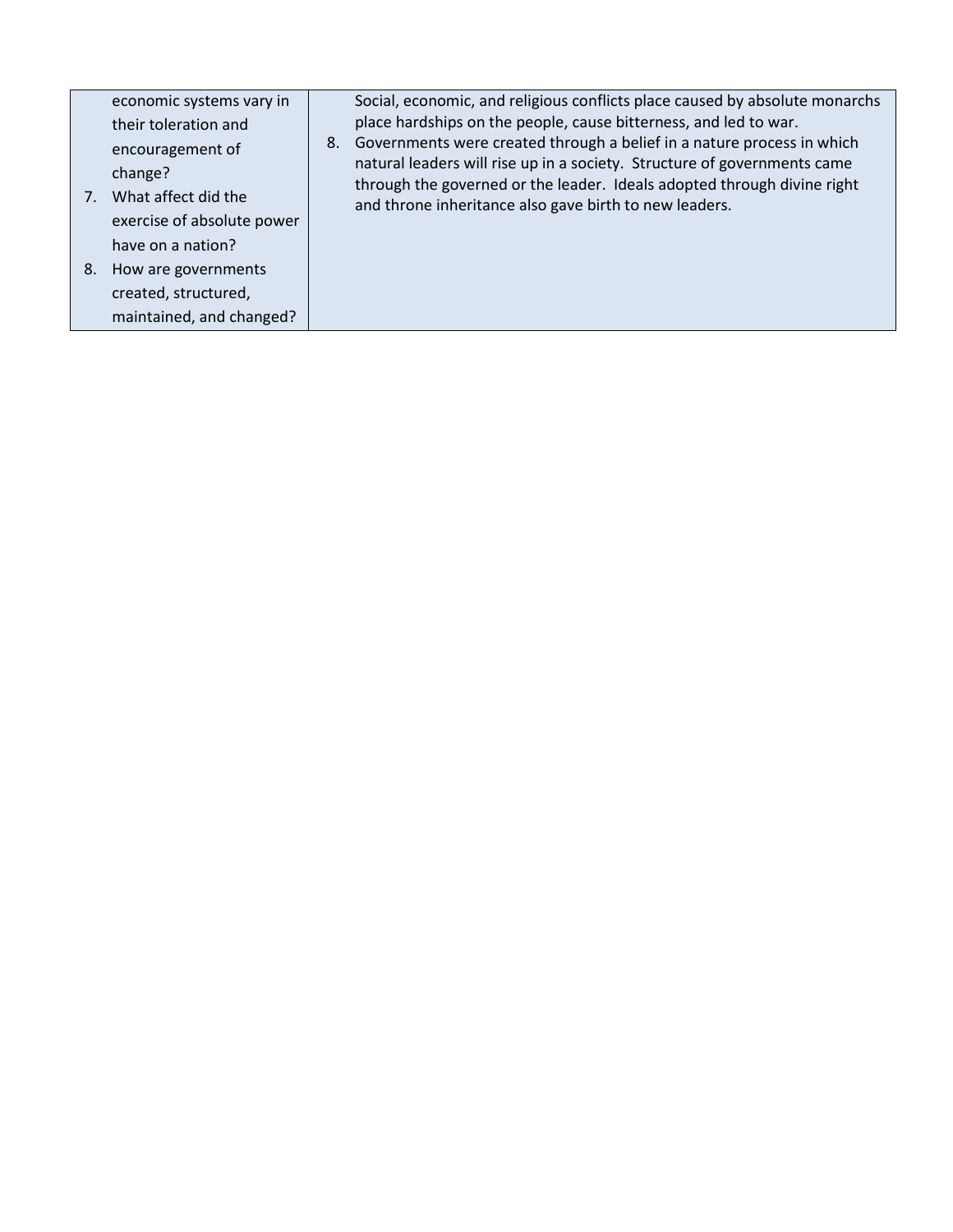| | |
|---|---|
| economic systems vary in their toleration and encouragement of change?<br>7. What affect did the exercise of absolute power have on a nation?<br>8. How are governments created, structured, maintained, and changed? | Social, economic, and religious conflicts place caused by absolute monarchs place hardships on the people, cause bitterness, and led to war.<br>8. Governments were created through a belief in a nature process in which natural leaders will rise up in a society. Structure of governments came through the governed or the leader. Ideals adopted through divine right and throne inheritance also gave birth to new leaders. |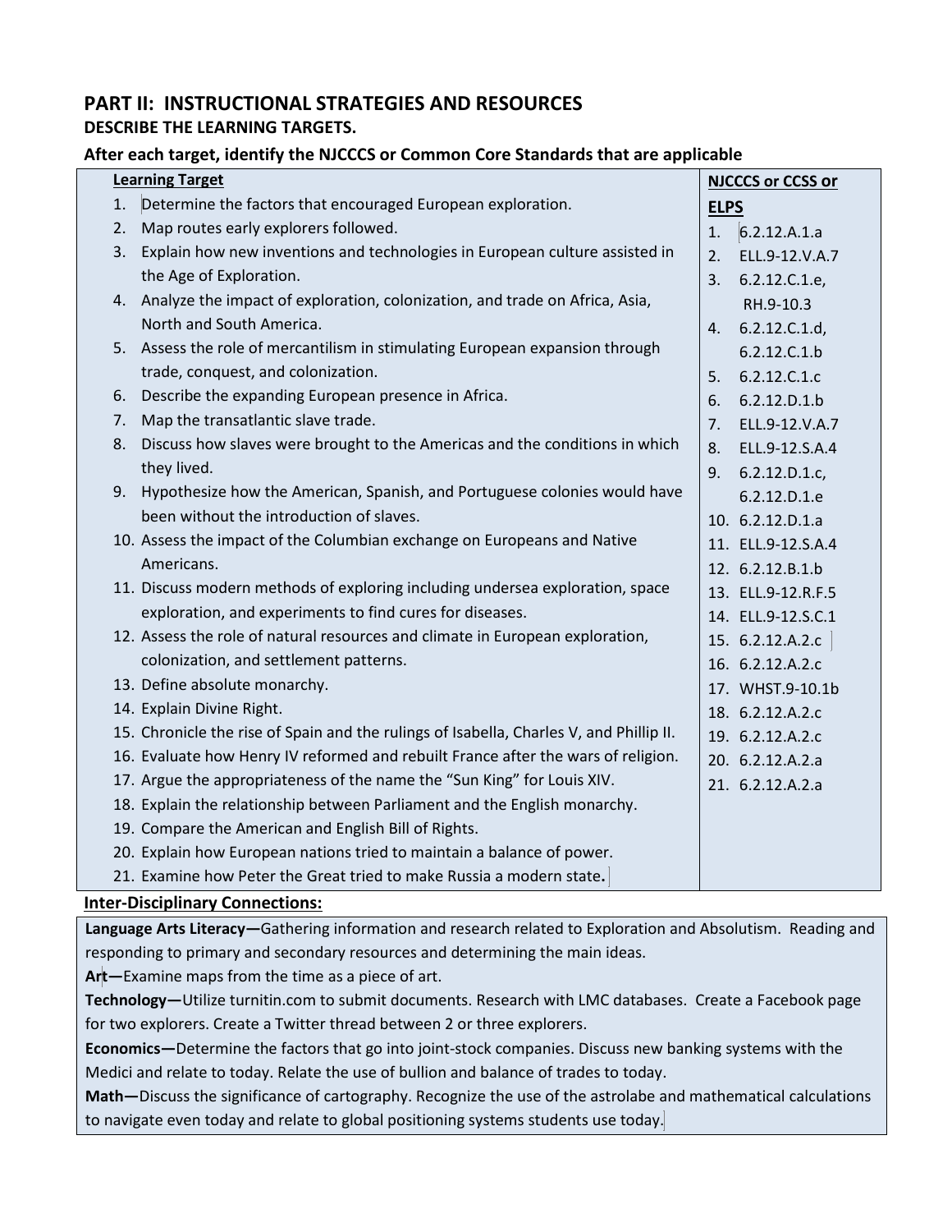## PART II: INSTRUCTIONAL STRATEGIES AND RESOURCES

### DESCRIBE THE LEARNING TARGETS.

### After each target, identify the NJCCCS or Common Core Standards that are applicable

| Learning Target | NJCCCS or CCSS or ELPS |
|---|---|
| 1. Determine the factors that encouraged European exploration. | 1. 6.2.12.A.1.a |
| 2. Map routes early explorers followed. | 2. ELL.9-12.V.A.7 |
| 3. Explain how new inventions and technologies in European culture assisted in the Age of Exploration. | 3. 6.2.12.C.1.e, RH.9-10.3 |
| 4. Analyze the impact of exploration, colonization, and trade on Africa, Asia, North and South America. | 4. 6.2.12.C.1.d, 6.2.12.C.1.b |
| 5. Assess the role of mercantilism in stimulating European expansion through trade, conquest, and colonization. | 5. 6.2.12.C.1.c |
| 6. Describe the expanding European presence in Africa. | 6. 6.2.12.D.1.b |
| 7. Map the transatlantic slave trade. | 7. ELL.9-12.V.A.7 |
| 8. Discuss how slaves were brought to the Americas and the conditions in which they lived. | 8. ELL.9-12.S.A.4 |
| 9. Hypothesize how the American, Spanish, and Portuguese colonies would have been without the introduction of slaves. | 9. 6.2.12.D.1.c, 6.2.12.D.1.e |
| 10. Assess the impact of the Columbian exchange on Europeans and Native Americans. | 10. 6.2.12.D.1.a |
| 11. Discuss modern methods of exploring including undersea exploration, space exploration, and experiments to find cures for diseases. | 11. ELL.9-12.S.A.4 |
| 12. Assess the role of natural resources and climate in European exploration, colonization, and settlement patterns. | 12. 6.2.12.B.1.b |
| 13. Define absolute monarchy. | 13. ELL.9-12.R.F.5 |
| 14. Explain Divine Right. | 14. ELL.9-12.S.C.1 |
| 15. Chronicle the rise of Spain and the rulings of Isabella, Charles V, and Phillip II. | 15. 6.2.12.A.2.c |
| 16. Evaluate how Henry IV reformed and rebuilt France after the wars of religion. | 16. 6.2.12.A.2.c |
| 17. Argue the appropriateness of the name the "Sun King" for Louis XIV. | 17. WHST.9-10.1b |
| 18. Explain the relationship between Parliament and the English monarchy. | 18. 6.2.12.A.2.c |
| 19. Compare the American and English Bill of Rights. | 19. 6.2.12.A.2.c |
| 20. Explain how European nations tried to maintain a balance of power. | 20. 6.2.12.A.2.a |
| 21. Examine how Peter the Great tried to make Russia a modern state. | 21. 6.2.12.A.2.a |

**Inter-Disciplinary Connections:**

**Language Arts Literacy—**Gathering information and research related to Exploration and Absolutism. Reading and responding to primary and secondary resources and determining the main ideas.

**Art—**Examine maps from the time as a piece of art.

**Technology—**Utilize turnitin.com to submit documents. Research with LMC databases. Create a Facebook page for two explorers. Create a Twitter thread between 2 or three explorers.

**Economics—**Determine the factors that go into joint-stock companies. Discuss new banking systems with the Medici and relate to today. Relate the use of bullion and balance of trades to today.

**Math—**Discuss the significance of cartography. Recognize the use of the astrolabe and mathematical calculations to navigate even today and relate to global positioning systems students use today.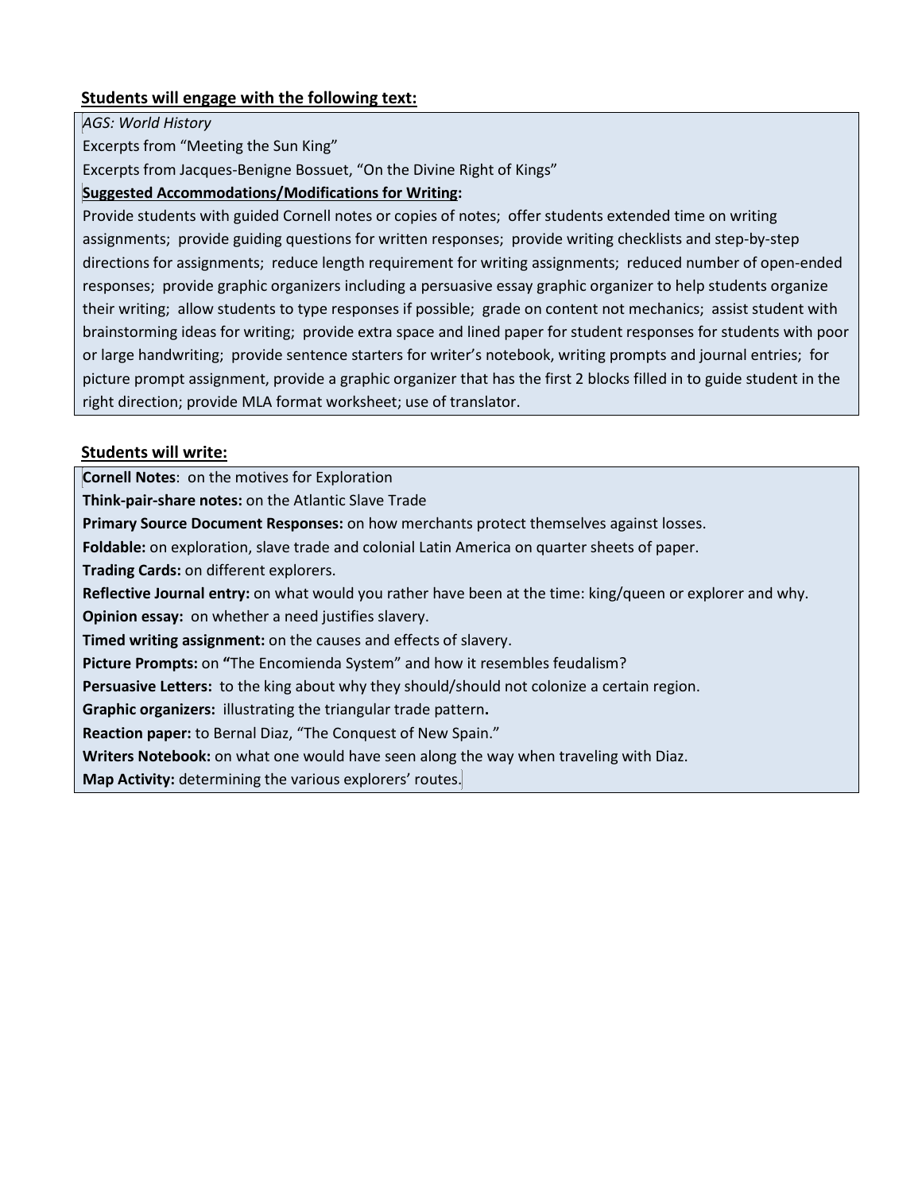**Students will engage with the following text:**

*AGS: World History*

Excerpts from "Meeting the Sun King"

Excerpts from Jacques-Benigne Bossuet, "On the Divine Right of Kings"

**Suggested Accommodations/Modifications for Writing:**

Provide students with guided Cornell notes or copies of notes; offer students extended time on writing assignments; provide guiding questions for written responses; provide writing checklists and step-by-step directions for assignments; reduce length requirement for writing assignments; reduced number of open-ended responses; provide graphic organizers including a persuasive essay graphic organizer to help students organize their writing; allow students to type responses if possible; grade on content not mechanics; assist student with brainstorming ideas for writing; provide extra space and lined paper for student responses for students with poor or large handwriting; provide sentence starters for writer's notebook, writing prompts and journal entries; for picture prompt assignment, provide a graphic organizer that has the first 2 blocks filled in to guide student in the right direction; provide MLA format worksheet; use of translator.

**Students will write:**

**Cornell Notes**: on the motives for Exploration

**Think-pair-share notes:** on the Atlantic Slave Trade

**Primary Source Document Responses:** on how merchants protect themselves against losses.

**Foldable:** on exploration, slave trade and colonial Latin America on quarter sheets of paper.

**Trading Cards:** on different explorers.

**Reflective Journal entry:** on what would you rather have been at the time: king/queen or explorer and why.

**Opinion essay:** on whether a need justifies slavery.

**Timed writing assignment:** on the causes and effects of slavery.

**Picture Prompts:** on **"**The Encomienda System" and how it resembles feudalism?

**Persuasive Letters:** to the king about why they should/should not colonize a certain region.

**Graphic organizers:** illustrating the triangular trade pattern**.**

**Reaction paper:** to Bernal Diaz, "The Conquest of New Spain."

**Writers Notebook:** on what one would have seen along the way when traveling with Diaz.

**Map Activity:** determining the various explorers' routes.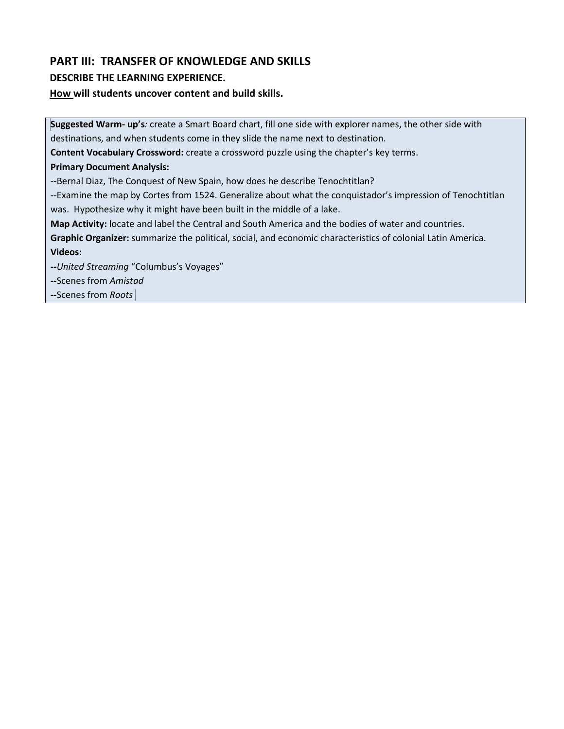## PART III: TRANSFER OF KNOWLEDGE AND SKILLS

### DESCRIBE THE LEARNING EXPERIENCE.

**How will students uncover content and build skills.**

**Suggested Warm- up's***:* create a Smart Board chart, fill one side with explorer names, the other side with destinations, and when students come in they slide the name next to destination.

**Content Vocabulary Crossword:** create a crossword puzzle using the chapter's key terms.

**Primary Document Analysis:**

--Bernal Diaz, The Conquest of New Spain, how does he describe Tenochtitlan?

--Examine the map by Cortes from 1524. Generalize about what the conquistador's impression of Tenochtitlan was. Hypothesize why it might have been built in the middle of a lake.

**Map Activity:** locate and label the Central and South America and the bodies of water and countries.

**Graphic Organizer:** summarize the political, social, and economic characteristics of colonial Latin America.

**Videos:**

**--***United Streaming* "Columbus's Voyages"

**--**Scenes from *Amistad*

**--**Scenes from *Roots*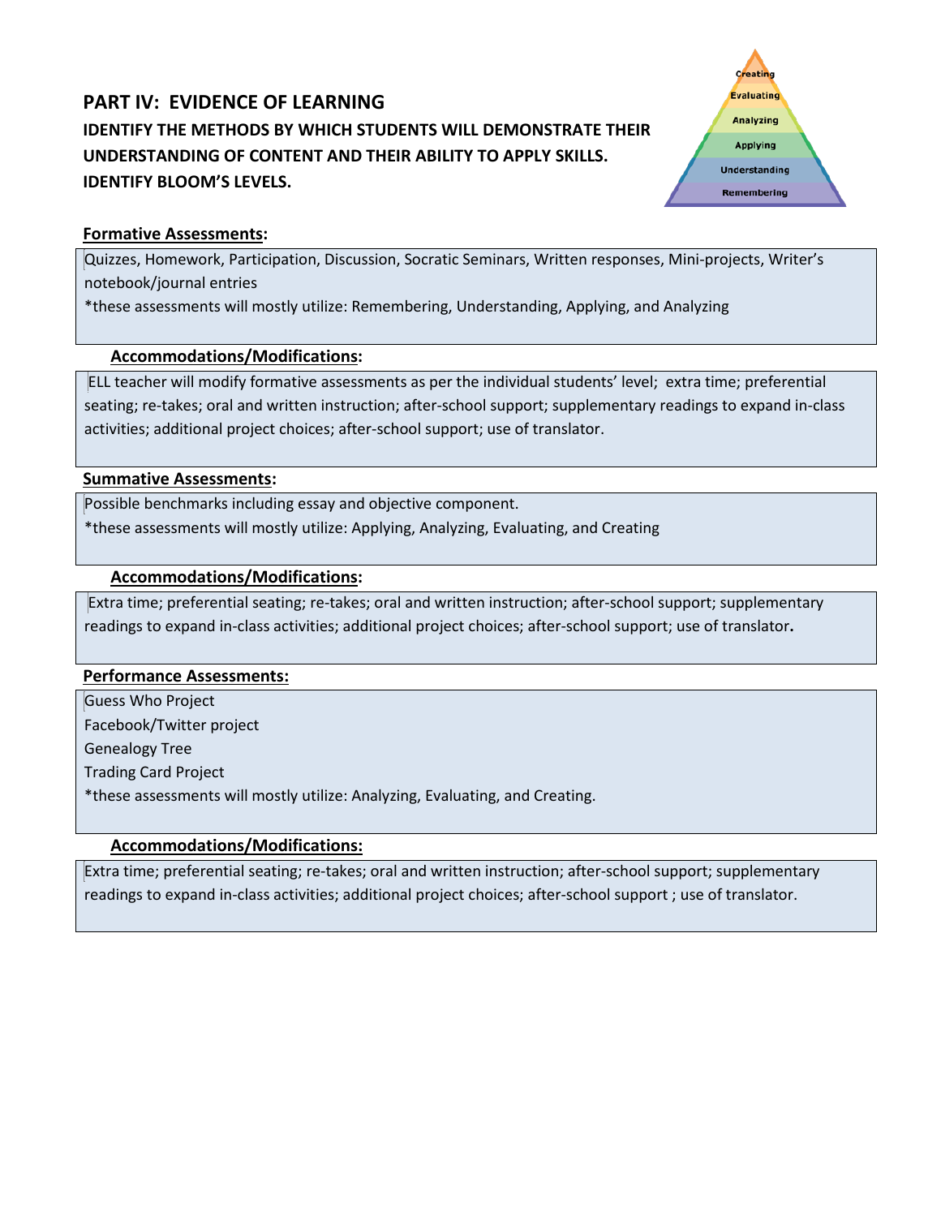## PART IV: EVIDENCE OF LEARNING

**IDENTIFY THE METHODS BY WHICH STUDENTS WILL DEMONSTRATE THEIR UNDERSTANDING OF CONTENT AND THEIR ABILITY TO APPLY SKILLS. IDENTIFY BLOOM'S LEVELS.**

Creating
Evaluating
Analyzing
Applying
Understanding
Remembering

**Formative Assessments:**

Quizzes, Homework, Participation, Discussion, Socratic Seminars, Written responses, Mini-projects, Writer's notebook/journal entries

*these assessments will mostly utilize: Remembering, Understanding, Applying, and Analyzing

**Accommodations/Modifications:**

ELL teacher will modify formative assessments as per the individual students' level; extra time; preferential seating; re-takes; oral and written instruction; after-school support; supplementary readings to expand in-class activities; additional project choices; after-school support; use of translator.

**Summative Assessments:**

Possible benchmarks including essay and objective component.

*these assessments will mostly utilize: Applying, Analyzing, Evaluating, and Creating

**Accommodations/Modifications:**

Extra time; preferential seating; re-takes; oral and written instruction; after-school support; supplementary readings to expand in-class activities; additional project choices; after-school support; use of translator.

**Performance Assessments:**

Guess Who Project
Facebook/Twitter project
Genealogy Tree
Trading Card Project

*these assessments will mostly utilize: Analyzing, Evaluating, and Creating.

**Accommodations/Modifications:**

Extra time; preferential seating; re-takes; oral and written instruction; after-school support; supplementary readings to expand in-class activities; additional project choices; after-school support ; use of translator.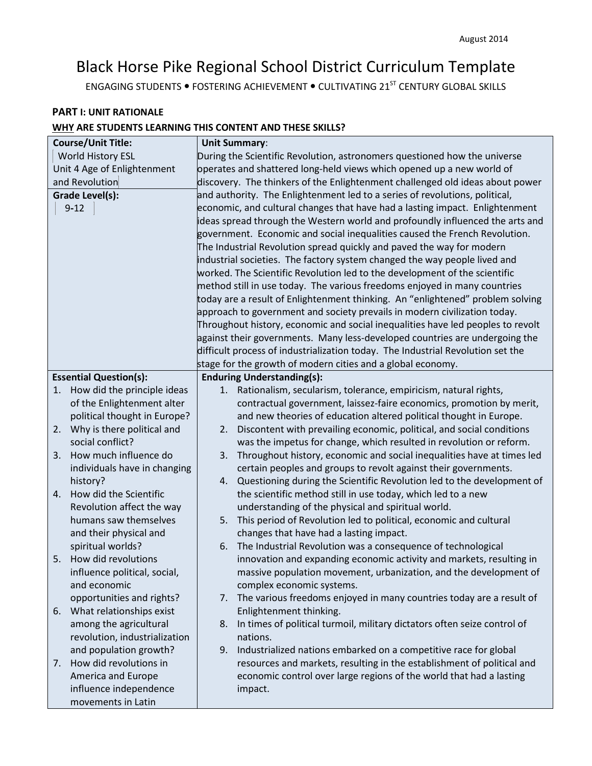August 2014

# Black Horse Pike Regional School District Curriculum Template

ENGAGING STUDENTS • FOSTERING ACHIEVEMENT • CULTIVATING 21ST CENTURY GLOBAL SKILLS

**PART I: UNIT RATIONALE**

**WHY ARE STUDENTS LEARNING THIS CONTENT AND THESE SKILLS?**

| **Course/Unit Title:**<br>World History ESL<br>Unit 4 Age of Enlightenment and Revolution<br>**Grade Level(s):**<br>9-12 | **Unit Summary**:<br>During the Scientific Revolution, astronomers questioned how the universe operates and shattered long-held views which opened up a new world of discovery. The thinkers of the Enlightenment challenged old ideas about power and authority. The Enlightenment led to a series of revolutions, political, economic, and cultural changes that have had a lasting impact. Enlightenment ideas spread through the Western world and profoundly influenced the arts and government. Economic and social inequalities caused the French Revolution. The Industrial Revolution spread quickly and paved the way for modern industrial societies. The factory system changed the way people lived and worked. The Scientific Revolution led to the development of the scientific method still in use today. The various freedoms enjoyed in many countries today are a result of Enlightenment thinking. An "enlightened" problem solving approach to government and society prevails in modern civilization today. Throughout history, economic and social inequalities have led peoples to revolt against their governments. Many less-developed countries are undergoing the difficult process of industrialization today. The Industrial Revolution set the stage for the growth of modern cities and a global economy. |
|---|---|
| **Essential Question(s):**<br>1. How did the principle ideas of the Enlightenment alter political thought in Europe?<br>2. Why is there political and social conflict?<br>3. How much influence do individuals have in changing history?<br>4. How did the Scientific Revolution affect the way humans saw themselves and their physical and spiritual worlds?<br>5. How did revolutions influence political, social, and economic opportunities and rights?<br>6. What relationships exist among the agricultural revolution, industrialization and population growth?<br>7. How did revolutions in America and Europe influence independence movements in Latin | **Enduring Understanding(s):**<br>1. Rationalism, secularism, tolerance, empiricism, natural rights, contractual government, laissez-faire economics, promotion by merit, and new theories of education altered political thought in Europe.<br>2. Discontent with prevailing economic, political, and social conditions was the impetus for change, which resulted in revolution or reform.<br>3. Throughout history, economic and social inequalities have at times led certain peoples and groups to revolt against their governments.<br>4. Questioning during the Scientific Revolution led to the development of the scientific method still in use today, which led to a new understanding of the physical and spiritual world.<br>5. This period of Revolution led to political, economic and cultural changes that have had a lasting impact.<br>6. The Industrial Revolution was a consequence of technological innovation and expanding economic activity and markets, resulting in massive population movement, urbanization, and the development of complex economic systems.<br>7. The various freedoms enjoyed in many countries today are a result of Enlightenment thinking.<br>8. In times of political turmoil, military dictators often seize control of nations.<br>9. Industrialized nations embarked on a competitive race for global resources and markets, resulting in the establishment of political and economic control over large regions of the world that had a lasting impact. |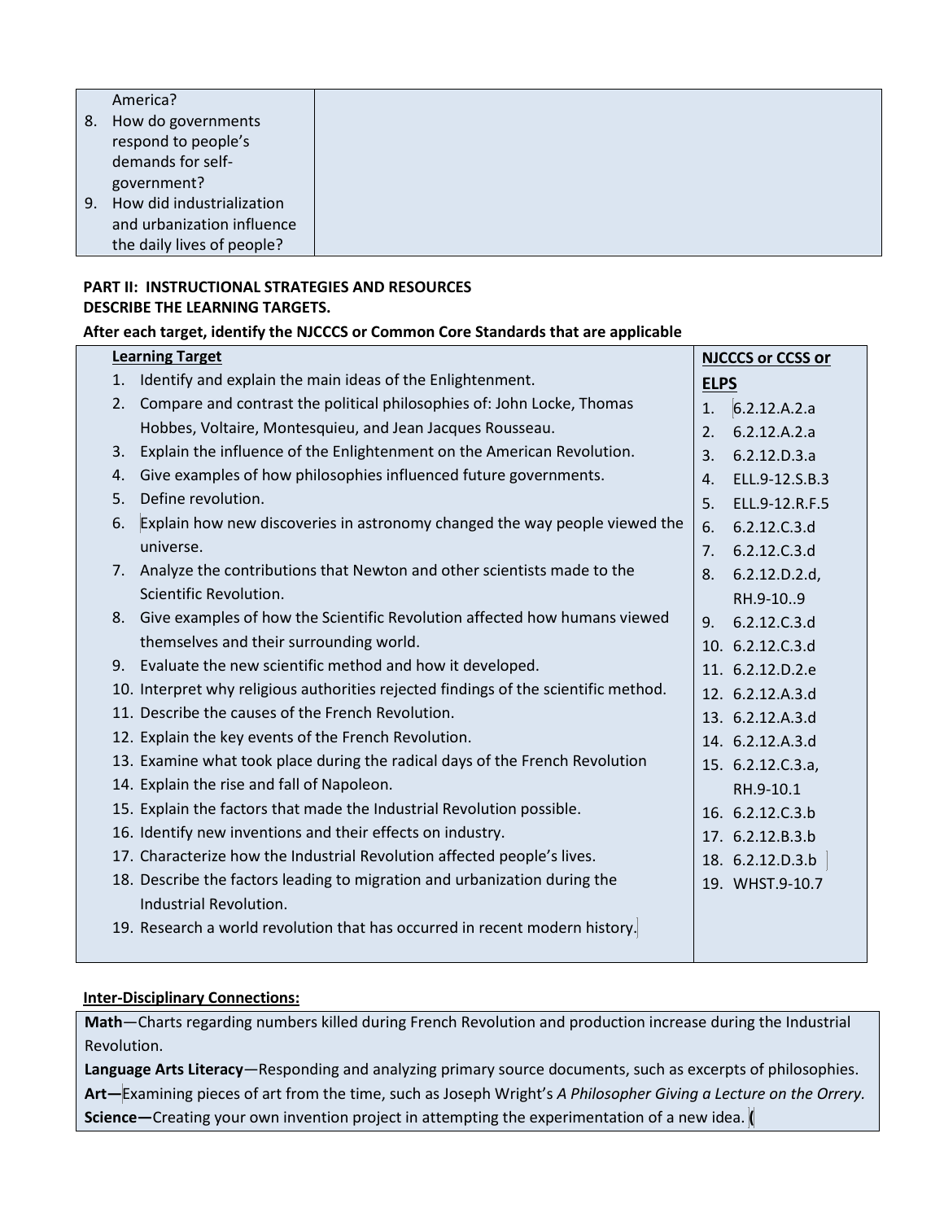| America? | |
|---|---|
| 8. How do governments respond to people's demands for self-government? | |
| 9. How did industrialization and urbanization influence the daily lives of people? | |

**PART II: INSTRUCTIONAL STRATEGIES AND RESOURCES**
**DESCRIBE THE LEARNING TARGETS.**

**After each target, identify the NJCCCS or Common Core Standards that are applicable**

| Learning Target | NJCCCS or CCSS or ELPS |
|---|---|
| 1. Identify and explain the main ideas of the Enlightenment. | 1. 6.2.12.A.2.a |
| 2. Compare and contrast the political philosophies of: John Locke, Thomas Hobbes, Voltaire, Montesquieu, and Jean Jacques Rousseau. | 2. 6.2.12.A.2.a |
| 3. Explain the influence of the Enlightenment on the American Revolution. | 3. 6.2.12.D.3.a |
| 4. Give examples of how philosophies influenced future governments. | 4. ELL.9-12.S.B.3 |
| 5. Define revolution. | 5. ELL.9-12.R.F.5 |
| 6. Explain how new discoveries in astronomy changed the way people viewed the universe. | 6. 6.2.12.C.3.d |
| 7. Analyze the contributions that Newton and other scientists made to the Scientific Revolution. | 7. 6.2.12.C.3.d |
| 8. Give examples of how the Scientific Revolution affected how humans viewed themselves and their surrounding world. | 8. 6.2.12.D.2.d, RH.9-10..9 |
| 9. Evaluate the new scientific method and how it developed. | 9. 6.2.12.C.3.d |
| 10. Interpret why religious authorities rejected findings of the scientific method. | 10. 6.2.12.C.3.d |
| 11. Describe the causes of the French Revolution. | 11. 6.2.12.D.2.e |
| 12. Explain the key events of the French Revolution. | 12. 6.2.12.A.3.d |
| 13. Examine what took place during the radical days of the French Revolution | 13. 6.2.12.A.3.d |
| 14. Explain the rise and fall of Napoleon. | 14. 6.2.12.A.3.d |
| 15. Explain the factors that made the Industrial Revolution possible. | 15. 6.2.12.C.3.a, RH.9-10.1 |
| 16. Identify new inventions and their effects on industry. | 16. 6.2.12.C.3.b |
| 17. Characterize how the Industrial Revolution affected people's lives. | 17. 6.2.12.B.3.b |
| 18. Describe the factors leading to migration and urbanization during the Industrial Revolution. | 18. 6.2.12.D.3.b |
| 19. Research a world revolution that has occurred in recent modern history. | 19. WHST.9-10.7 |

**Inter-Disciplinary Connections:**

**Math**—Charts regarding numbers killed during French Revolution and production increase during the Industrial Revolution.
**Language Arts Literacy**—Responding and analyzing primary source documents, such as excerpts of philosophies.
**Art—**Examining pieces of art from the time, such as Joseph Wright's *A Philosopher Giving a Lecture on the Orrery*.
**Science—**Creating your own invention project in attempting the experimentation of a new idea. (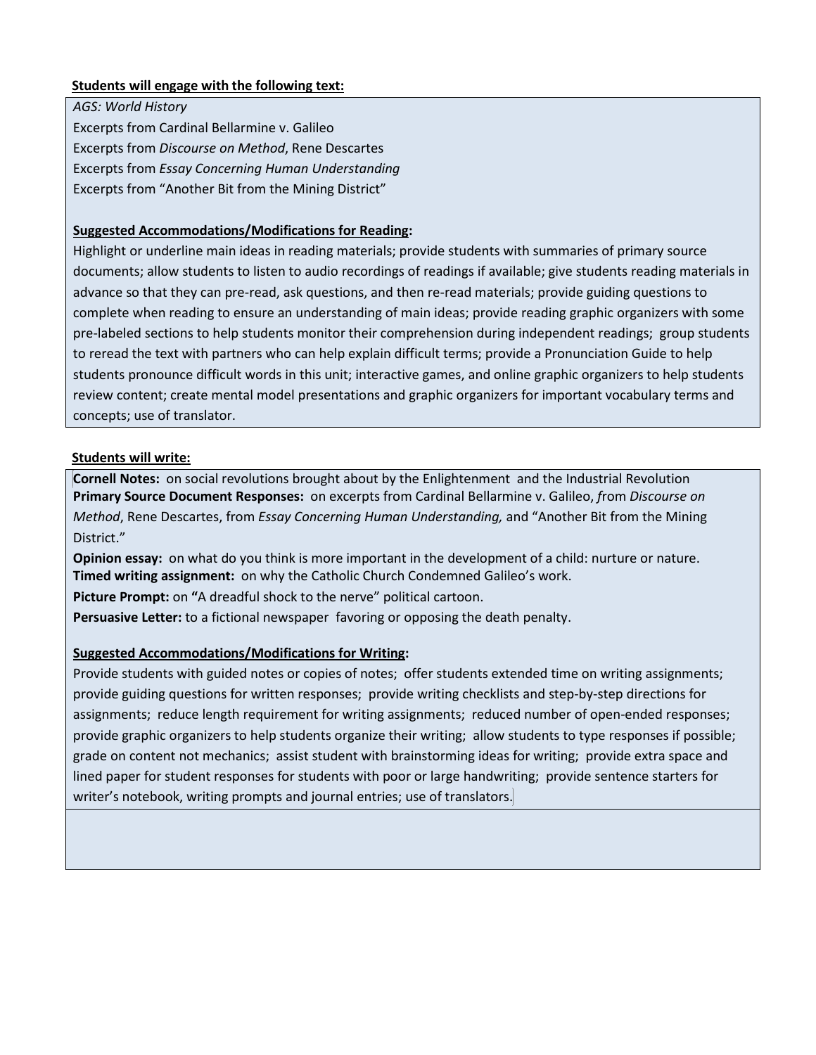**Students will engage with the following text:**

*AGS: World History*
Excerpts from Cardinal Bellarmine v. Galileo
Excerpts from *Discourse on Method*, Rene Descartes
Excerpts from *Essay Concerning Human Understanding*
Excerpts from "Another Bit from the Mining District"

**Suggested Accommodations/Modifications for Reading:**

Highlight or underline main ideas in reading materials; provide students with summaries of primary source documents; allow students to listen to audio recordings of readings if available; give students reading materials in advance so that they can pre-read, ask questions, and then re-read materials; provide guiding questions to complete when reading to ensure an understanding of main ideas; provide reading graphic organizers with some pre-labeled sections to help students monitor their comprehension during independent readings; group students to reread the text with partners who can help explain difficult terms; provide a Pronunciation Guide to help students pronounce difficult words in this unit; interactive games, and online graphic organizers to help students review content; create mental model presentations and graphic organizers for important vocabulary terms and concepts; use of translator.

**Students will write:**

**Cornell Notes:** on social revolutions brought about by the Enlightenment and the Industrial Revolution
**Primary Source Document Responses:** on excerpts from Cardinal Bellarmine v. Galileo, *f*rom *Discourse on Method*, Rene Descartes, from *Essay Concerning Human Understanding,* and "Another Bit from the Mining District."
**Opinion essay:** on what do you think is more important in the development of a child: nurture or nature.
**Timed writing assignment:** on why the Catholic Church Condemned Galileo's work.
**Picture Prompt:** on **"**A dreadful shock to the nerve" political cartoon.
**Persuasive Letter:** to a fictional newspaper favoring or opposing the death penalty.

**Suggested Accommodations/Modifications for Writing:**

Provide students with guided notes or copies of notes; offer students extended time on writing assignments; provide guiding questions for written responses; provide writing checklists and step-by-step directions for assignments; reduce length requirement for writing assignments; reduced number of open-ended responses; provide graphic organizers to help students organize their writing; allow students to type responses if possible; grade on content not mechanics; assist student with brainstorming ideas for writing; provide extra space and lined paper for student responses for students with poor or large handwriting; provide sentence starters for writer's notebook, writing prompts and journal entries; use of translators.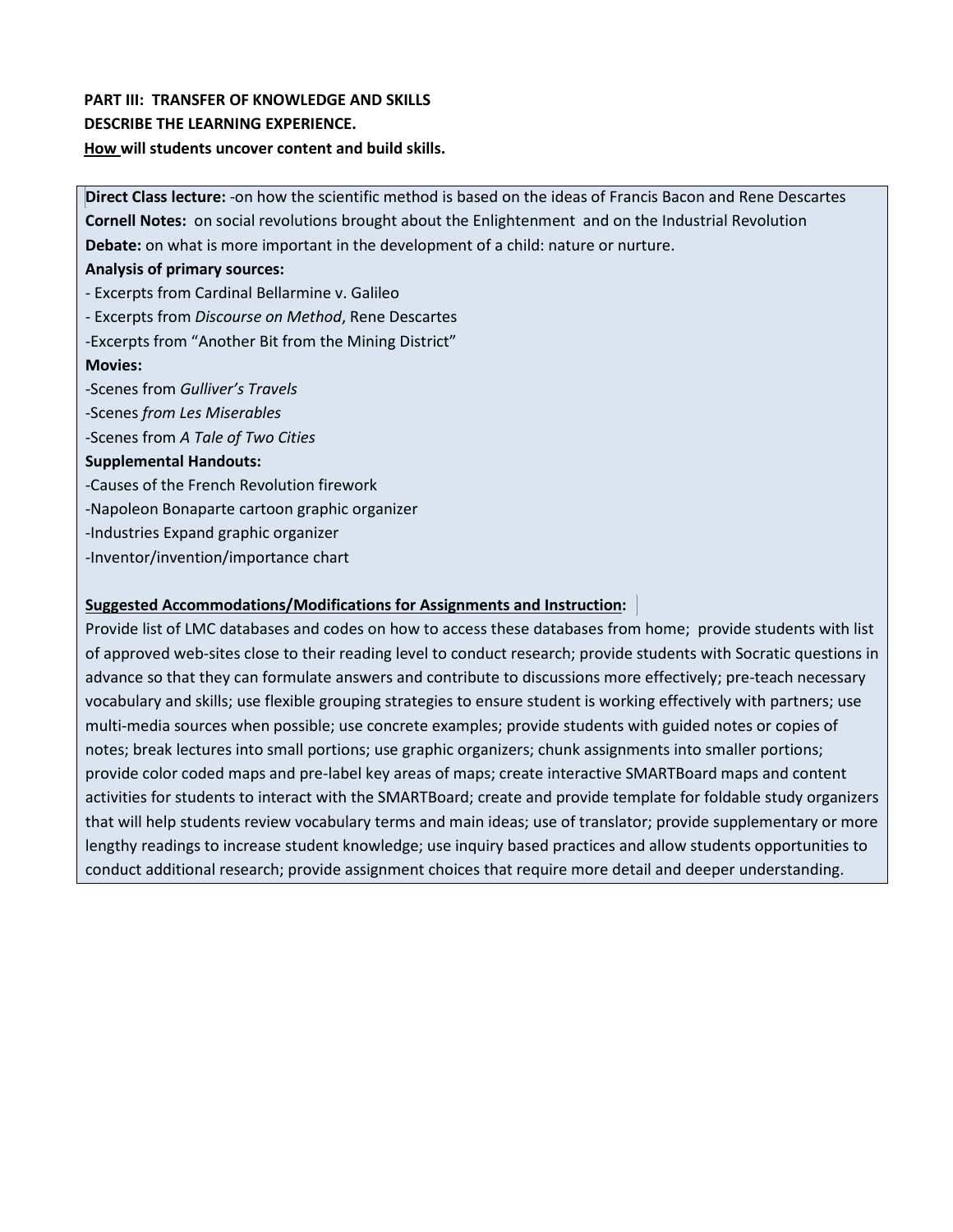**PART III: TRANSFER OF KNOWLEDGE AND SKILLS**
**DESCRIBE THE LEARNING EXPERIENCE.**
**<u>How</u> will students uncover content and build skills.**

**Direct Class lecture:** -on how the scientific method is based on the ideas of Francis Bacon and Rene Descartes
**Cornell Notes:** on social revolutions brought about the Enlightenment and on the Industrial Revolution
**Debate:** on what is more important in the development of a child: nature or nurture.
**Analysis of primary sources:**
- Excerpts from Cardinal Bellarmine v. Galileo
- Excerpts from *Discourse on Method*, Rene Descartes
-Excerpts from "Another Bit from the Mining District"

**Movies:**
-Scenes from *Gulliver's Travels*
-Scenes *from Les Miserables*
-Scenes from *A Tale of Two Cities*

**Supplemental Handouts:**
-Causes of the French Revolution firework
-Napoleon Bonaparte cartoon graphic organizer
-Industries Expand graphic organizer
-Inventor/invention/importance chart

**<u>Suggested Accommodations/Modifications for Assignments and Instruction</u>:**
Provide list of LMC databases and codes on how to access these databases from home; provide students with list of approved web-sites close to their reading level to conduct research; provide students with Socratic questions in advance so that they can formulate answers and contribute to discussions more effectively; pre-teach necessary vocabulary and skills; use flexible grouping strategies to ensure student is working effectively with partners; use multi-media sources when possible; use concrete examples; provide students with guided notes or copies of notes; break lectures into small portions; use graphic organizers; chunk assignments into smaller portions; provide color coded maps and pre-label key areas of maps; create interactive SMARTBoard maps and content activities for students to interact with the SMARTBoard; create and provide template for foldable study organizers that will help students review vocabulary terms and main ideas; use of translator; provide supplementary or more lengthy readings to increase student knowledge; use inquiry based practices and allow students opportunities to conduct additional research; provide assignment choices that require more detail and deeper understanding.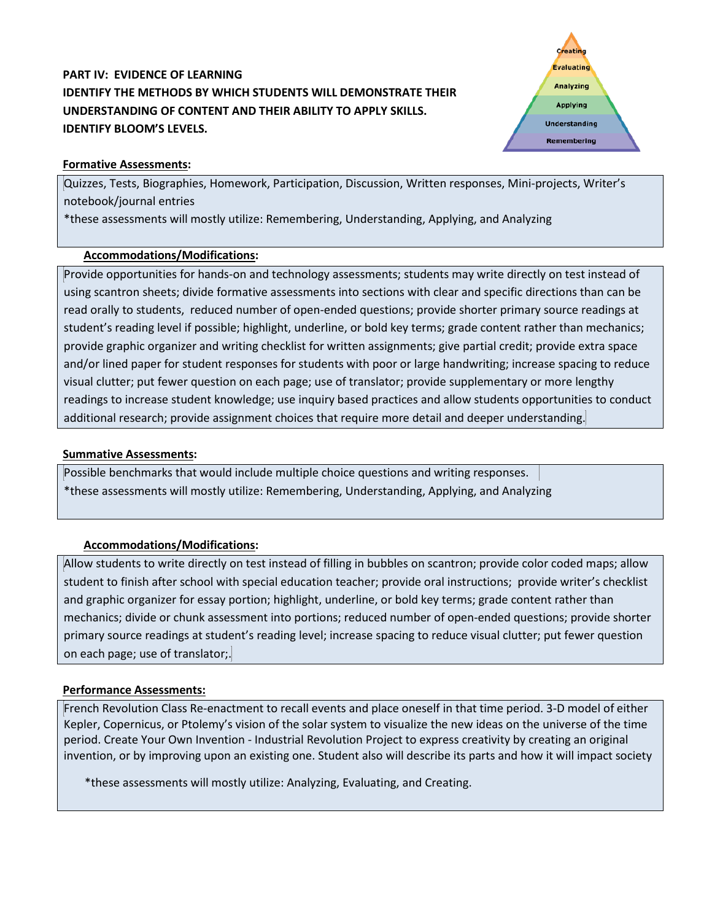**PART IV: EVIDENCE OF LEARNING**
**IDENTIFY THE METHODS BY WHICH STUDENTS WILL DEMONSTRATE THEIR UNDERSTANDING OF CONTENT AND THEIR ABILITY TO APPLY SKILLS.**
**IDENTIFY BLOOM'S LEVELS.**

Creating
Evaluating
Analyzing
Applying
Understanding
Remembering

**Formative Assessments:**

Quizzes, Tests, Biographies, Homework, Participation, Discussion, Written responses, Mini-projects, Writer's notebook/journal entries
*these assessments will mostly utilize: Remembering, Understanding, Applying, and Analyzing

**Accommodations/Modifications:**

Provide opportunities for hands-on and technology assessments; students may write directly on test instead of using scantron sheets; divide formative assessments into sections with clear and specific directions than can be read orally to students, reduced number of open-ended questions; provide shorter primary source readings at student's reading level if possible; highlight, underline, or bold key terms; grade content rather than mechanics; provide graphic organizer and writing checklist for written assignments; give partial credit; provide extra space and/or lined paper for student responses for students with poor or large handwriting; increase spacing to reduce visual clutter; put fewer question on each page; use of translator; provide supplementary or more lengthy readings to increase student knowledge; use inquiry based practices and allow students opportunities to conduct additional research; provide assignment choices that require more detail and deeper understanding.

**Summative Assessments:**

Possible benchmarks that would include multiple choice questions and writing responses.
*these assessments will mostly utilize: Remembering, Understanding, Applying, and Analyzing

**Accommodations/Modifications:**

Allow students to write directly on test instead of filling in bubbles on scantron; provide color coded maps; allow student to finish after school with special education teacher; provide oral instructions; provide writer's checklist and graphic organizer for essay portion; highlight, underline, or bold key terms; grade content rather than mechanics; divide or chunk assessment into portions; reduced number of open-ended questions; provide shorter primary source readings at student's reading level; increase spacing to reduce visual clutter; put fewer question on each page; use of translator;.

**Performance Assessments:**

French Revolution Class Re-enactment to recall events and place oneself in that time period. 3-D model of either Kepler, Copernicus, or Ptolemy's vision of the solar system to visualize the new ideas on the universe of the time period. Create Your Own Invention - Industrial Revolution Project to express creativity by creating an original invention, or by improving upon an existing one. Student also will describe its parts and how it will impact society

*these assessments will mostly utilize: Analyzing, Evaluating, and Creating.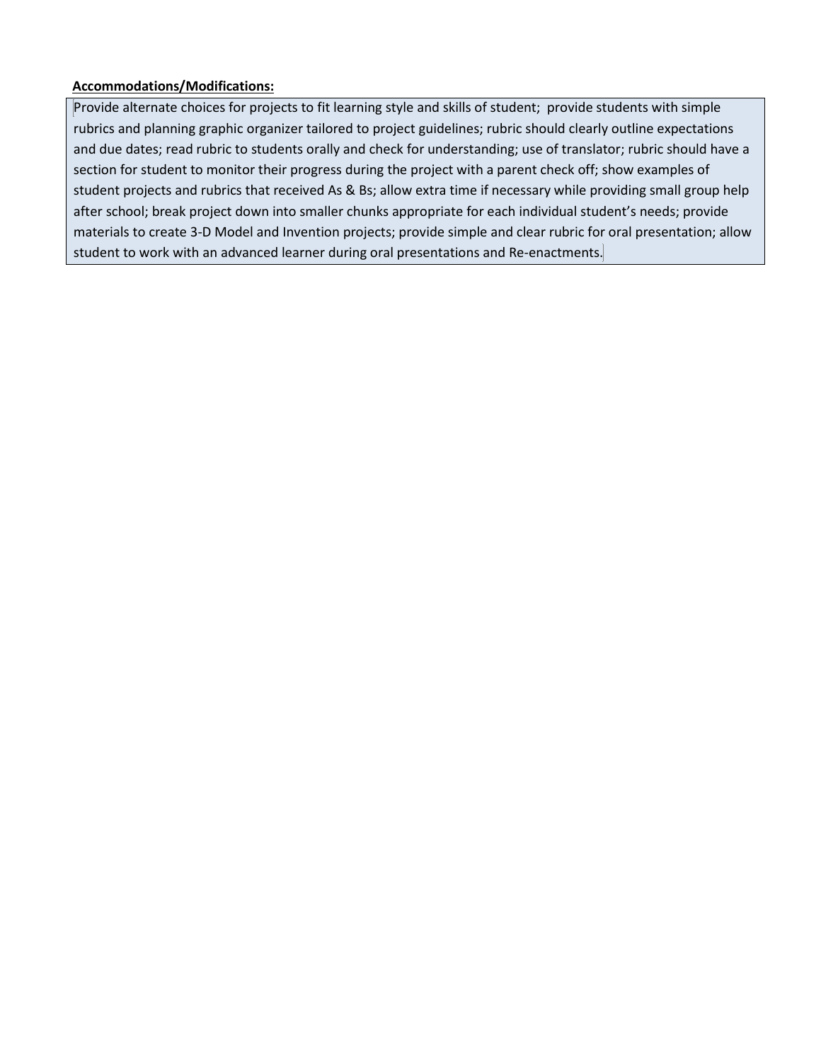**Accommodations/Modifications:**

Provide alternate choices for projects to fit learning style and skills of student; provide students with simple rubrics and planning graphic organizer tailored to project guidelines; rubric should clearly outline expectations and due dates; read rubric to students orally and check for understanding; use of translator; rubric should have a section for student to monitor their progress during the project with a parent check off; show examples of student projects and rubrics that received As & Bs; allow extra time if necessary while providing small group help after school; break project down into smaller chunks appropriate for each individual student's needs; provide materials to create 3-D Model and Invention projects; provide simple and clear rubric for oral presentation; allow student to work with an advanced learner during oral presentations and Re-enactments.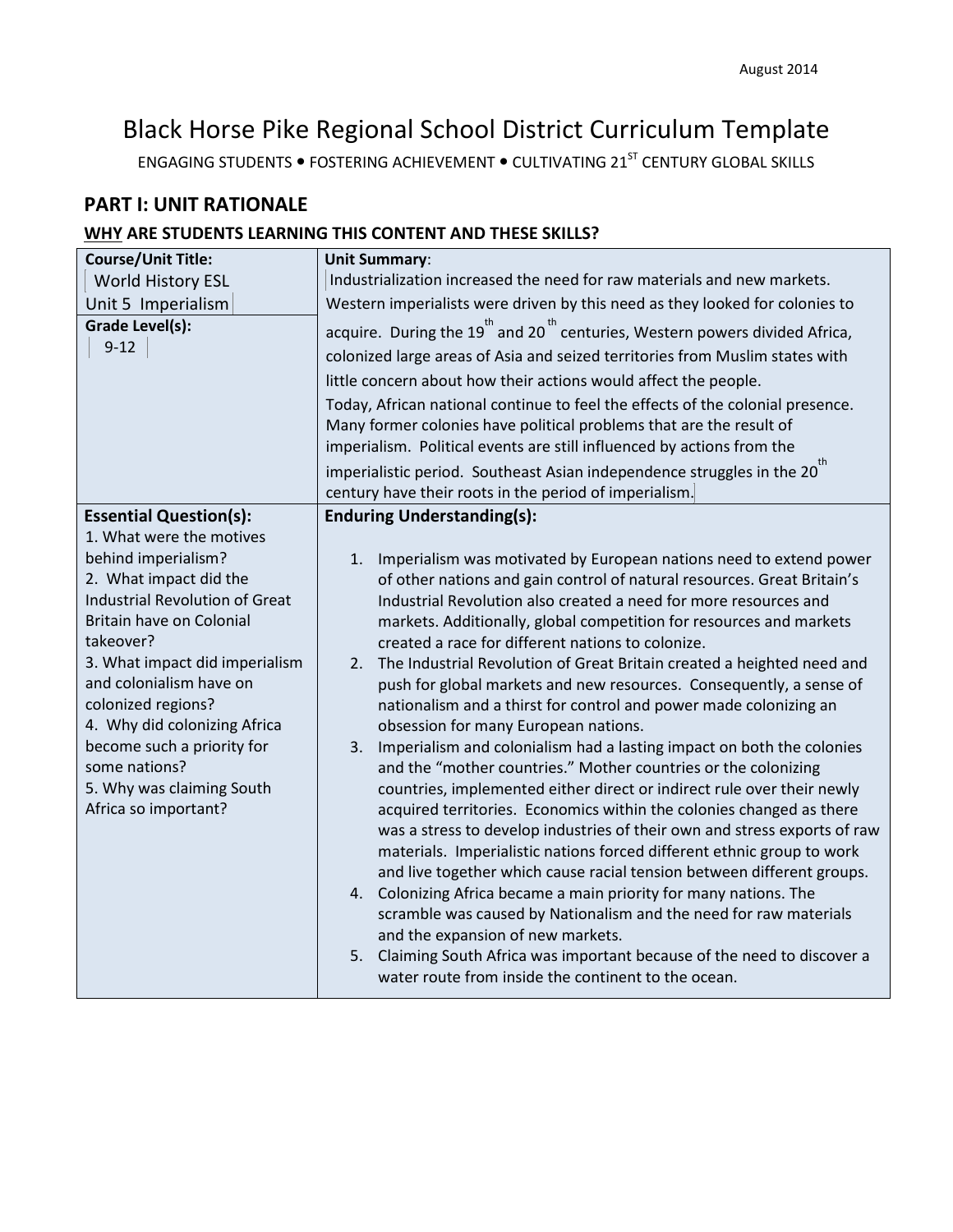August 2014

# Black Horse Pike Regional School District Curriculum Template

ENGAGING STUDENTS • FOSTERING ACHIEVEMENT • CULTIVATING 21ST CENTURY GLOBAL SKILLS

## PART I: UNIT RATIONALE

### WHY ARE STUDENTS LEARNING THIS CONTENT AND THESE SKILLS?

| **Course/Unit Title:** World History ESL Unit 5 Imperialism<br><br>**Grade Level(s):** 9-12 | **Unit Summary**: Industrialization increased the need for raw materials and new markets. Western imperialists were driven by this need as they looked for colonies to acquire. During the 19th and 20th centuries, Western powers divided Africa, colonized large areas of Asia and seized territories from Muslim states with little concern about how their actions would affect the people.<br>Today, African national continue to feel the effects of the colonial presence. Many former colonies have political problems that are the result of imperialism. Political events are still influenced by actions from the imperialistic period. Southeast Asian independence struggles in the 20th century have their roots in the period of imperialism. |
|---|---|
| **Essential Question(s):**<br>1. What were the motives behind imperialism?<br>2. What impact did the Industrial Revolution of Great Britain have on Colonial takeover?<br>3. What impact did imperialism and colonialism have on colonized regions?<br>4. Why did colonizing Africa become such a priority for some nations?<br>5. Why was claiming South Africa so important? | **Enduring Understanding(s):**<br>1. Imperialism was motivated by European nations need to extend power of other nations and gain control of natural resources. Great Britain's Industrial Revolution also created a need for more resources and markets. Additionally, global competition for resources and markets created a race for different nations to colonize.<br>2. The Industrial Revolution of Great Britain created a heighted need and push for global markets and new resources. Consequently, a sense of nationalism and a thirst for control and power made colonizing an obsession for many European nations.<br>3. Imperialism and colonialism had a lasting impact on both the colonies and the "mother countries." Mother countries or the colonizing countries, implemented either direct or indirect rule over their newly acquired territories. Economics within the colonies changed as there was a stress to develop industries of their own and stress exports of raw materials. Imperialistic nations forced different ethnic group to work and live together which cause racial tension between different groups.<br>4. Colonizing Africa became a main priority for many nations. The scramble was caused by Nationalism and the need for raw materials and the expansion of new markets.<br>5. Claiming South Africa was important because of the need to discover a water route from inside the continent to the ocean. |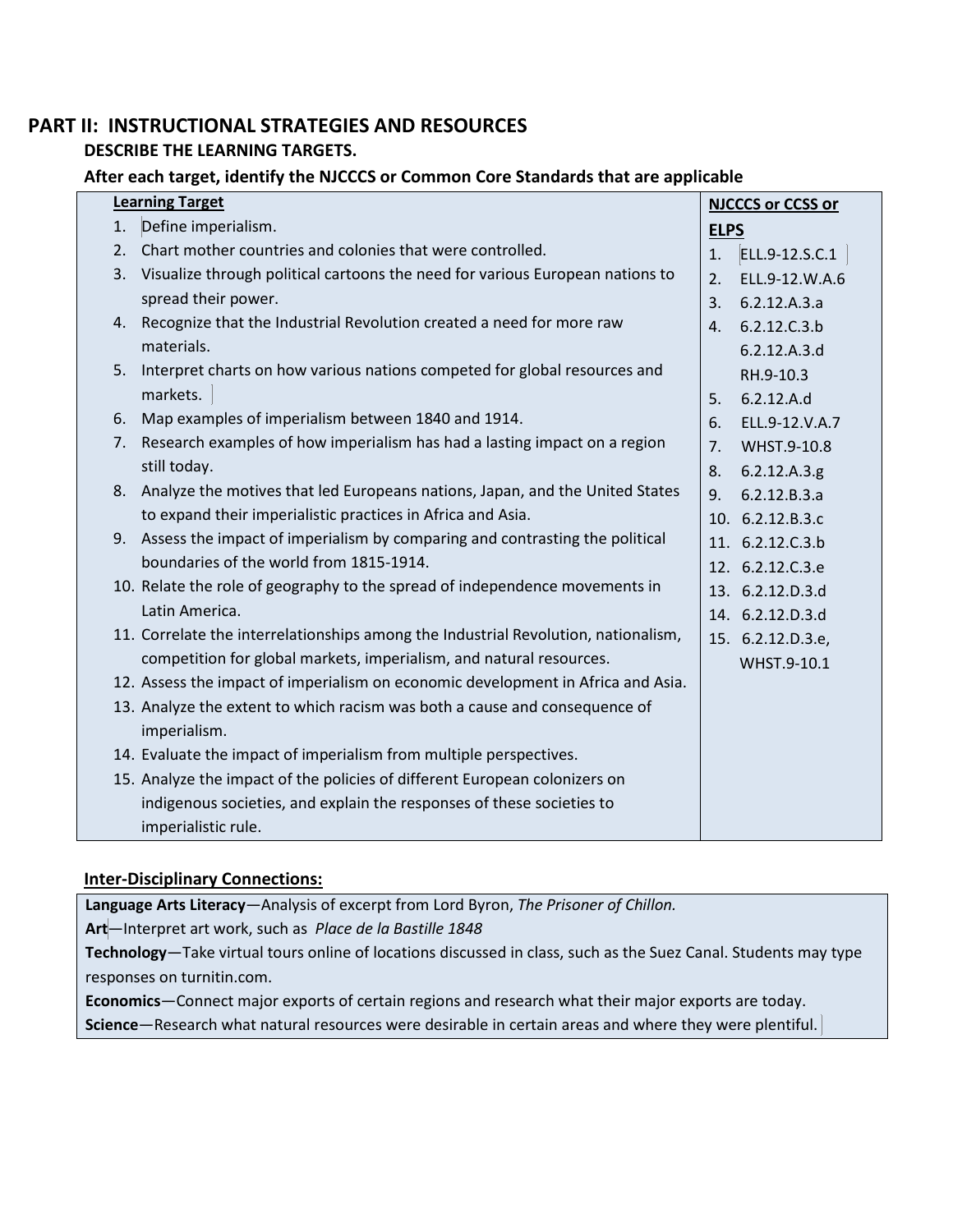## PART II: INSTRUCTIONAL STRATEGIES AND RESOURCES

### DESCRIBE THE LEARNING TARGETS.

### After each target, identify the NJCCCS or Common Core Standards that are applicable

| Learning Target | NJCCCS or CCSS or ELPS |
|---|---|
| 1. Define imperialism. | 1. ELL.9-12.S.C.1 |
| 2. Chart mother countries and colonies that were controlled. | 2. ELL.9-12.W.A.6 |
| 3. Visualize through political cartoons the need for various European nations to spread their power. | 3. 6.2.12.A.3.a |
| 4. Recognize that the Industrial Revolution created a need for more raw materials. | 4. 6.2.12.C.3.b<br>6.2.12.A.3.d<br>RH.9-10.3 |
| 5. Interpret charts on how various nations competed for global resources and markets. | 5. 6.2.12.A.d |
| 6. Map examples of imperialism between 1840 and 1914. | 6. ELL.9-12.V.A.7 |
| 7. Research examples of how imperialism has had a lasting impact on a region still today. | 7. WHST.9-10.8 |
| 8. Analyze the motives that led Europeans nations, Japan, and the United States to expand their imperialistic practices in Africa and Asia. | 8. 6.2.12.A.3.g |
| 9. Assess the impact of imperialism by comparing and contrasting the political boundaries of the world from 1815-1914. | 9. 6.2.12.B.3.a |
| 10. Relate the role of geography to the spread of independence movements in Latin America. | 10. 6.2.12.B.3.c |
| 11. Correlate the interrelationships among the Industrial Revolution, nationalism, competition for global markets, imperialism, and natural resources. | 11. 6.2.12.C.3.b |
| 12. Assess the impact of imperialism on economic development in Africa and Asia. | 12. 6.2.12.C.3.e |
| 13. Analyze the extent to which racism was both a cause and consequence of imperialism. | 13. 6.2.12.D.3.d |
| 14. Evaluate the impact of imperialism from multiple perspectives. | 14. 6.2.12.D.3.d |
| 15. Analyze the impact of the policies of different European colonizers on indigenous societies, and explain the responses of these societies to imperialistic rule. | 15. 6.2.12.D.3.e,<br>WHST.9-10.1 |

### Inter-Disciplinary Connections:

**Language Arts Literacy**—Analysis of excerpt from Lord Byron, *The Prisoner of Chillon.*

**Art**—Interpret art work, such as *Place de la Bastille 1848*

**Technology**—Take virtual tours online of locations discussed in class, such as the Suez Canal. Students may type responses on turnitin.com.

**Economics**—Connect major exports of certain regions and research what their major exports are today.

**Science**—Research what natural resources were desirable in certain areas and where they were plentiful.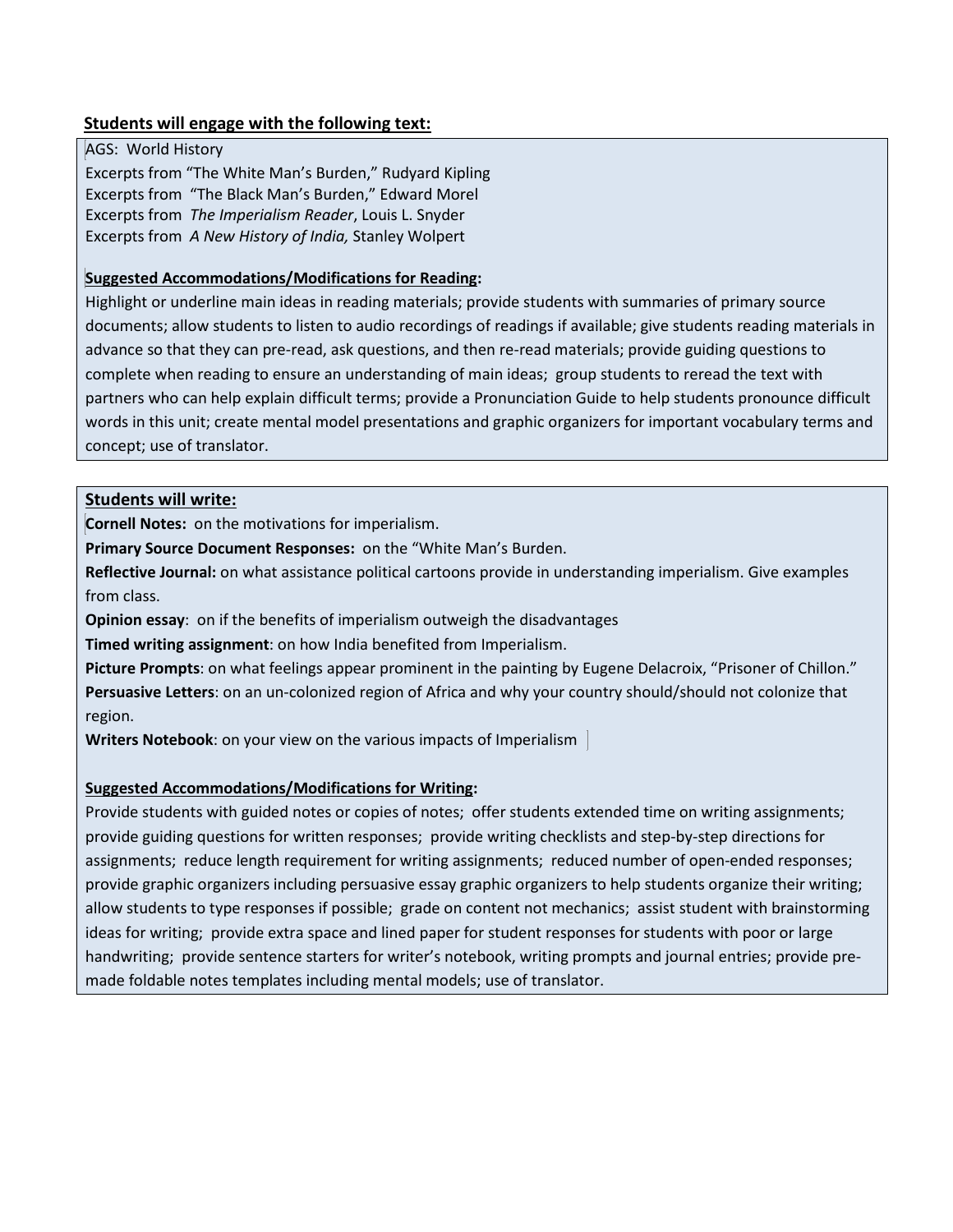**Students will engage with the following text:**

AGS: World History
Excerpts from "The White Man's Burden," Rudyard Kipling
Excerpts from "The Black Man's Burden," Edward Morel
Excerpts from *The Imperialism Reader*, Louis L. Snyder
Excerpts from *A New History of India,* Stanley Wolpert

**Suggested Accommodations/Modifications for Reading:**

Highlight or underline main ideas in reading materials; provide students with summaries of primary source documents; allow students to listen to audio recordings of readings if available; give students reading materials in advance so that they can pre-read, ask questions, and then re-read materials; provide guiding questions to complete when reading to ensure an understanding of main ideas; group students to reread the text with partners who can help explain difficult terms; provide a Pronunciation Guide to help students pronounce difficult words in this unit; create mental model presentations and graphic organizers for important vocabulary terms and concept; use of translator.

**Students will write:**

**Cornell Notes:** on the motivations for imperialism.
**Primary Source Document Responses:** on the "White Man's Burden.
**Reflective Journal:** on what assistance political cartoons provide in understanding imperialism. Give examples from class.
**Opinion essay**: on if the benefits of imperialism outweigh the disadvantages
**Timed writing assignment**: on how India benefited from Imperialism.
**Picture Prompts**: on what feelings appear prominent in the painting by Eugene Delacroix, "Prisoner of Chillon."
**Persuasive Letters**: on an un-colonized region of Africa and why your country should/should not colonize that region.
**Writers Notebook**: on your view on the various impacts of Imperialism

**Suggested Accommodations/Modifications for Writing:**

Provide students with guided notes or copies of notes; offer students extended time on writing assignments; provide guiding questions for written responses; provide writing checklists and step-by-step directions for assignments; reduce length requirement for writing assignments; reduced number of open-ended responses; provide graphic organizers including persuasive essay graphic organizers to help students organize their writing; allow students to type responses if possible; grade on content not mechanics; assist student with brainstorming ideas for writing; provide extra space and lined paper for student responses for students with poor or large handwriting; provide sentence starters for writer's notebook, writing prompts and journal entries; provide pre-made foldable notes templates including mental models; use of translator.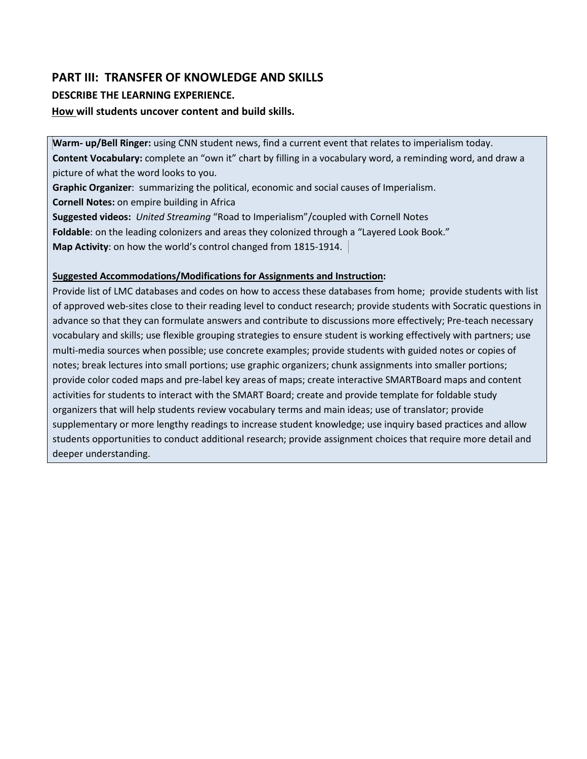## PART III: TRANSFER OF KNOWLEDGE AND SKILLS

### DESCRIBE THE LEARNING EXPERIENCE.

**How will students uncover content and build skills.**

**Warm- up/Bell Ringer:** using CNN student news, find a current event that relates to imperialism today.
**Content Vocabulary:** complete an "own it" chart by filling in a vocabulary word, a reminding word, and draw a picture of what the word looks to you.
**Graphic Organizer**: summarizing the political, economic and social causes of Imperialism.
**Cornell Notes:** on empire building in Africa
**Suggested videos:** *United Streaming* "Road to Imperialism"/coupled with Cornell Notes
**Foldable**: on the leading colonizers and areas they colonized through a "Layered Look Book."
**Map Activity**: on how the world's control changed from 1815-1914.

**Suggested Accommodations/Modifications for Assignments and Instruction:**
Provide list of LMC databases and codes on how to access these databases from home; provide students with list of approved web-sites close to their reading level to conduct research; provide students with Socratic questions in advance so that they can formulate answers and contribute to discussions more effectively; Pre-teach necessary vocabulary and skills; use flexible grouping strategies to ensure student is working effectively with partners; use multi-media sources when possible; use concrete examples; provide students with guided notes or copies of notes; break lectures into small portions; use graphic organizers; chunk assignments into smaller portions; provide color coded maps and pre-label key areas of maps; create interactive SMARTBoard maps and content activities for students to interact with the SMART Board; create and provide template for foldable study organizers that will help students review vocabulary terms and main ideas; use of translator; provide supplementary or more lengthy readings to increase student knowledge; use inquiry based practices and allow students opportunities to conduct additional research; provide assignment choices that require more detail and deeper understanding.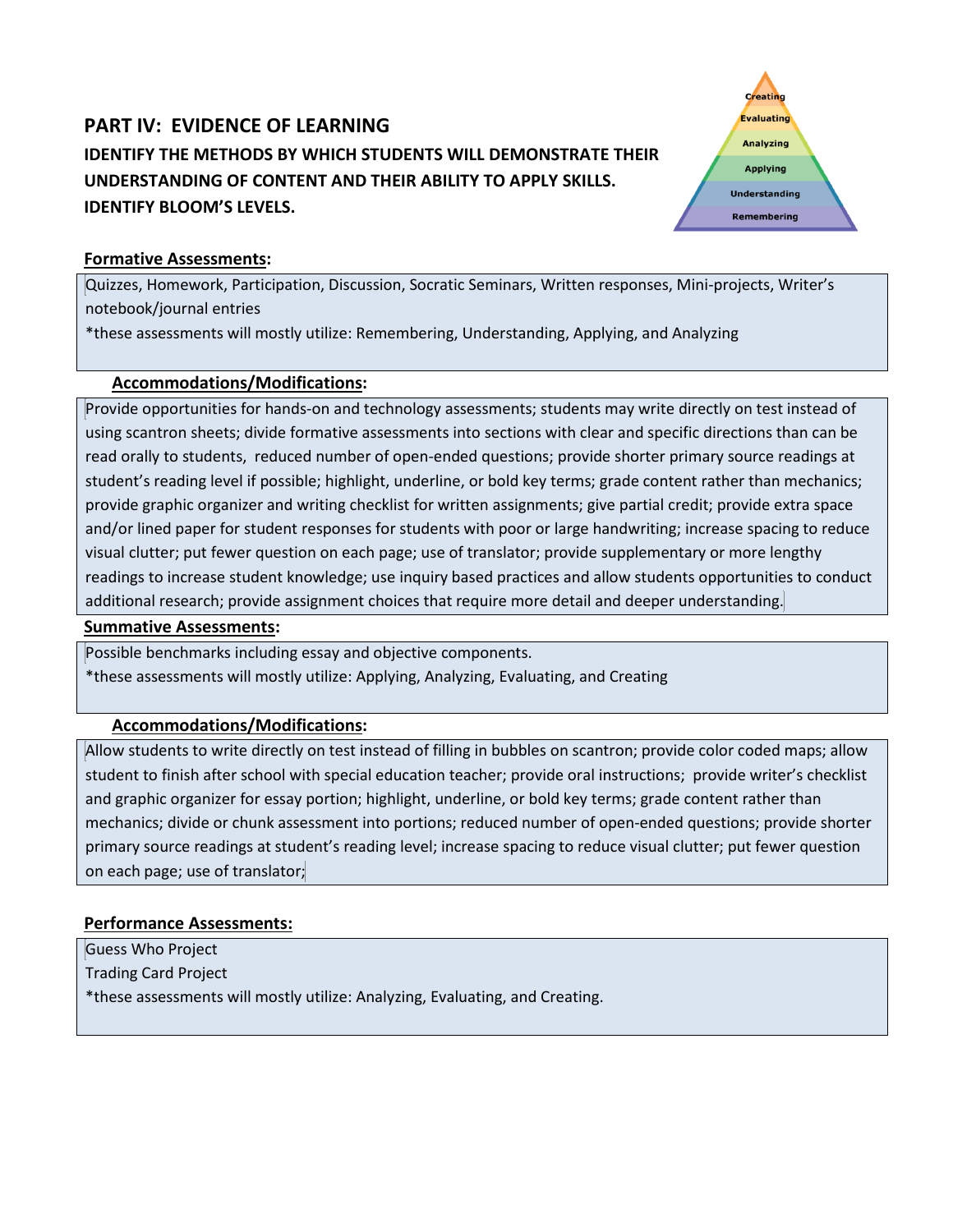## PART IV: EVIDENCE OF LEARNING

**IDENTIFY THE METHODS BY WHICH STUDENTS WILL DEMONSTRATE THEIR UNDERSTANDING OF CONTENT AND THEIR ABILITY TO APPLY SKILLS. IDENTIFY BLOOM'S LEVELS.**

Creating
Evaluating
Analyzing
Applying
Understanding
Remembering

**Formative Assessments:**

Quizzes, Homework, Participation, Discussion, Socratic Seminars, Written responses, Mini-projects, Writer's notebook/journal entries

*these assessments will mostly utilize: Remembering, Understanding, Applying, and Analyzing

**Accommodations/Modifications:**

Provide opportunities for hands-on and technology assessments; students may write directly on test instead of using scantron sheets; divide formative assessments into sections with clear and specific directions than can be read orally to students, reduced number of open-ended questions; provide shorter primary source readings at student's reading level if possible; highlight, underline, or bold key terms; grade content rather than mechanics; provide graphic organizer and writing checklist for written assignments; give partial credit; provide extra space and/or lined paper for student responses for students with poor or large handwriting; increase spacing to reduce visual clutter; put fewer question on each page; use of translator; provide supplementary or more lengthy readings to increase student knowledge; use inquiry based practices and allow students opportunities to conduct additional research; provide assignment choices that require more detail and deeper understanding.

**Summative Assessments:**

Possible benchmarks including essay and objective components.

*these assessments will mostly utilize: Applying, Analyzing, Evaluating, and Creating

**Accommodations/Modifications:**

Allow students to write directly on test instead of filling in bubbles on scantron; provide color coded maps; allow student to finish after school with special education teacher; provide oral instructions; provide writer's checklist and graphic organizer for essay portion; highlight, underline, or bold key terms; grade content rather than mechanics; divide or chunk assessment into portions; reduced number of open-ended questions; provide shorter primary source readings at student's reading level; increase spacing to reduce visual clutter; put fewer question on each page; use of translator;

**Performance Assessments:**

Guess Who Project

Trading Card Project

*these assessments will mostly utilize: Analyzing, Evaluating, and Creating.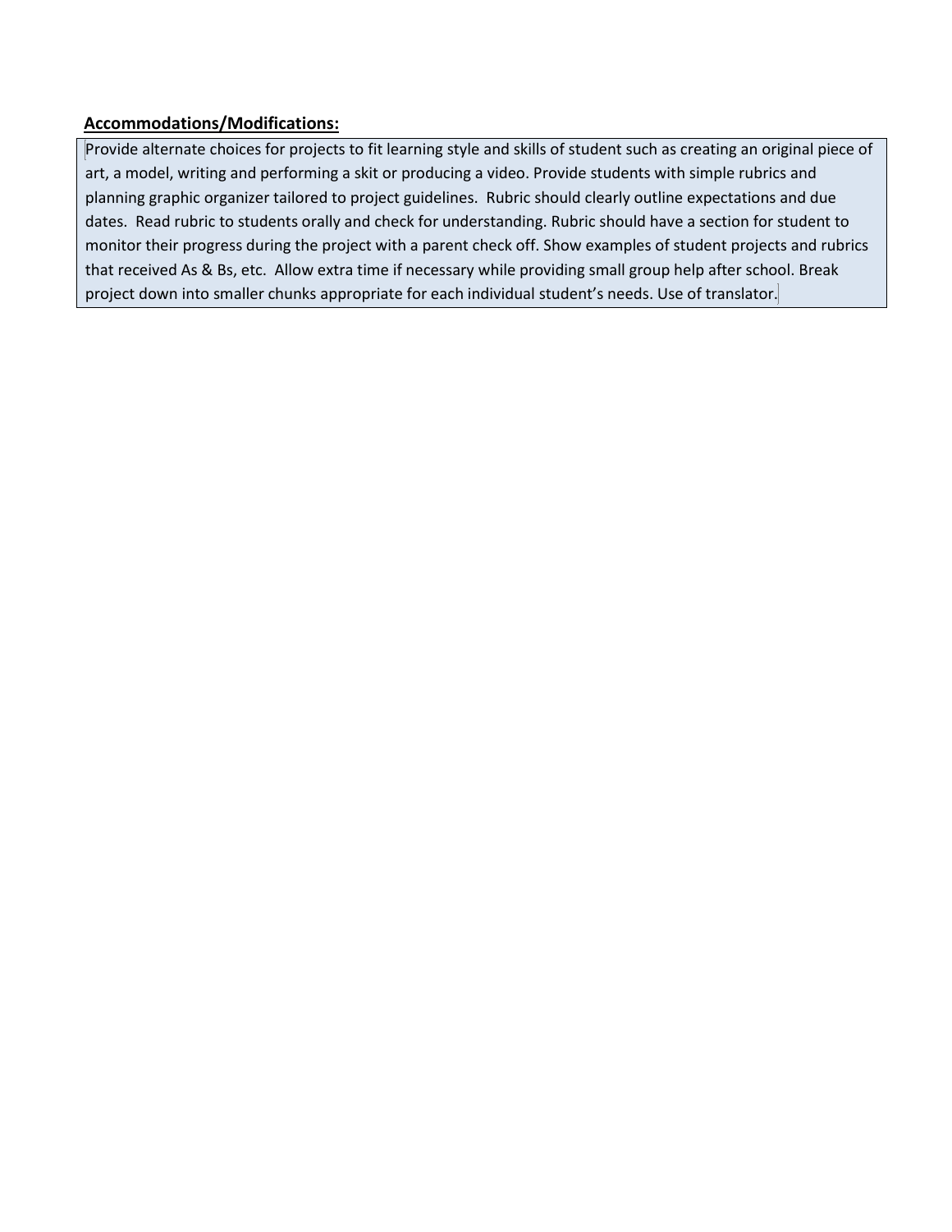**Accommodations/Modifications:**

Provide alternate choices for projects to fit learning style and skills of student such as creating an original piece of art, a model, writing and performing a skit or producing a video. Provide students with simple rubrics and planning graphic organizer tailored to project guidelines. Rubric should clearly outline expectations and due dates. Read rubric to students orally and check for understanding. Rubric should have a section for student to monitor their progress during the project with a parent check off. Show examples of student projects and rubrics that received As & Bs, etc. Allow extra time if necessary while providing small group help after school. Break project down into smaller chunks appropriate for each individual student's needs. Use of translator.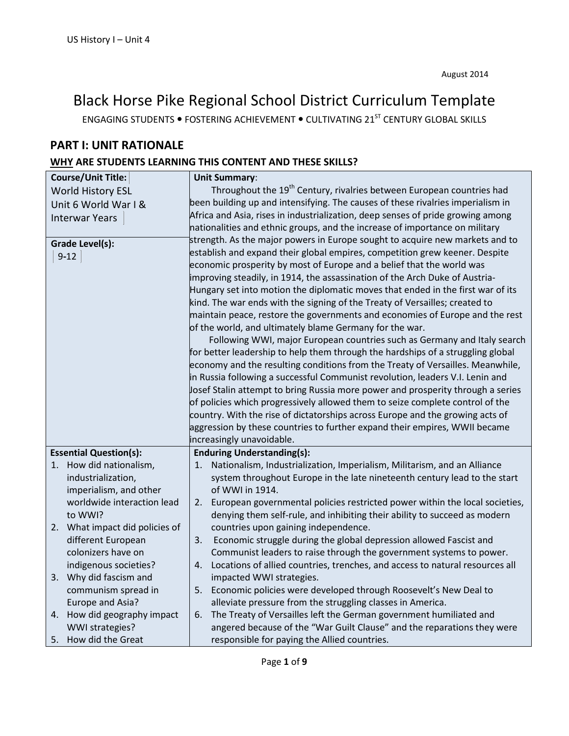August 2014

# Black Horse Pike Regional School District Curriculum Template

ENGAGING STUDENTS • FOSTERING ACHIEVEMENT • CULTIVATING 21ST CENTURY GLOBAL SKILLS

## PART I: UNIT RATIONALE

### WHY ARE STUDENTS LEARNING THIS CONTENT AND THESE SKILLS?

| **Course/Unit Title:** World History ESL Unit 6 World War I & Interwar Years<br><br>**Grade Level(s):** 9-12 | **Unit Summary**:<br>Throughout the 19th Century, rivalries between European countries had been building up and intensifying. The causes of these rivalries imperialism in Africa and Asia, rises in industrialization, deep senses of pride growing among nationalities and ethnic groups, and the increase of importance on military strength. As the major powers in Europe sought to acquire new markets and to establish and expand their global empires, competition grew keener. Despite economic prosperity by most of Europe and a belief that the world was improving steadily, in 1914, the assassination of the Arch Duke of Austria-Hungary set into motion the diplomatic moves that ended in the first war of its kind. The war ends with the signing of the Treaty of Versailles; created to maintain peace, restore the governments and economies of Europe and the rest of the world, and ultimately blame Germany for the war.<br>Following WWI, major European countries such as Germany and Italy search for better leadership to help them through the hardships of a struggling global economy and the resulting conditions from the Treaty of Versailles. Meanwhile, in Russia following a successful Communist revolution, leaders V.I. Lenin and Josef Stalin attempt to bring Russia more power and prosperity through a series of policies which progressively allowed them to seize complete control of the country. With the rise of dictatorships across Europe and the growing acts of aggression by these countries to further expand their empires, WWII became increasingly unavoidable. |
|---|---|
| **Essential Question(s):**<br>1. How did nationalism, industrialization, imperialism, and other worldwide interaction lead to WWI?<br>2. What impact did policies of different European colonizers have on indigenous societies?<br>3. Why did fascism and communism spread in Europe and Asia?<br>4. How did geography impact WWI strategies?<br>5. How did the Great | **Enduring Understanding(s):**<br>1. Nationalism, Industrialization, Imperialism, Militarism, and an Alliance system throughout Europe in the late nineteenth century lead to the start of WWI in 1914.<br>2. European governmental policies restricted power within the local societies, denying them self-rule, and inhibiting their ability to succeed as modern countries upon gaining independence.<br>3. Economic struggle during the global depression allowed Fascist and Communist leaders to raise through the government systems to power.<br>4. Locations of allied countries, trenches, and access to natural resources all impacted WWI strategies.<br>5. Economic policies were developed through Roosevelt's New Deal to alleviate pressure from the struggling classes in America.<br>6. The Treaty of Versailles left the German government humiliated and angered because of the "War Guilt Clause" and the reparations they were responsible for paying the Allied countries. |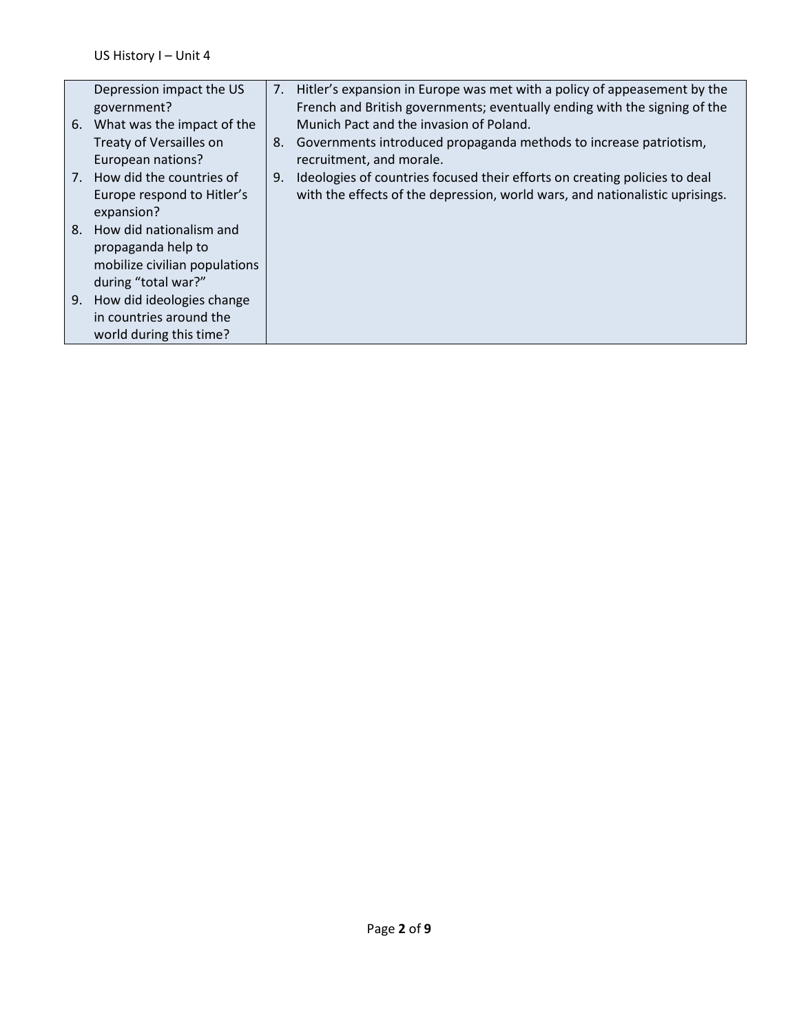| | |
|---|---|
| Depression impact the US government?<br>6. What was the impact of the Treaty of Versailles on European nations?<br>7. How did the countries of Europe respond to Hitler's expansion?<br>8. How did nationalism and propaganda help to mobilize civilian populations during "total war?"<br>9. How did ideologies change in countries around the world during this time? | 7. Hitler's expansion in Europe was met with a policy of appeasement by the French and British governments; eventually ending with the signing of the Munich Pact and the invasion of Poland.<br>8. Governments introduced propaganda methods to increase patriotism, recruitment, and morale.<br>9. Ideologies of countries focused their efforts on creating policies to deal with the effects of the depression, world wars, and nationalistic uprisings. |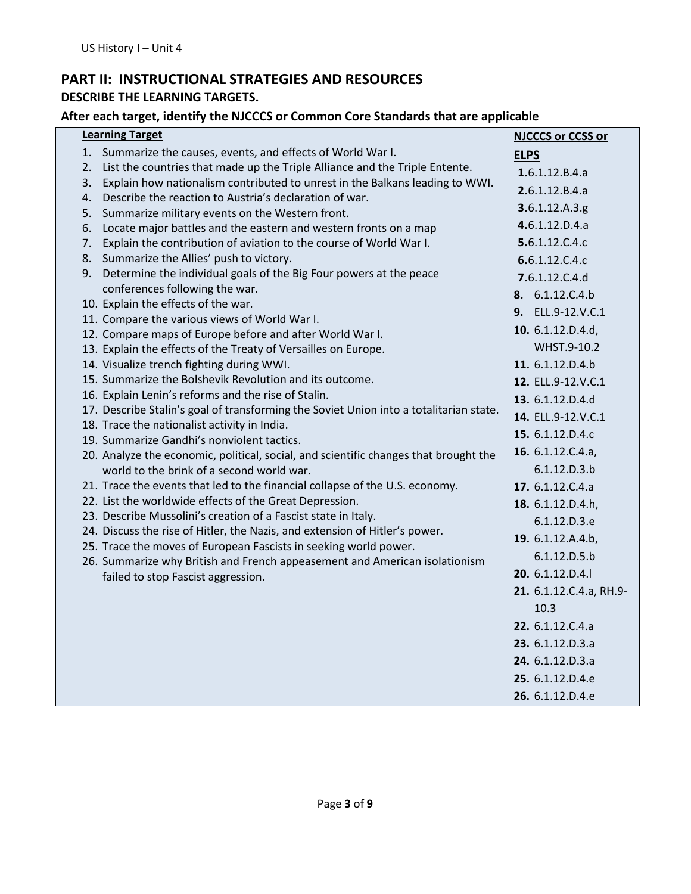## PART II: INSTRUCTIONAL STRATEGIES AND RESOURCES

### DESCRIBE THE LEARNING TARGETS.

### After each target, identify the NJCCCS or Common Core Standards that are applicable

| Learning Target | NJCCCS or CCSS or ELPS |
|---|---|
| 1. Summarize the causes, events, and effects of World War I. | **1.** 6.1.12.B.4.a |
| 2. List the countries that made up the Triple Alliance and the Triple Entente. | **2.** 6.1.12.B.4.a |
| 3. Explain how nationalism contributed to unrest in the Balkans leading to WWI. | **3.** 6.1.12.A.3.g |
| 4. Describe the reaction to Austria's declaration of war. | **4.** 6.1.12.D.4.a |
| 5. Summarize military events on the Western front. | **5.** 6.1.12.C.4.c |
| 6. Locate major battles and the eastern and western fronts on a map | **6.** 6.1.12.C.4.c |
| 7. Explain the contribution of aviation to the course of World War I. | **7.** 6.1.12.C.4.d |
| 8. Summarize the Allies' push to victory. | **8.** 6.1.12.C.4.b |
| 9. Determine the individual goals of the Big Four powers at the peace conferences following the war. | **9.** ELL.9-12.V.C.1 |
| 10. Explain the effects of the war. | **10.** 6.1.12.D.4.d, WHST.9-10.2 |
| 11. Compare the various views of World War I. | **11.** 6.1.12.D.4.b |
| 12. Compare maps of Europe before and after World War I. | **12.** ELL.9-12.V.C.1 |
| 13. Explain the effects of the Treaty of Versailles on Europe. | **13.** 6.1.12.D.4.d |
| 14. Visualize trench fighting during WWI. | **14.** ELL.9-12.V.C.1 |
| 15. Summarize the Bolshevik Revolution and its outcome. | **15.** 6.1.12.D.4.c |
| 16. Explain Lenin's reforms and the rise of Stalin. | **16.** 6.1.12.C.4.a, 6.1.12.D.3.b |
| 17. Describe Stalin's goal of transforming the Soviet Union into a totalitarian state. | **17.** 6.1.12.C.4.a |
| 18. Trace the nationalist activity in India. | **18.** 6.1.12.D.4.h, 6.1.12.D.3.e |
| 19. Summarize Gandhi's nonviolent tactics. | **19.** 6.1.12.A.4.b, 6.1.12.D.5.b |
| 20. Analyze the economic, political, social, and scientific changes that brought the world to the brink of a second world war. | **20.** 6.1.12.D.4.l |
| 21. Trace the events that led to the financial collapse of the U.S. economy. | **21.** 6.1.12.C.4.a, RH.9-10.3 |
| 22. List the worldwide effects of the Great Depression. | **22.** 6.1.12.C.4.a |
| 23. Describe Mussolini's creation of a Fascist state in Italy. | **23.** 6.1.12.D.3.a |
| 24. Discuss the rise of Hitler, the Nazis, and extension of Hitler's power. | **24.** 6.1.12.D.3.a |
| 25. Trace the moves of European Fascists in seeking world power. | **25.** 6.1.12.D.4.e |
| 26. Summarize why British and French appeasement and American isolationism failed to stop Fascist aggression. | **26.** 6.1.12.D.4.e |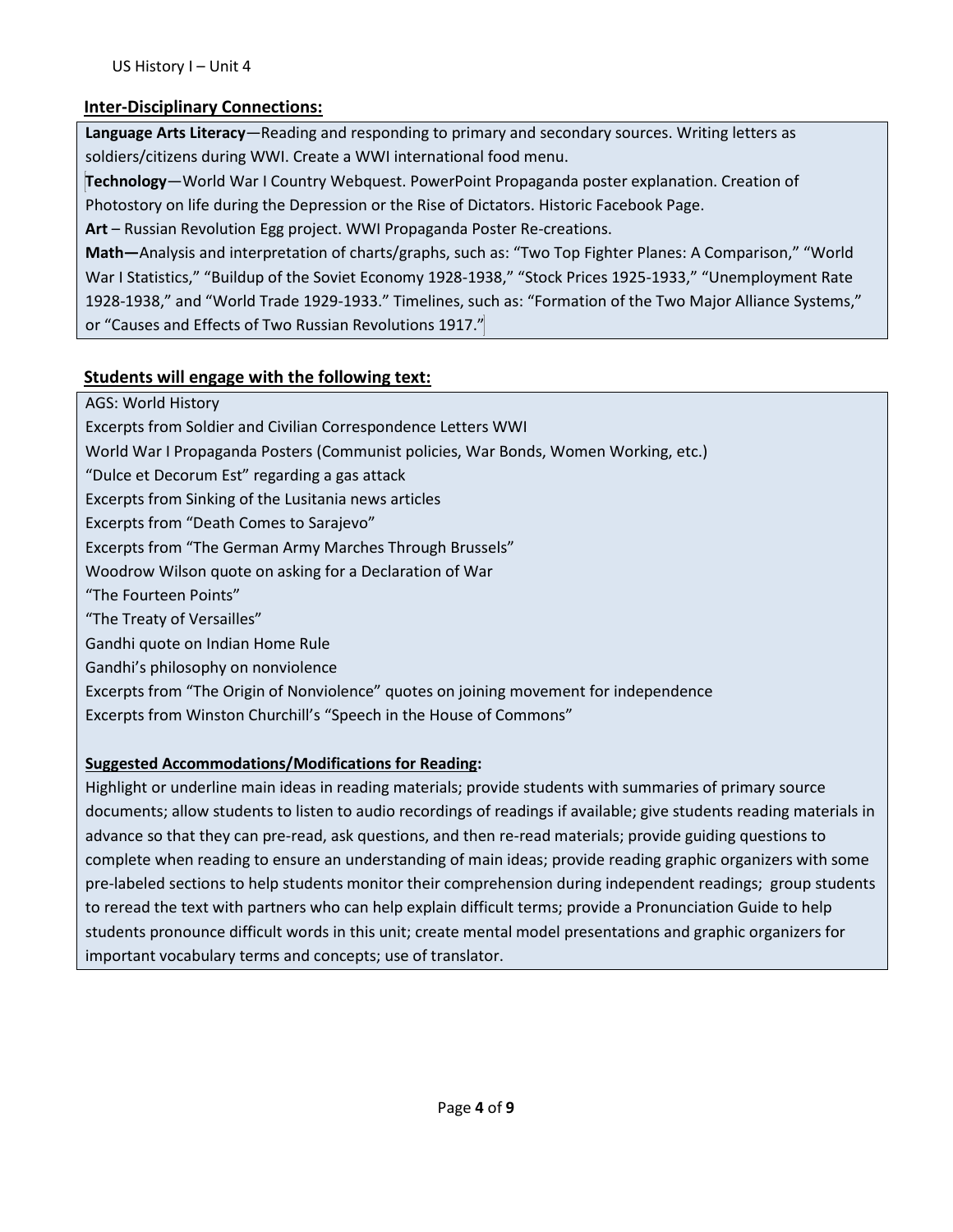## Inter-Disciplinary Connections:

**Language Arts Literacy**—Reading and responding to primary and secondary sources. Writing letters as soldiers/citizens during WWI. Create a WWI international food menu.

**Technology**—World War I Country Webquest. PowerPoint Propaganda poster explanation. Creation of Photostory on life during the Depression or the Rise of Dictators. Historic Facebook Page.

**Art** – Russian Revolution Egg project. WWI Propaganda Poster Re-creations.

**Math—**Analysis and interpretation of charts/graphs, such as: "Two Top Fighter Planes: A Comparison," "World War I Statistics," "Buildup of the Soviet Economy 1928-1938," "Stock Prices 1925-1933," "Unemployment Rate 1928-1938," and "World Trade 1929-1933." Timelines, such as: "Formation of the Two Major Alliance Systems," or "Causes and Effects of Two Russian Revolutions 1917."

## Students will engage with the following text:

AGS: World History

Excerpts from Soldier and Civilian Correspondence Letters WWI

World War I Propaganda Posters (Communist policies, War Bonds, Women Working, etc.)

"Dulce et Decorum Est" regarding a gas attack

Excerpts from Sinking of the Lusitania news articles

Excerpts from "Death Comes to Sarajevo"

Excerpts from "The German Army Marches Through Brussels"

Woodrow Wilson quote on asking for a Declaration of War

"The Fourteen Points"

"The Treaty of Versailles"

Gandhi quote on Indian Home Rule

Gandhi's philosophy on nonviolence

Excerpts from "The Origin of Nonviolence" quotes on joining movement for independence

Excerpts from Winston Churchill's "Speech in the House of Commons"

**Suggested Accommodations/Modifications for Reading:**

Highlight or underline main ideas in reading materials; provide students with summaries of primary source documents; allow students to listen to audio recordings of readings if available; give students reading materials in advance so that they can pre-read, ask questions, and then re-read materials; provide guiding questions to complete when reading to ensure an understanding of main ideas; provide reading graphic organizers with some pre-labeled sections to help students monitor their comprehension during independent readings; group students to reread the text with partners who can help explain difficult terms; provide a Pronunciation Guide to help students pronounce difficult words in this unit; create mental model presentations and graphic organizers for important vocabulary terms and concepts; use of translator.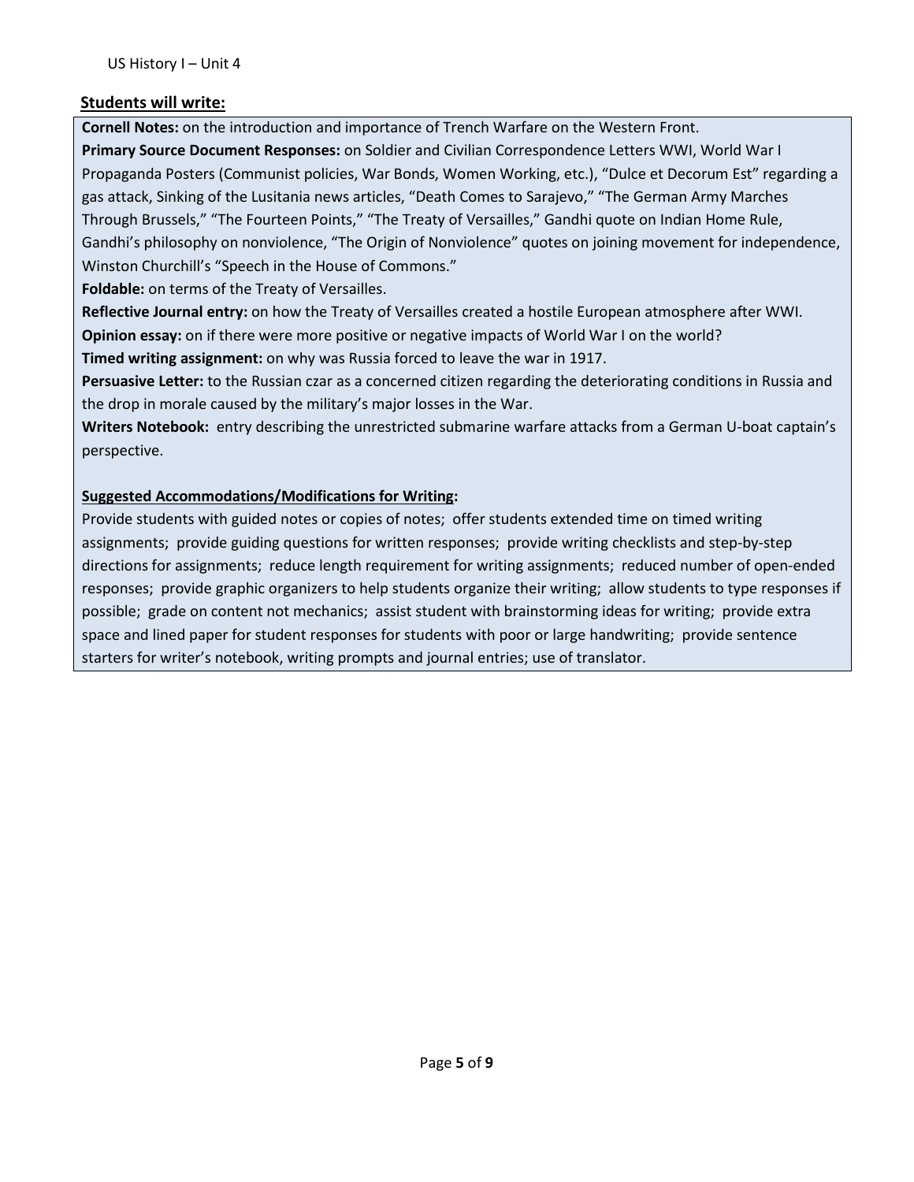**Students will write:**

**Cornell Notes:** on the introduction and importance of Trench Warfare on the Western Front.
**Primary Source Document Responses:** on Soldier and Civilian Correspondence Letters WWI, World War I Propaganda Posters (Communist policies, War Bonds, Women Working, etc.), "Dulce et Decorum Est" regarding a gas attack, Sinking of the Lusitania news articles, "Death Comes to Sarajevo," "The German Army Marches Through Brussels," "The Fourteen Points," "The Treaty of Versailles," Gandhi quote on Indian Home Rule, Gandhi's philosophy on nonviolence, "The Origin of Nonviolence" quotes on joining movement for independence, Winston Churchill's "Speech in the House of Commons."
**Foldable:** on terms of the Treaty of Versailles.
**Reflective Journal entry:** on how the Treaty of Versailles created a hostile European atmosphere after WWI.
**Opinion essay:** on if there were more positive or negative impacts of World War I on the world?
**Timed writing assignment:** on why was Russia forced to leave the war in 1917.
**Persuasive Letter:** to the Russian czar as a concerned citizen regarding the deteriorating conditions in Russia and the drop in morale caused by the military's major losses in the War.
**Writers Notebook:** entry describing the unrestricted submarine warfare attacks from a German U-boat captain's perspective.

**Suggested Accommodations/Modifications for Writing:**
Provide students with guided notes or copies of notes; offer students extended time on timed writing assignments; provide guiding questions for written responses; provide writing checklists and step-by-step directions for assignments; reduce length requirement for writing assignments; reduced number of open-ended responses; provide graphic organizers to help students organize their writing; allow students to type responses if possible; grade on content not mechanics; assist student with brainstorming ideas for writing; provide extra space and lined paper for student responses for students with poor or large handwriting; provide sentence starters for writer's notebook, writing prompts and journal entries; use of translator.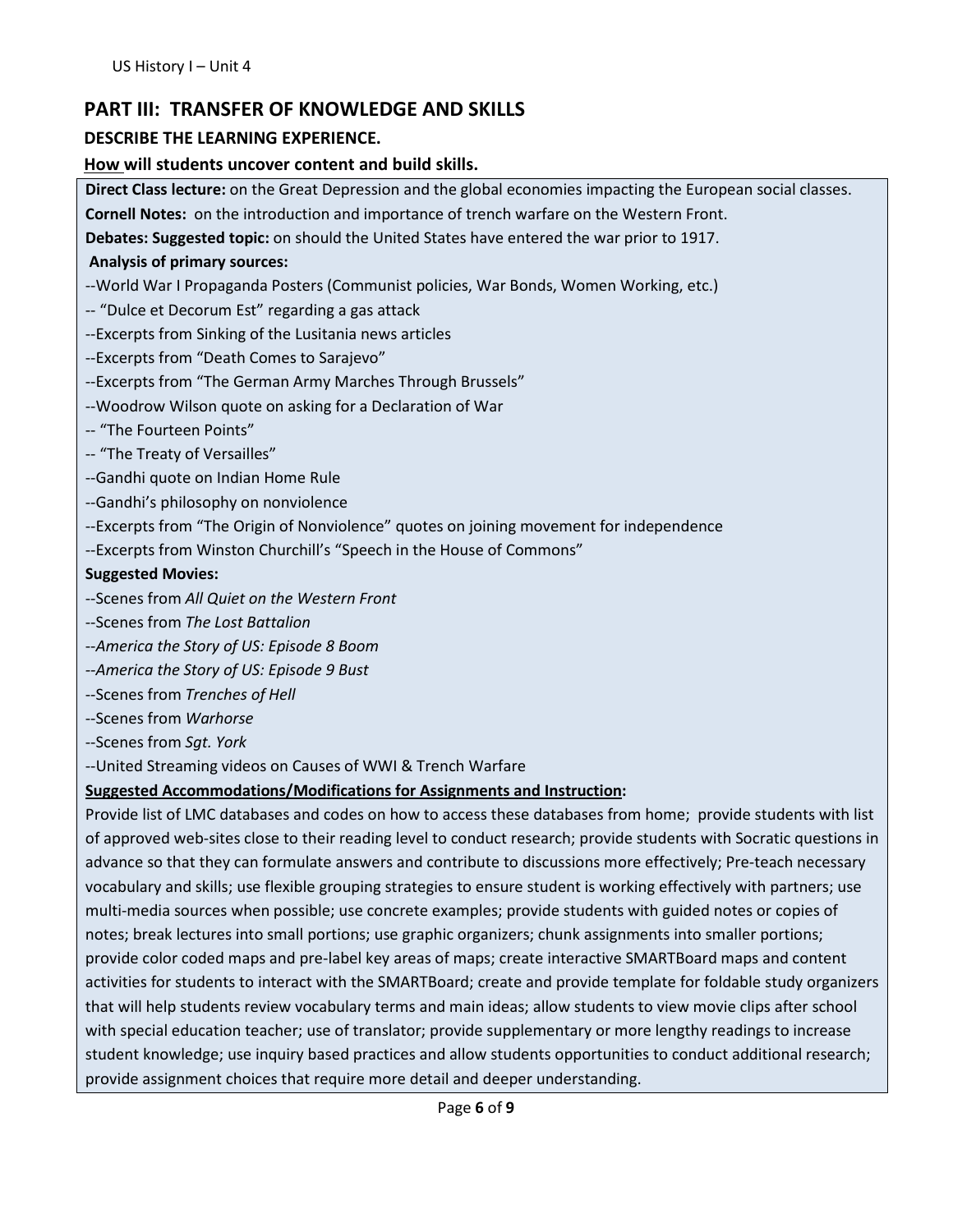## PART III: TRANSFER OF KNOWLEDGE AND SKILLS

### DESCRIBE THE LEARNING EXPERIENCE.

**How will students uncover content and build skills.**

**Direct Class lecture:** on the Great Depression and the global economies impacting the European social classes.

**Cornell Notes:** on the introduction and importance of trench warfare on the Western Front.

**Debates: Suggested topic:** on should the United States have entered the war prior to 1917.

**Analysis of primary sources:**

--World War I Propaganda Posters (Communist policies, War Bonds, Women Working, etc.)

-- "Dulce et Decorum Est" regarding a gas attack

--Excerpts from Sinking of the Lusitania news articles

--Excerpts from "Death Comes to Sarajevo"

--Excerpts from "The German Army Marches Through Brussels"

--Woodrow Wilson quote on asking for a Declaration of War

-- "The Fourteen Points"

-- "The Treaty of Versailles"

--Gandhi quote on Indian Home Rule

--Gandhi's philosophy on nonviolence

--Excerpts from "The Origin of Nonviolence" quotes on joining movement for independence

--Excerpts from Winston Churchill's "Speech in the House of Commons"

**Suggested Movies:**

--Scenes from *All Quiet on the Western Front*

--Scenes from *The Lost Battalion*

--*America the Story of US: Episode 8 Boom*

--*America the Story of US: Episode 9 Bust*

--Scenes from *Trenches of Hell*

--Scenes from *Warhorse*

--Scenes from *Sgt. York*

--United Streaming videos on Causes of WWI & Trench Warfare

**Suggested Accommodations/Modifications for Assignments and Instruction:**

Provide list of LMC databases and codes on how to access these databases from home; provide students with list of approved web-sites close to their reading level to conduct research; provide students with Socratic questions in advance so that they can formulate answers and contribute to discussions more effectively; Pre-teach necessary vocabulary and skills; use flexible grouping strategies to ensure student is working effectively with partners; use multi-media sources when possible; use concrete examples; provide students with guided notes or copies of notes; break lectures into small portions; use graphic organizers; chunk assignments into smaller portions; provide color coded maps and pre-label key areas of maps; create interactive SMARTBoard maps and content activities for students to interact with the SMARTBoard; create and provide template for foldable study organizers that will help students review vocabulary terms and main ideas; allow students to view movie clips after school with special education teacher; use of translator; provide supplementary or more lengthy readings to increase student knowledge; use inquiry based practices and allow students opportunities to conduct additional research; provide assignment choices that require more detail and deeper understanding.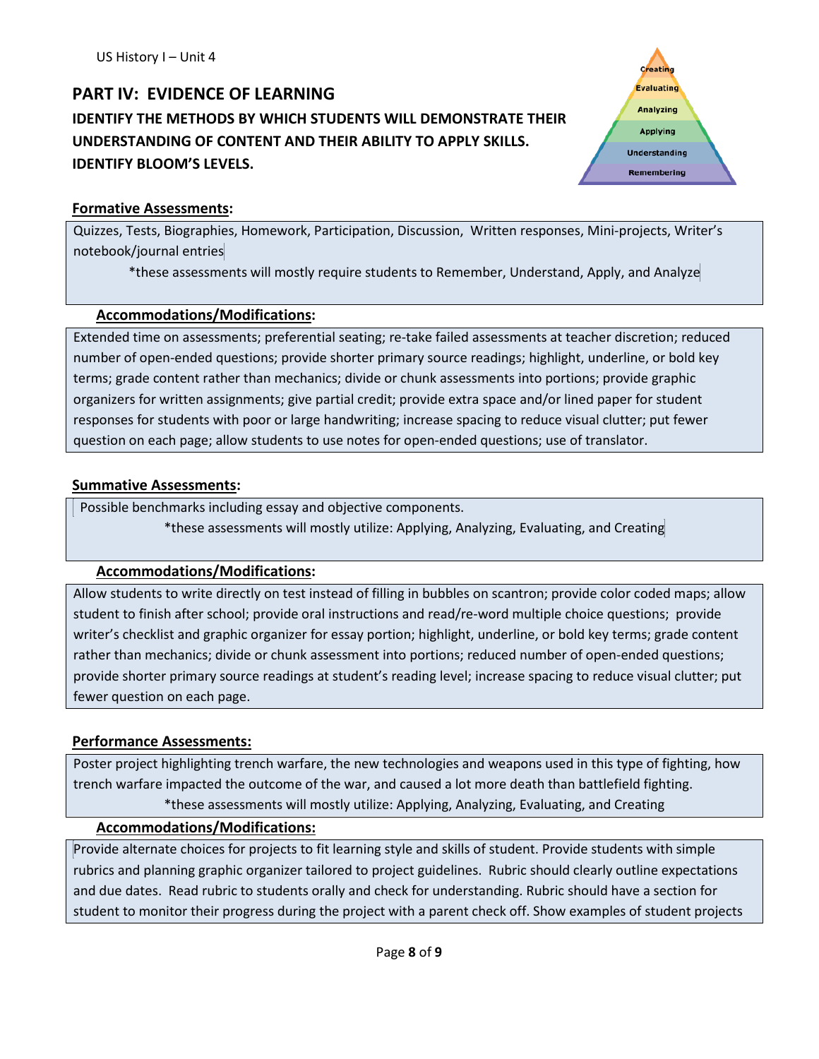## PART IV: EVIDENCE OF LEARNING

### IDENTIFY THE METHODS BY WHICH STUDENTS WILL DEMONSTRATE THEIR UNDERSTANDING OF CONTENT AND THEIR ABILITY TO APPLY SKILLS. IDENTIFY BLOOM'S LEVELS.

**Formative Assessments:**

Quizzes, Tests, Biographies, Homework, Participation, Discussion, Written responses, Mini-projects, Writer's notebook/journal entries

*these assessments will mostly require students to Remember, Understand, Apply, and Analyze

**Accommodations/Modifications:**

Extended time on assessments; preferential seating; re-take failed assessments at teacher discretion; reduced number of open-ended questions; provide shorter primary source readings; highlight, underline, or bold key terms; grade content rather than mechanics; divide or chunk assessments into portions; provide graphic organizers for written assignments; give partial credit; provide extra space and/or lined paper for student responses for students with poor or large handwriting; increase spacing to reduce visual clutter; put fewer question on each page; allow students to use notes for open-ended questions; use of translator.

**Summative Assessments:**

Possible benchmarks including essay and objective components.

*these assessments will mostly utilize: Applying, Analyzing, Evaluating, and Creating

**Accommodations/Modifications:**

Allow students to write directly on test instead of filling in bubbles on scantron; provide color coded maps; allow student to finish after school; provide oral instructions and read/re-word multiple choice questions; provide writer's checklist and graphic organizer for essay portion; highlight, underline, or bold key terms; grade content rather than mechanics; divide or chunk assessment into portions; reduced number of open-ended questions; provide shorter primary source readings at student's reading level; increase spacing to reduce visual clutter; put fewer question on each page.

**Performance Assessments:**

Poster project highlighting trench warfare, the new technologies and weapons used in this type of fighting, how trench warfare impacted the outcome of the war, and caused a lot more death than battlefield fighting.

*these assessments will mostly utilize: Applying, Analyzing, Evaluating, and Creating

**Accommodations/Modifications:**

Provide alternate choices for projects to fit learning style and skills of student. Provide students with simple rubrics and planning graphic organizer tailored to project guidelines. Rubric should clearly outline expectations and due dates. Read rubric to students orally and check for understanding. Rubric should have a section for student to monitor their progress during the project with a parent check off. Show examples of student projects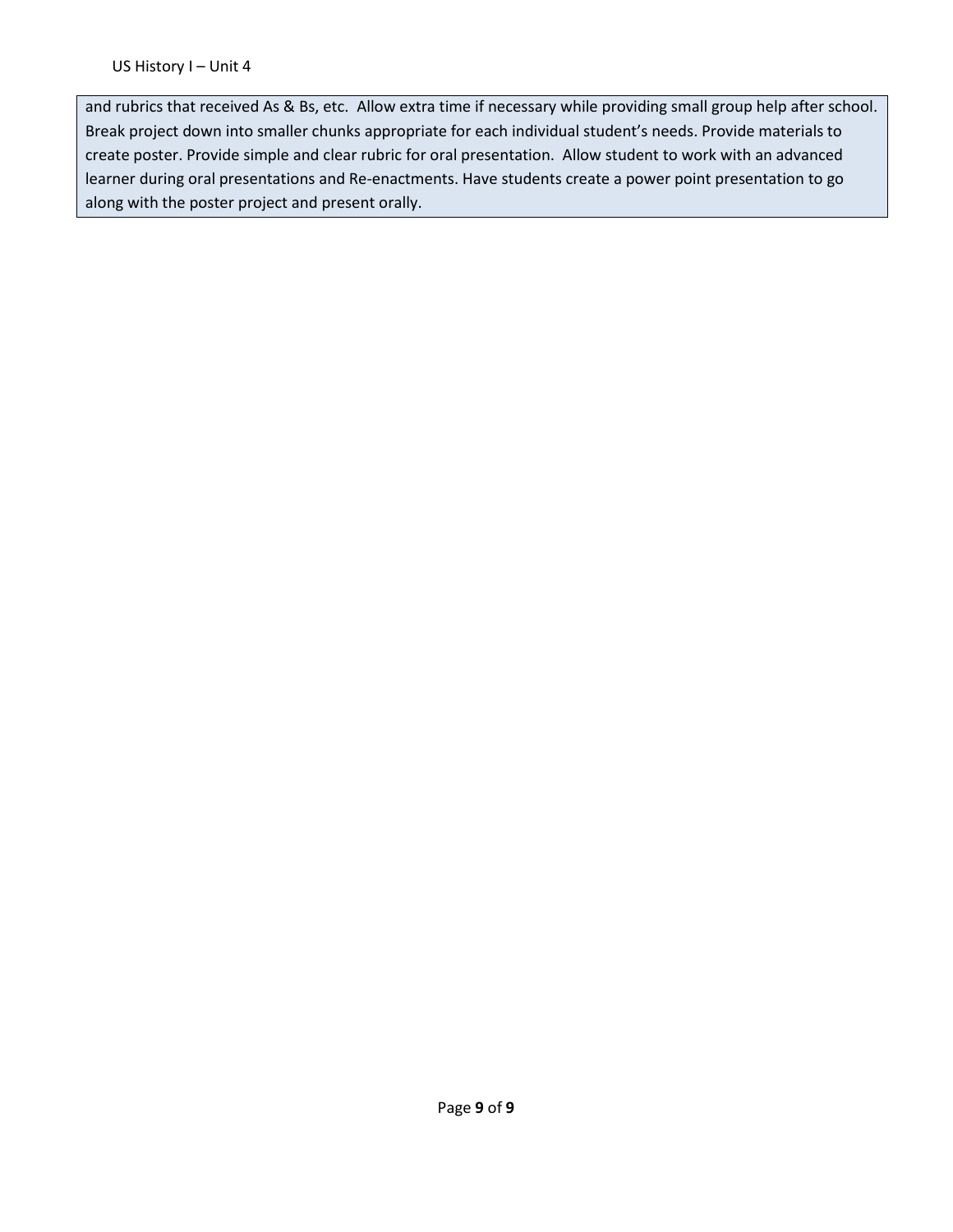and rubrics that received As & Bs, etc. Allow extra time if necessary while providing small group help after school. Break project down into smaller chunks appropriate for each individual student's needs. Provide materials to create poster. Provide simple and clear rubric for oral presentation. Allow student to work with an advanced learner during oral presentations and Re-enactments. Have students create a power point presentation to go along with the poster project and present orally.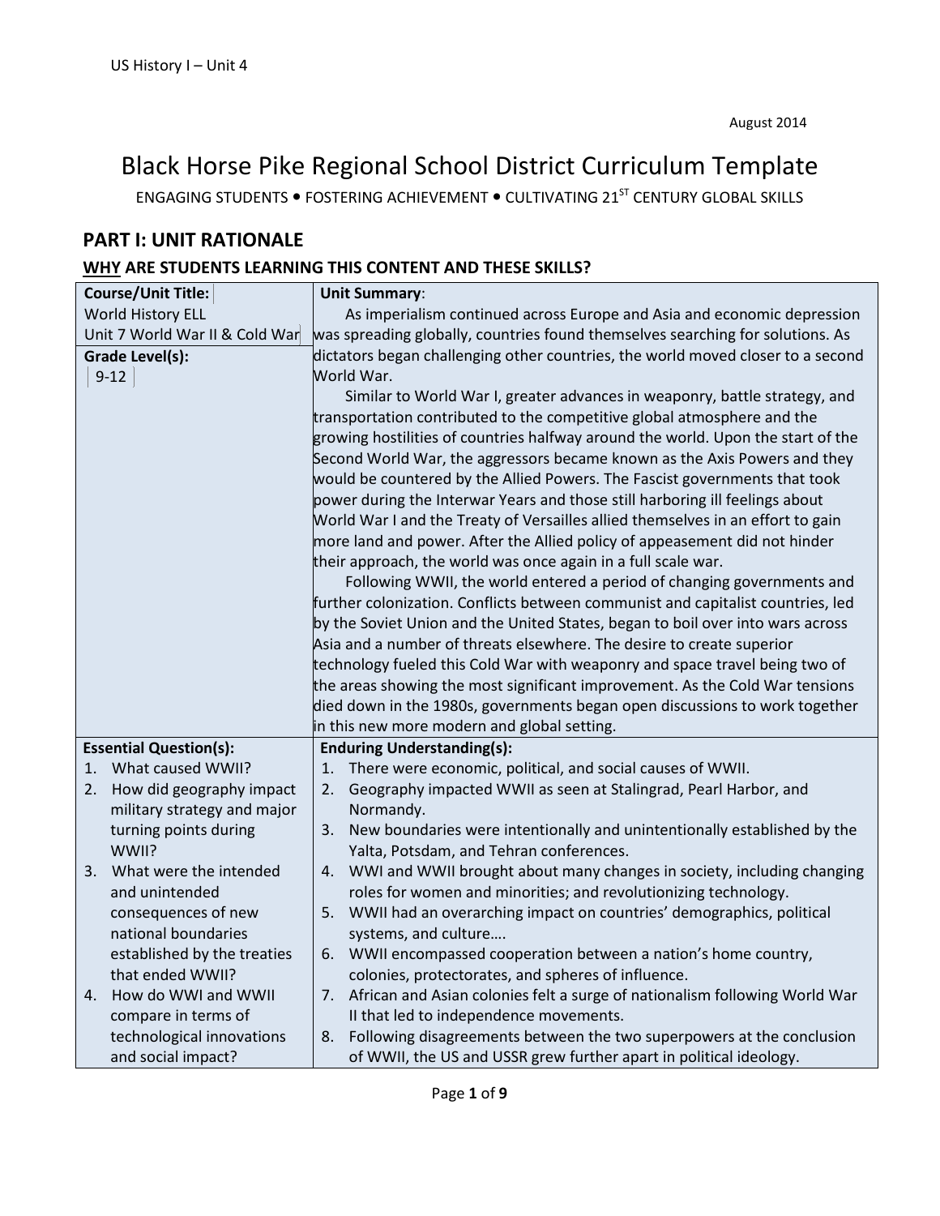August 2014

# Black Horse Pike Regional School District Curriculum Template

ENGAGING STUDENTS • FOSTERING ACHIEVEMENT • CULTIVATING 21ST CENTURY GLOBAL SKILLS

## PART I: UNIT RATIONALE

### WHY ARE STUDENTS LEARNING THIS CONTENT AND THESE SKILLS?

| **Course/Unit Title:** World History ELL Unit 7 World War II & Cold War<br><br>**Grade Level(s):** 9-12 | **Unit Summary**:<br>As imperialism continued across Europe and Asia and economic depression was spreading globally, countries found themselves searching for solutions. As dictators began challenging other countries, the world moved closer to a second World War.<br>Similar to World War I, greater advances in weaponry, battle strategy, and transportation contributed to the competitive global atmosphere and the growing hostilities of countries halfway around the world. Upon the start of the Second World War, the aggressors became known as the Axis Powers and they would be countered by the Allied Powers. The Fascist governments that took power during the Interwar Years and those still harboring ill feelings about World War I and the Treaty of Versailles allied themselves in an effort to gain more land and power. After the Allied policy of appeasement did not hinder their approach, the world was once again in a full scale war.<br>Following WWII, the world entered a period of changing governments and further colonization. Conflicts between communist and capitalist countries, led by the Soviet Union and the United States, began to boil over into wars across Asia and a number of threats elsewhere. The desire to create superior technology fueled this Cold War with weaponry and space travel being two of the areas showing the most significant improvement. As the Cold War tensions died down in the 1980s, governments began open discussions to work together in this new more modern and global setting. |
|---|---|
| **Essential Question(s):**<br>1. What caused WWII?<br>2. How did geography impact military strategy and major turning points during WWII?<br>3. What were the intended and unintended consequences of new national boundaries established by the treaties that ended WWII?<br>4. How do WWI and WWII compare in terms of technological innovations and social impact? | **Enduring Understanding(s):**<br>1. There were economic, political, and social causes of WWII.<br>2. Geography impacted WWII as seen at Stalingrad, Pearl Harbor, and Normandy.<br>3. New boundaries were intentionally and unintentionally established by the Yalta, Potsdam, and Tehran conferences.<br>4. WWI and WWII brought about many changes in society, including changing roles for women and minorities; and revolutionizing technology.<br>5. WWII had an overarching impact on countries' demographics, political systems, and culture….<br>6. WWII encompassed cooperation between a nation's home country, colonies, protectorates, and spheres of influence.<br>7. African and Asian colonies felt a surge of nationalism following World War II that led to independence movements.<br>8. Following disagreements between the two superpowers at the conclusion of WWII, the US and USSR grew further apart in political ideology. |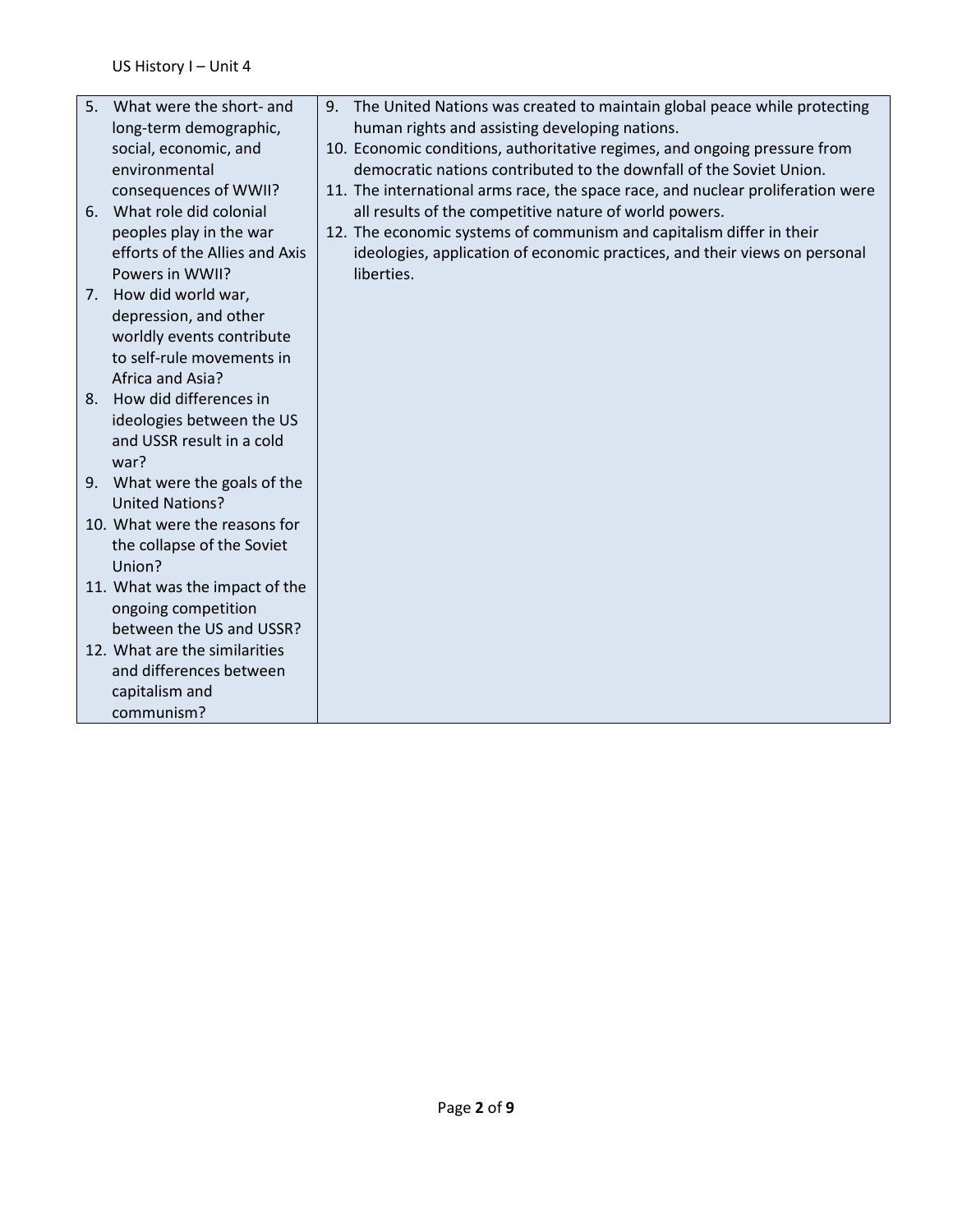| | |
|---|---|
| 5. What were the short- and long-term demographic, social, economic, and environmental consequences of WWII?<br>6. What role did colonial peoples play in the war efforts of the Allies and Axis Powers in WWII?<br>7. How did world war, depression, and other worldly events contribute to self-rule movements in Africa and Asia?<br>8. How did differences in ideologies between the US and USSR result in a cold war?<br>9. What were the goals of the United Nations?<br>10. What were the reasons for the collapse of the Soviet Union?<br>11. What was the impact of the ongoing competition between the US and USSR?<br>12. What are the similarities and differences between capitalism and communism? | 9. The United Nations was created to maintain global peace while protecting human rights and assisting developing nations.<br>10. Economic conditions, authoritative regimes, and ongoing pressure from democratic nations contributed to the downfall of the Soviet Union.<br>11. The international arms race, the space race, and nuclear proliferation were all results of the competitive nature of world powers.<br>12. The economic systems of communism and capitalism differ in their ideologies, application of economic practices, and their views on personal liberties. |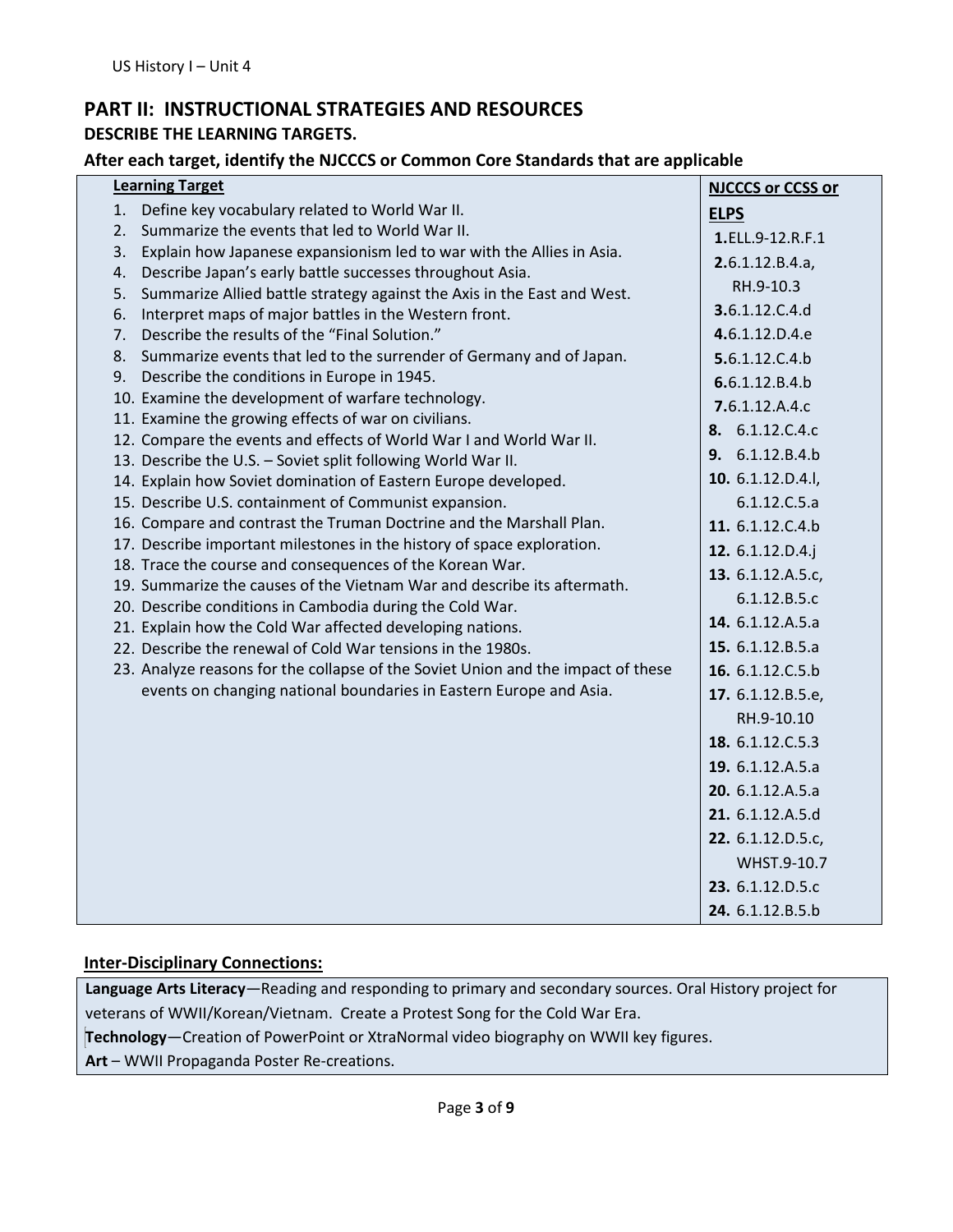## PART II: INSTRUCTIONAL STRATEGIES AND RESOURCES

### DESCRIBE THE LEARNING TARGETS.

### After each target, identify the NJCCCS or Common Core Standards that are applicable

| Learning Target | NJCCCS or CCSS or ELPS |
|---|---|
| 1. Define key vocabulary related to World War II. | 1. ELL.9-12.R.F.1 |
| 2. Summarize the events that led to World War II. | 2. 6.1.12.B.4.a, RH.9-10.3 |
| 3. Explain how Japanese expansionism led to war with the Allies in Asia. | 3. 6.1.12.C.4.d |
| 4. Describe Japan's early battle successes throughout Asia. | 4. 6.1.12.D.4.e |
| 5. Summarize Allied battle strategy against the Axis in the East and West. | 5. 6.1.12.C.4.b |
| 6. Interpret maps of major battles in the Western front. | 6. 6.1.12.B.4.b |
| 7. Describe the results of the "Final Solution." | 7. 6.1.12.A.4.c |
| 8. Summarize events that led to the surrender of Germany and of Japan. | 8. 6.1.12.C.4.c |
| 9. Describe the conditions in Europe in 1945. | 9. 6.1.12.B.4.b |
| 10. Examine the development of warfare technology. | 10. 6.1.12.D.4.l, 6.1.12.C.5.a |
| 11. Examine the growing effects of war on civilians. | 11. 6.1.12.C.4.b |
| 12. Compare the events and effects of World War I and World War II. | 12. 6.1.12.D.4.j |
| 13. Describe the U.S. – Soviet split following World War II. | 13. 6.1.12.A.5.c, 6.1.12.B.5.c |
| 14. Explain how Soviet domination of Eastern Europe developed. | 14. 6.1.12.A.5.a |
| 15. Describe U.S. containment of Communist expansion. | 15. 6.1.12.B.5.a |
| 16. Compare and contrast the Truman Doctrine and the Marshall Plan. | 16. 6.1.12.C.5.b |
| 17. Describe important milestones in the history of space exploration. | 17. 6.1.12.B.5.e, RH.9-10.10 |
| 18. Trace the course and consequences of the Korean War. | 18. 6.1.12.C.5.3 |
| 19. Summarize the causes of the Vietnam War and describe its aftermath. | 19. 6.1.12.A.5.a |
| 20. Describe conditions in Cambodia during the Cold War. | 20. 6.1.12.A.5.a |
| 21. Explain how the Cold War affected developing nations. | 21. 6.1.12.A.5.d |
| 22. Describe the renewal of Cold War tensions in the 1980s. | 22. 6.1.12.D.5.c, WHST.9-10.7 |
| 23. Analyze reasons for the collapse of the Soviet Union and the impact of these events on changing national boundaries in Eastern Europe and Asia. | 23. 6.1.12.D.5.c |
| | 24. 6.1.12.B.5.b |

### Inter-Disciplinary Connections:

**Language Arts Literacy**—Reading and responding to primary and secondary sources. Oral History project for veterans of WWII/Korean/Vietnam. Create a Protest Song for the Cold War Era.

**Technology**—Creation of PowerPoint or XtraNormal video biography on WWII key figures.

**Art** – WWII Propaganda Poster Re-creations.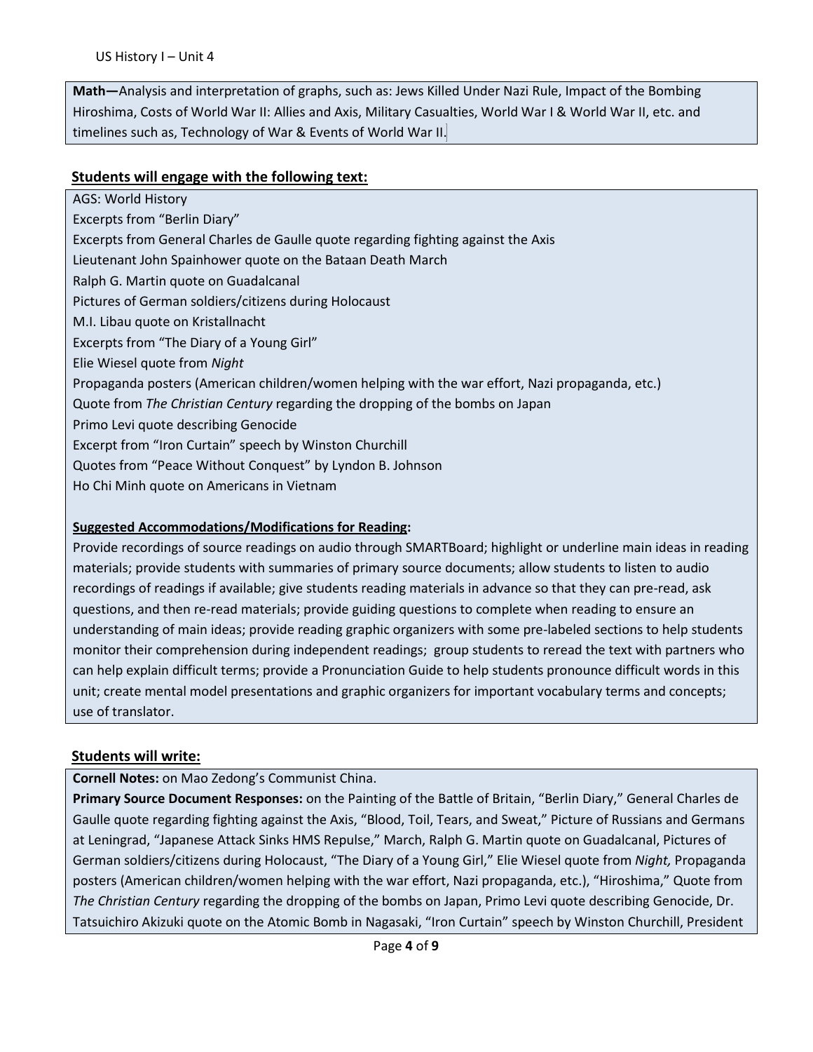**Math—**Analysis and interpretation of graphs, such as: Jews Killed Under Nazi Rule, Impact of the Bombing Hiroshima, Costs of World War II: Allies and Axis, Military Casualties, World War I & World War II, etc. and timelines such as, Technology of War & Events of World War II.

## Students will engage with the following text:

AGS: World History
Excerpts from "Berlin Diary"
Excerpts from General Charles de Gaulle quote regarding fighting against the Axis
Lieutenant John Spainhower quote on the Bataan Death March
Ralph G. Martin quote on Guadalcanal
Pictures of German soldiers/citizens during Holocaust
M.I. Libau quote on Kristallnacht
Excerpts from "The Diary of a Young Girl"
Elie Wiesel quote from *Night*
Propaganda posters (American children/women helping with the war effort, Nazi propaganda, etc.)
Quote from *The Christian Century* regarding the dropping of the bombs on Japan
Primo Levi quote describing Genocide
Excerpt from "Iron Curtain" speech by Winston Churchill
Quotes from "Peace Without Conquest" by Lyndon B. Johnson
Ho Chi Minh quote on Americans in Vietnam

**Suggested Accommodations/Modifications for Reading:**
Provide recordings of source readings on audio through SMARTBoard; highlight or underline main ideas in reading materials; provide students with summaries of primary source documents; allow students to listen to audio recordings of readings if available; give students reading materials in advance so that they can pre-read, ask questions, and then re-read materials; provide guiding questions to complete when reading to ensure an understanding of main ideas; provide reading graphic organizers with some pre-labeled sections to help students monitor their comprehension during independent readings; group students to reread the text with partners who can help explain difficult terms; provide a Pronunciation Guide to help students pronounce difficult words in this unit; create mental model presentations and graphic organizers for important vocabulary terms and concepts; use of translator.

## Students will write:

**Cornell Notes:** on Mao Zedong's Communist China.
**Primary Source Document Responses:** on the Painting of the Battle of Britain, "Berlin Diary," General Charles de Gaulle quote regarding fighting against the Axis, "Blood, Toil, Tears, and Sweat," Picture of Russians and Germans at Leningrad, "Japanese Attack Sinks HMS Repulse," March, Ralph G. Martin quote on Guadalcanal, Pictures of German soldiers/citizens during Holocaust, "The Diary of a Young Girl," Elie Wiesel quote from *Night,* Propaganda posters (American children/women helping with the war effort, Nazi propaganda, etc.), "Hiroshima," Quote from *The Christian Century* regarding the dropping of the bombs on Japan, Primo Levi quote describing Genocide, Dr. Tatsuichiro Akizuki quote on the Atomic Bomb in Nagasaki, "Iron Curtain" speech by Winston Churchill, President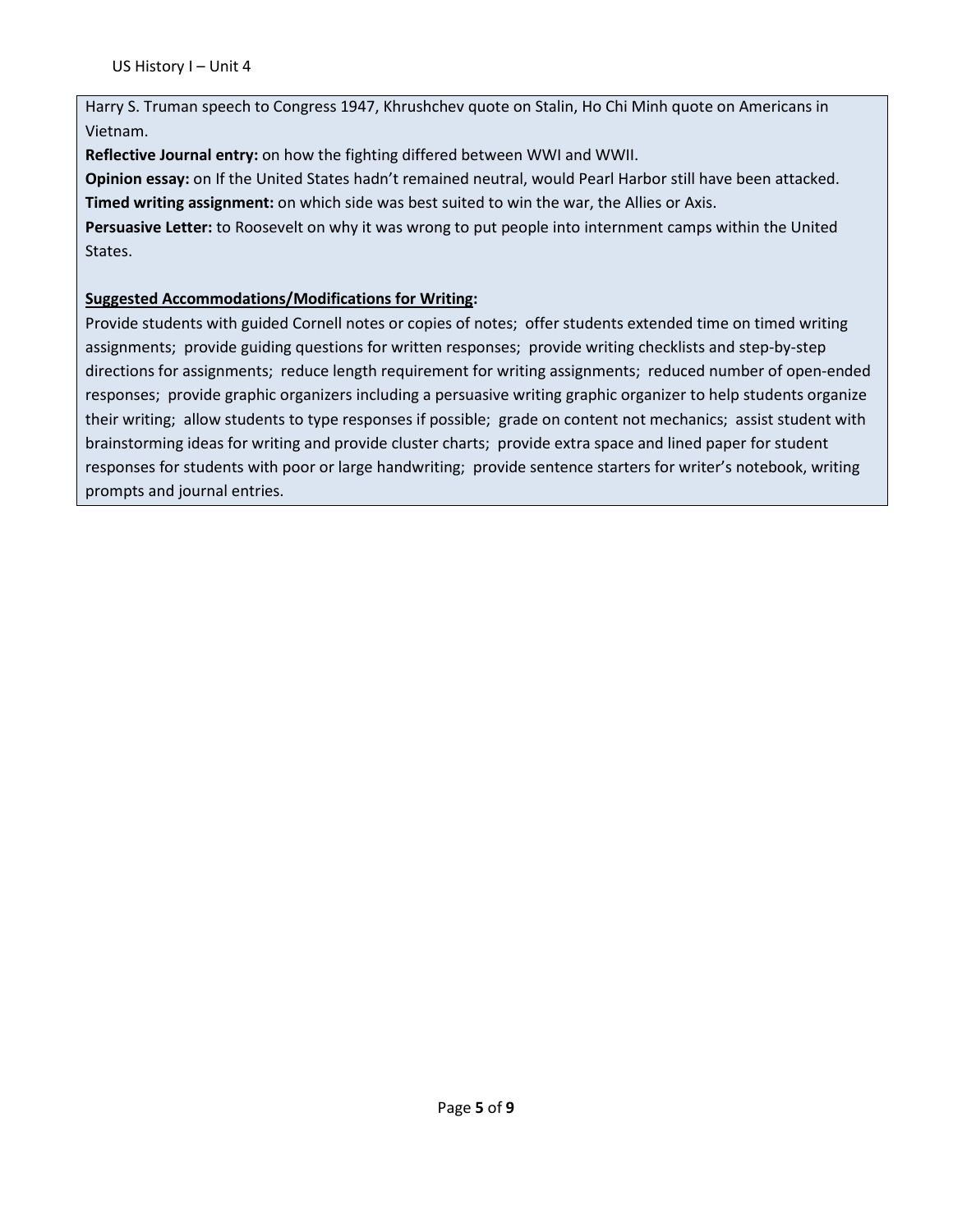Harry S. Truman speech to Congress 1947, Khrushchev quote on Stalin, Ho Chi Minh quote on Americans in Vietnam.

**Reflective Journal entry:** on how the fighting differed between WWI and WWII.

**Opinion essay:** on If the United States hadn't remained neutral, would Pearl Harbor still have been attacked.

**Timed writing assignment:** on which side was best suited to win the war, the Allies or Axis.

**Persuasive Letter:** to Roosevelt on why it was wrong to put people into internment camps within the United States.

**Suggested Accommodations/Modifications for Writing:**

Provide students with guided Cornell notes or copies of notes; offer students extended time on timed writing assignments; provide guiding questions for written responses; provide writing checklists and step-by-step directions for assignments; reduce length requirement for writing assignments; reduced number of open-ended responses; provide graphic organizers including a persuasive writing graphic organizer to help students organize their writing; allow students to type responses if possible; grade on content not mechanics; assist student with brainstorming ideas for writing and provide cluster charts; provide extra space and lined paper for student responses for students with poor or large handwriting; provide sentence starters for writer's notebook, writing prompts and journal entries.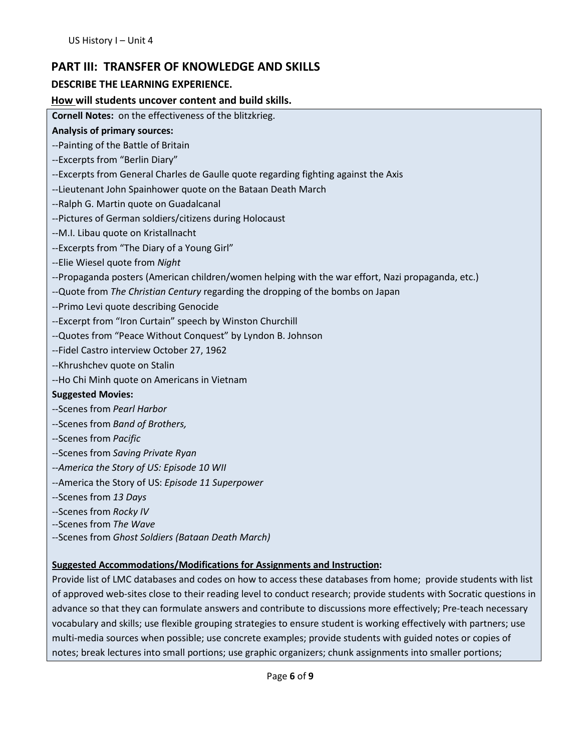## PART III: TRANSFER OF KNOWLEDGE AND SKILLS

### DESCRIBE THE LEARNING EXPERIENCE.

**How will students uncover content and build skills.**

**Cornell Notes:** on the effectiveness of the blitzkrieg.

**Analysis of primary sources:**

--Painting of the Battle of Britain
--Excerpts from "Berlin Diary"
--Excerpts from General Charles de Gaulle quote regarding fighting against the Axis
--Lieutenant John Spainhower quote on the Bataan Death March
--Ralph G. Martin quote on Guadalcanal
--Pictures of German soldiers/citizens during Holocaust
--M.I. Libau quote on Kristallnacht
--Excerpts from "The Diary of a Young Girl"
--Elie Wiesel quote from *Night*
--Propaganda posters (American children/women helping with the war effort, Nazi propaganda, etc.)
--Quote from *The Christian Century* regarding the dropping of the bombs on Japan
--Primo Levi quote describing Genocide
--Excerpt from "Iron Curtain" speech by Winston Churchill
--Quotes from "Peace Without Conquest" by Lyndon B. Johnson
--Fidel Castro interview October 27, 1962
--Khrushchev quote on Stalin
--Ho Chi Minh quote on Americans in Vietnam

**Suggested Movies:**

--Scenes from *Pearl Harbor*
--Scenes from *Band of Brothers,*
--Scenes from *Pacific*
--Scenes from *Saving Private Ryan*
--*America the Story of US: Episode 10 WII*
--America the Story of US: *Episode 11 Superpower*
--Scenes from *13 Days*
--Scenes from *Rocky IV*
--Scenes from *The Wave*
--Scenes from *Ghost Soldiers (Bataan Death March)*

**Suggested Accommodations/Modifications for Assignments and Instruction:**

Provide list of LMC databases and codes on how to access these databases from home; provide students with list of approved web-sites close to their reading level to conduct research; provide students with Socratic questions in advance so that they can formulate answers and contribute to discussions more effectively; Pre-teach necessary vocabulary and skills; use flexible grouping strategies to ensure student is working effectively with partners; use multi-media sources when possible; use concrete examples; provide students with guided notes or copies of notes; break lectures into small portions; use graphic organizers; chunk assignments into smaller portions;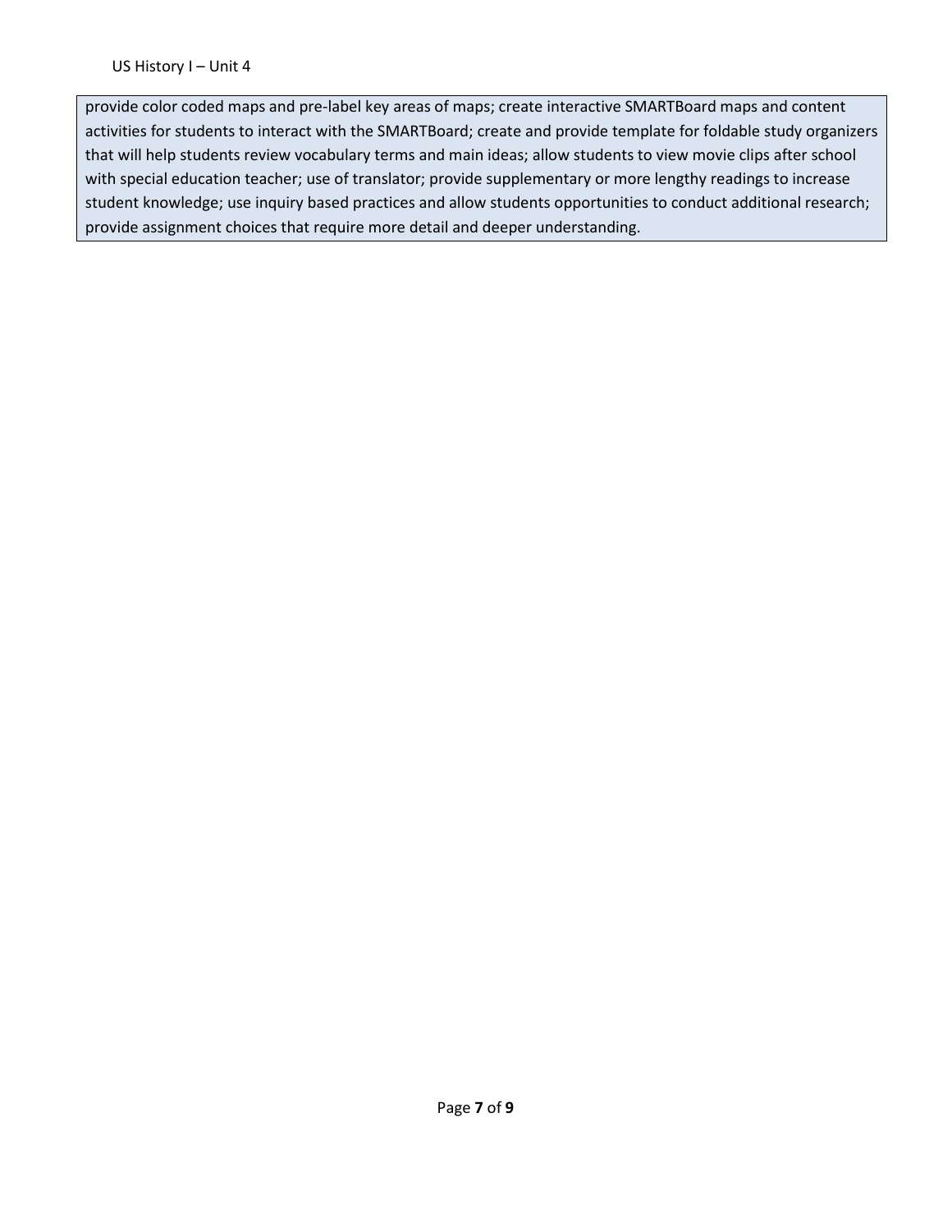provide color coded maps and pre-label key areas of maps; create interactive SMARTBoard maps and content activities for students to interact with the SMARTBoard; create and provide template for foldable study organizers that will help students review vocabulary terms and main ideas; allow students to view movie clips after school with special education teacher; use of translator; provide supplementary or more lengthy readings to increase student knowledge; use inquiry based practices and allow students opportunities to conduct additional research; provide assignment choices that require more detail and deeper understanding.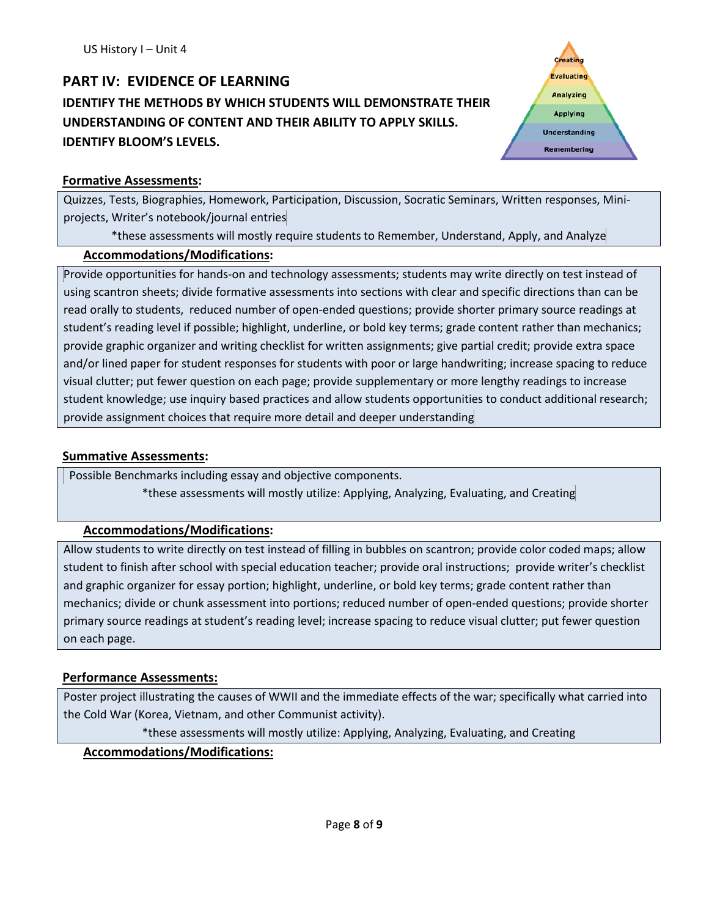## PART IV: EVIDENCE OF LEARNING

**IDENTIFY THE METHODS BY WHICH STUDENTS WILL DEMONSTRATE THEIR UNDERSTANDING OF CONTENT AND THEIR ABILITY TO APPLY SKILLS. IDENTIFY BLOOM'S LEVELS.**

**Formative Assessments:**

Quizzes, Tests, Biographies, Homework, Participation, Discussion, Socratic Seminars, Written responses, Mini-projects, Writer's notebook/journal entries

*these assessments will mostly require students to Remember, Understand, Apply, and Analyze

**Accommodations/Modifications:**

Provide opportunities for hands-on and technology assessments; students may write directly on test instead of using scantron sheets; divide formative assessments into sections with clear and specific directions than can be read orally to students, reduced number of open-ended questions; provide shorter primary source readings at student's reading level if possible; highlight, underline, or bold key terms; grade content rather than mechanics; provide graphic organizer and writing checklist for written assignments; give partial credit; provide extra space and/or lined paper for student responses for students with poor or large handwriting; increase spacing to reduce visual clutter; put fewer question on each page; provide supplementary or more lengthy readings to increase student knowledge; use inquiry based practices and allow students opportunities to conduct additional research; provide assignment choices that require more detail and deeper understanding

**Summative Assessments:**

Possible Benchmarks including essay and objective components.

*these assessments will mostly utilize: Applying, Analyzing, Evaluating, and Creating

**Accommodations/Modifications:**

Allow students to write directly on test instead of filling in bubbles on scantron; provide color coded maps; allow student to finish after school with special education teacher; provide oral instructions; provide writer's checklist and graphic organizer for essay portion; highlight, underline, or bold key terms; grade content rather than mechanics; divide or chunk assessment into portions; reduced number of open-ended questions; provide shorter primary source readings at student's reading level; increase spacing to reduce visual clutter; put fewer question on each page.

**Performance Assessments:**

Poster project illustrating the causes of WWII and the immediate effects of the war; specifically what carried into the Cold War (Korea, Vietnam, and other Communist activity).

*these assessments will mostly utilize: Applying, Analyzing, Evaluating, and Creating

**Accommodations/Modifications:**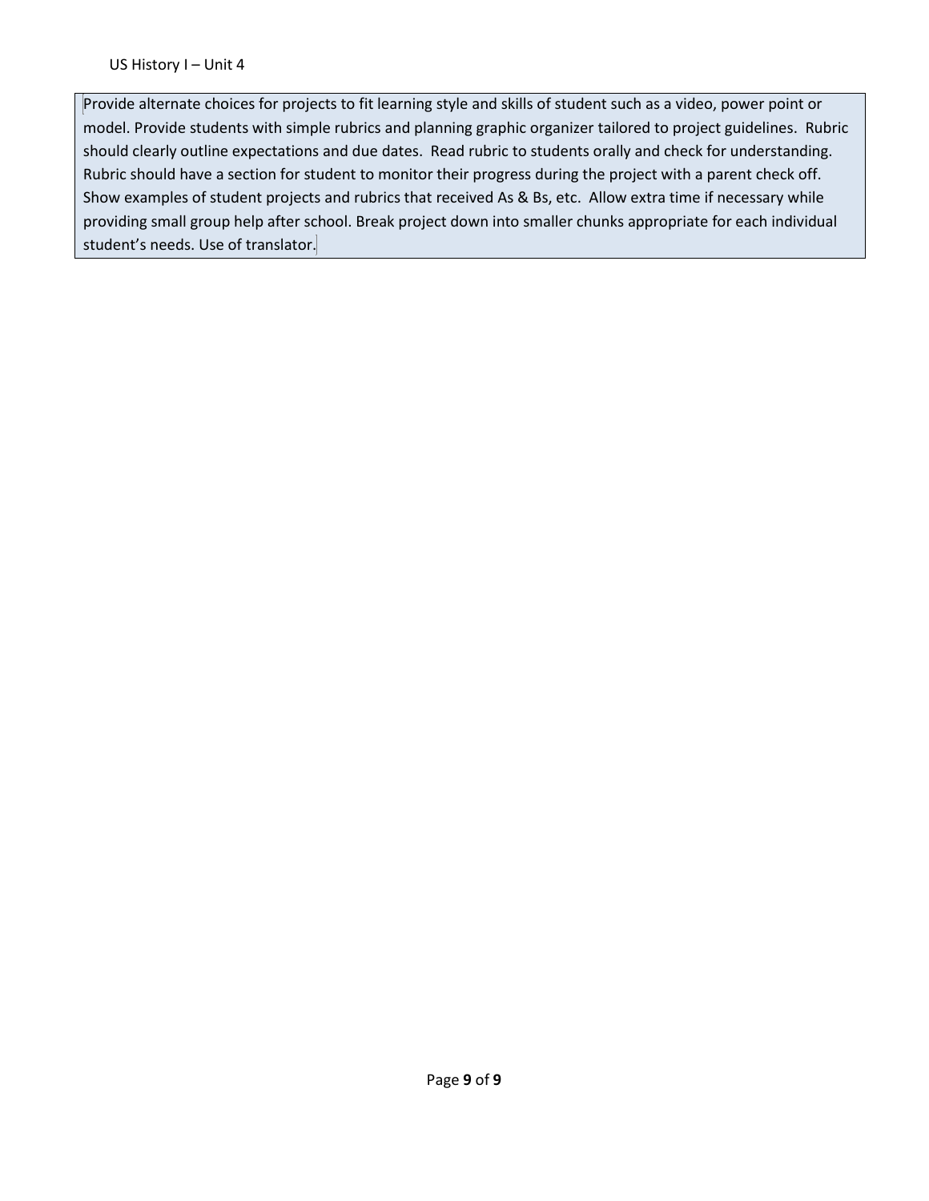Provide alternate choices for projects to fit learning style and skills of student such as a video, power point or model. Provide students with simple rubrics and planning graphic organizer tailored to project guidelines. Rubric should clearly outline expectations and due dates. Read rubric to students orally and check for understanding. Rubric should have a section for student to monitor their progress during the project with a parent check off. Show examples of student projects and rubrics that received As & Bs, etc. Allow extra time if necessary while providing small group help after school. Break project down into smaller chunks appropriate for each individual student's needs. Use of translator.